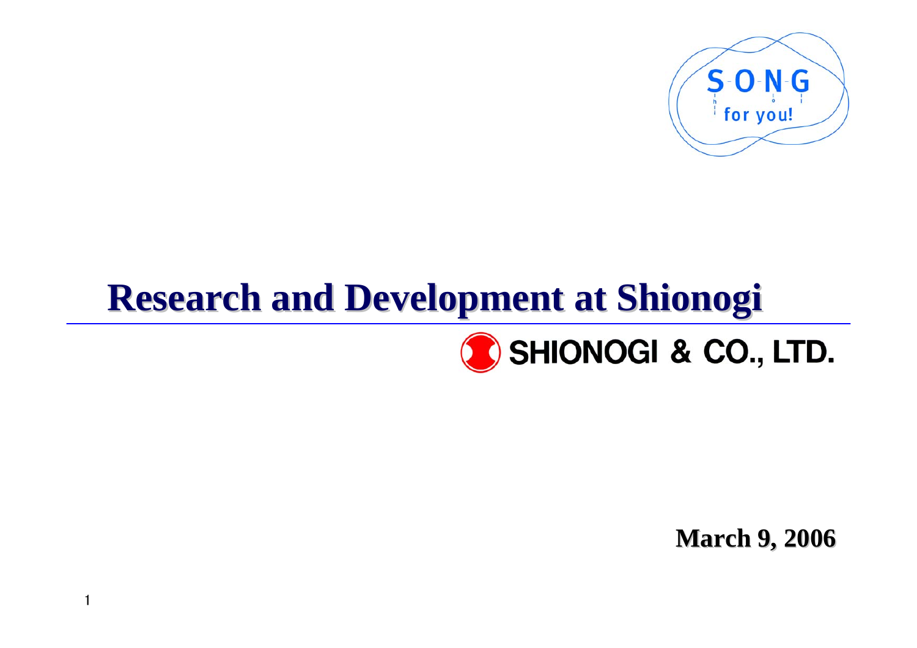SONG for you!

# Research and Development at Shionogi

SHIONOGI & CO., LTD.

**March 9, 2006**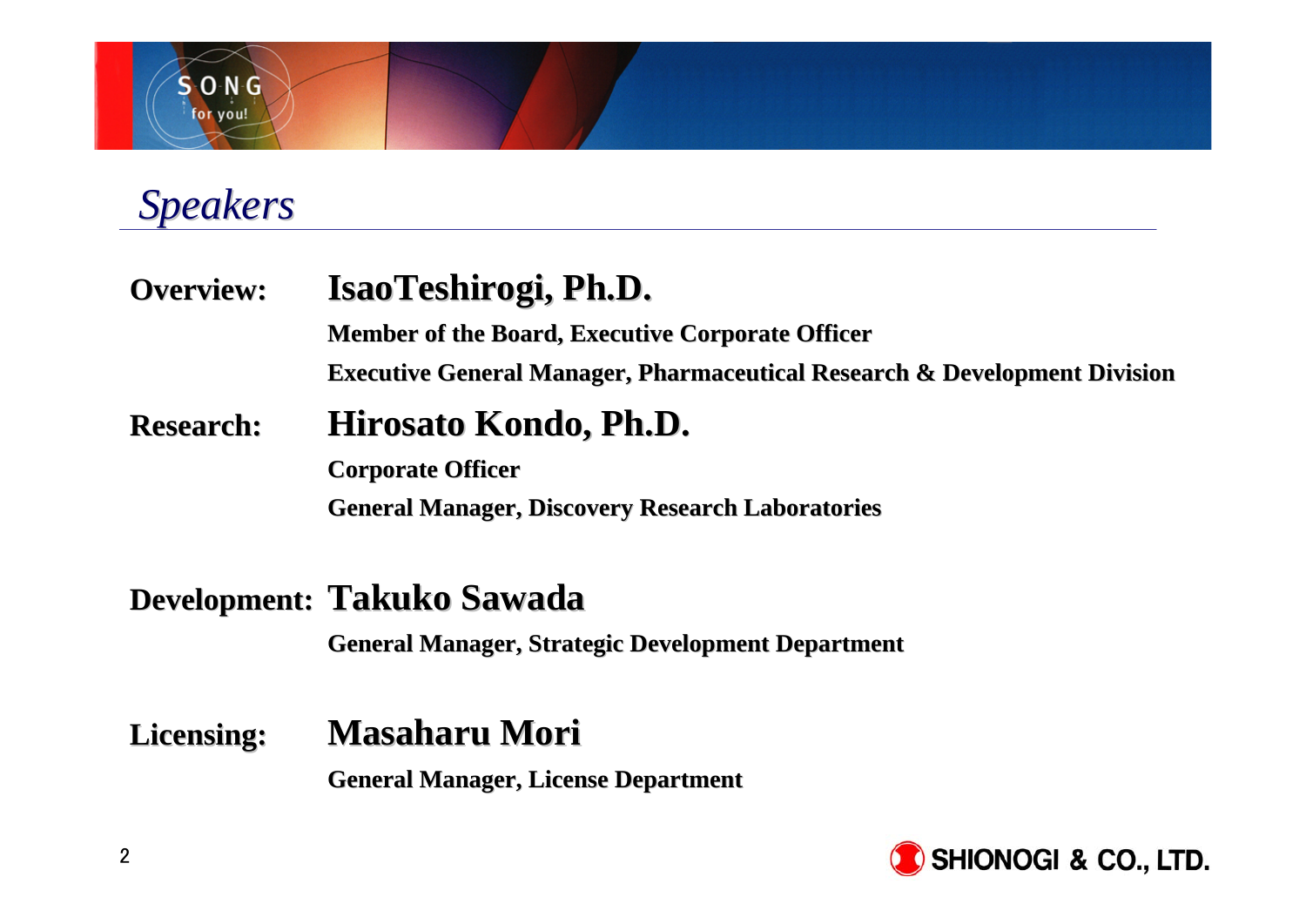# *Speakers*

**Overview:** **IsaoTeshirogi, Ph.D.**

**Member of the Board, Executive Corporate Officer**

**Executive General Manager, Pharmaceutical Research & Development Division**

**Research:** **Hirosato Kondo, Ph.D.**

**Corporate Officer**

**General Manager, Discovery Research Laboratories**

**Development:** **Takuko Sawada**

**General Manager, Strategic Development Department**

**Licensing:** **Masaharu Mori**

**General Manager, License Department**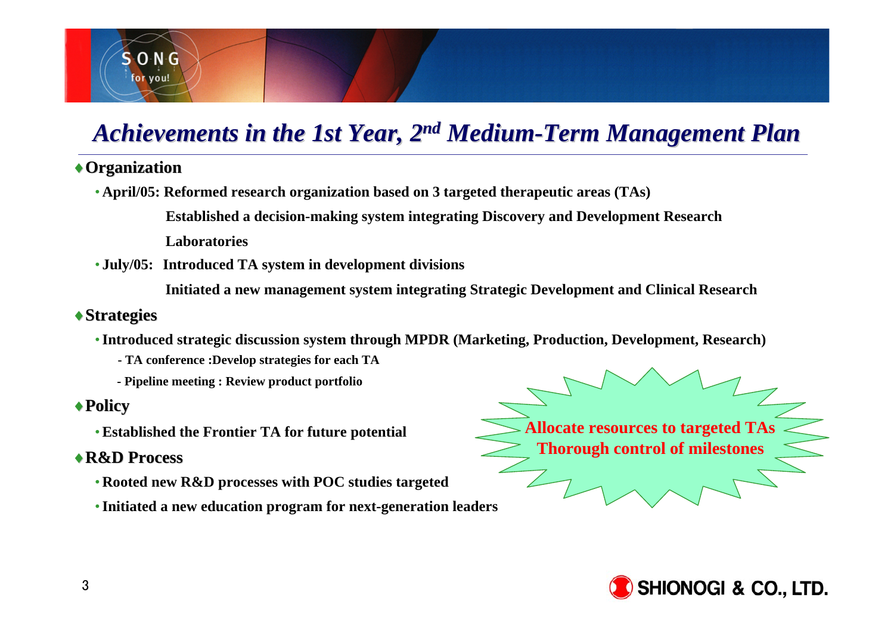# *Achievements in the 1st Year, 2nd Medium-Term Management Plan*

## Organization

- **April/05: Reformed research organization based on 3 targeted therapeutic areas (TAs)**

  **Established a decision-making system integrating Discovery and Development Research Laboratories**

- **July/05: Introduced TA system in development divisions**

  **Initiated a new management system integrating Strategic Development and Clinical Research**

## Strategies

- **Introduced strategic discussion system through MPDR (Marketing, Production, Development, Research)**
  - **TA conference :Develop strategies for each TA**
  - **Pipeline meeting : Review product portfolio**

## Policy

- **Established the Frontier TA for future potential**

## R&D Process

- **Rooted new R&D processes with POC studies targeted**
- **Initiated a new education program for next-generation leaders**

**Allocate resources to targeted TAs**
**Thorough control of milestones**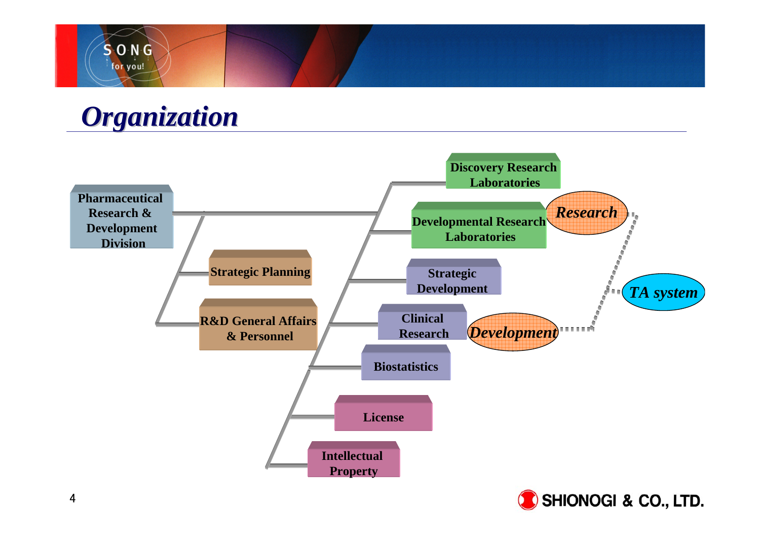# Organization

- Pharmaceutical Research & Development Division
  - Strategic Planning
  - R&D General Affairs & Personnel
  - Discovery Research Laboratories
  - Developmental Research Laboratories
  - Strategic Development
  - Clinical Research
  - Biostatistics
  - License
  - Intellectual Property

*Research* — *TA system* — *Development*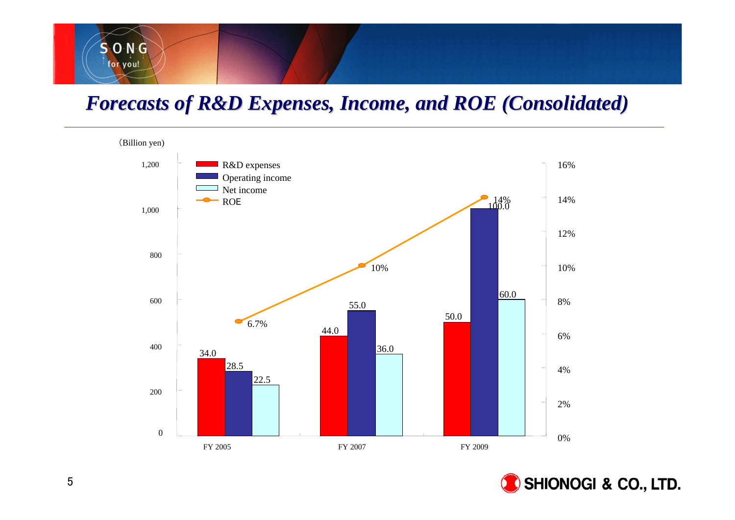# Forecasts of R&D Expenses, Income, and ROE (Consolidated)

(Billion yen)

| | FY 2005 | FY 2007 | FY 2009 |
|---|---|---|---|
| R&D expenses | 34.0 | 44.0 | 50.0 |
| Operating income | 28.5 | 55.0 | 100.0 |
| Net income | 22.5 | 36.0 | 60.0 |
| ROE | 6.7% | 10% | 14% |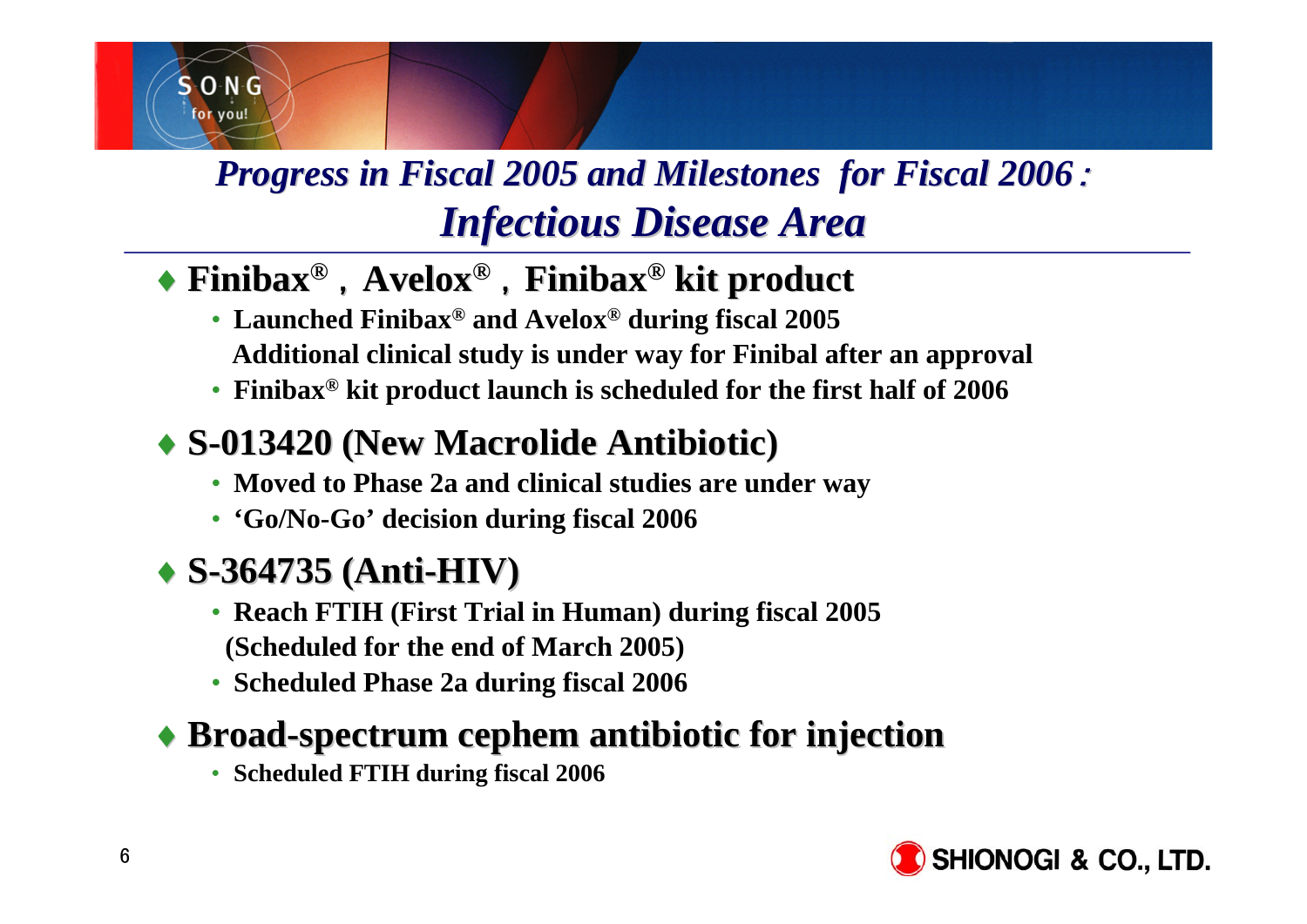# *Progress in Fiscal 2005 and Milestones for Fiscal 2006 : Infectious Disease Area*

## ♦ Finibax®, Avelox®, Finibax® kit product

- **Launched Finibax® and Avelox® during fiscal 2005**
  **Additional clinical study is under way for Finibal after an approval**
- **Finibax® kit product launch is scheduled for the first half of 2006**

## ♦ S-013420 (New Macrolide Antibiotic)

- **Moved to Phase 2a and clinical studies are under way**
- **'Go/No-Go' decision during fiscal 2006**

## ♦ S-364735 (Anti-HIV)

- **Reach FTIH (First Trial in Human) during fiscal 2005**
  **(Scheduled for the end of March 2005)**
- **Scheduled Phase 2a during fiscal 2006**

## ♦ Broad-spectrum cephem antibiotic for injection

- **Scheduled FTIH during fiscal 2006**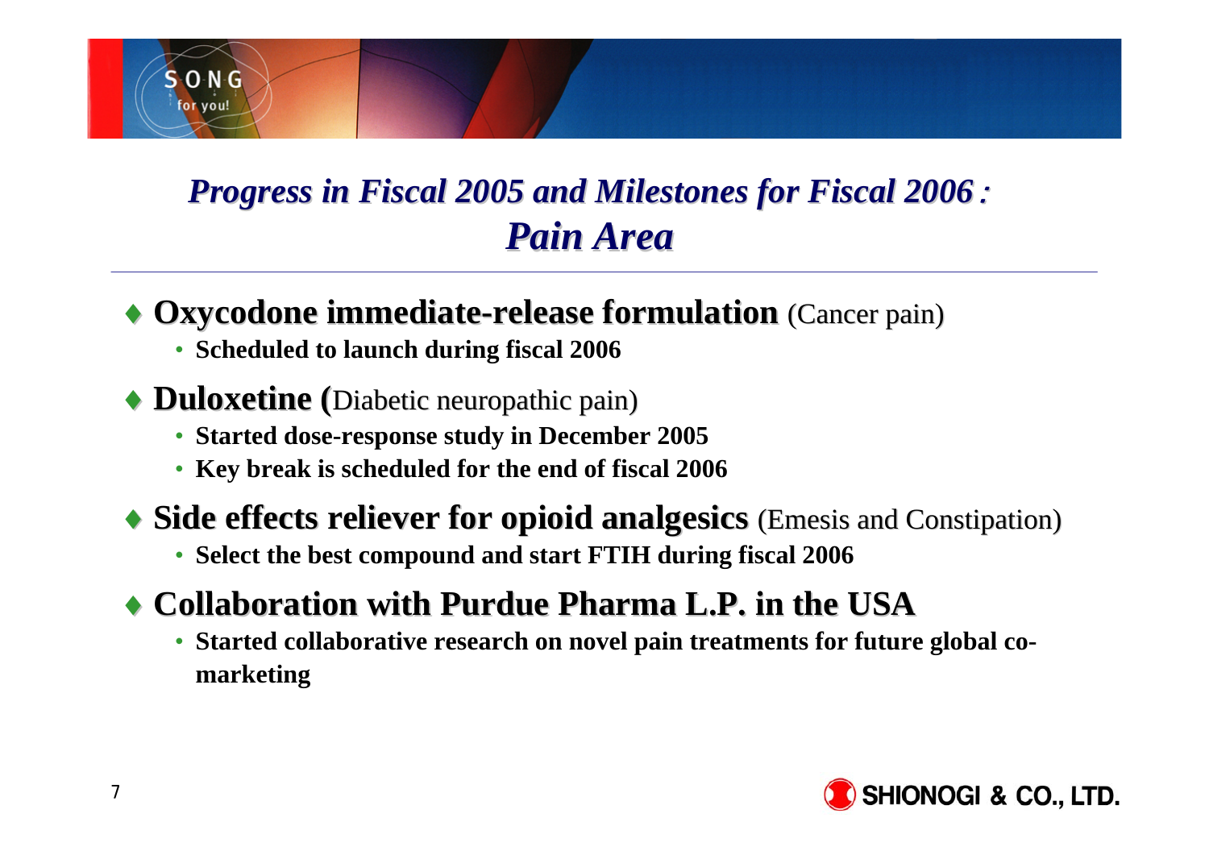# *Progress in Fiscal 2005 and Milestones for Fiscal 2006 : Pain Area*

- **Oxycodone immediate-release formulation** (Cancer pain)
  - **Scheduled to launch during fiscal 2006**
- **Duloxetine (**Diabetic neuropathic pain)
  - **Started dose-response study in December 2005**
  - **Key break is scheduled for the end of fiscal 2006**
- **Side effects reliever for opioid analgesics** (Emesis and Constipation)
  - **Select the best compound and start FTIH during fiscal 2006**
- **Collaboration with Purdue Pharma L.P. in the USA**
  - **Started collaborative research on novel pain treatments for future global co-marketing**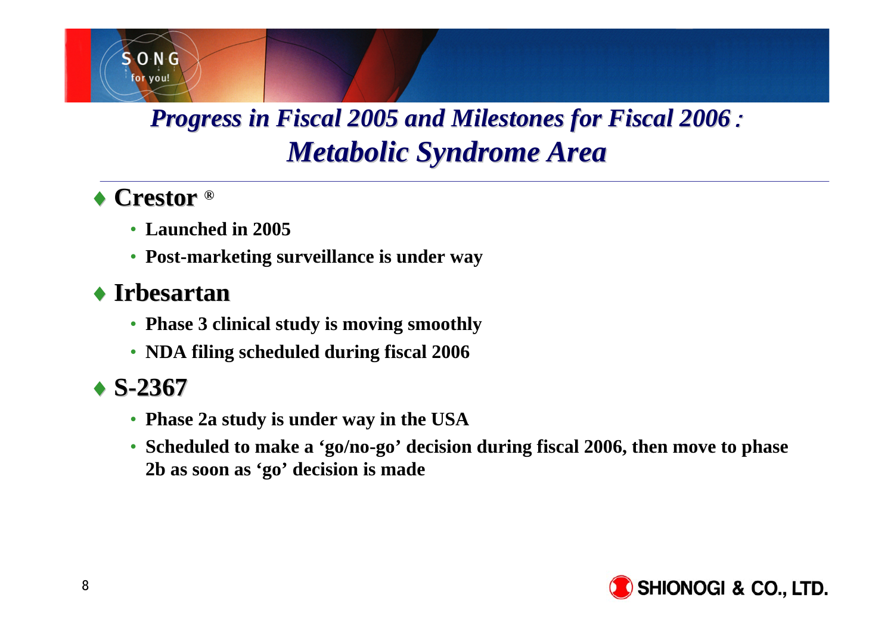# *Progress in Fiscal 2005 and Milestones for Fiscal 2006 : Metabolic Syndrome Area*

## Crestor ®

- **Launched in 2005**
- **Post-marketing surveillance is under way**

## Irbesartan

- **Phase 3 clinical study is moving smoothly**
- **NDA filing scheduled during fiscal 2006**

## S-2367

- **Phase 2a study is under way in the USA**
- **Scheduled to make a 'go/no-go' decision during fiscal 2006, then move to phase 2b as soon as 'go' decision is made**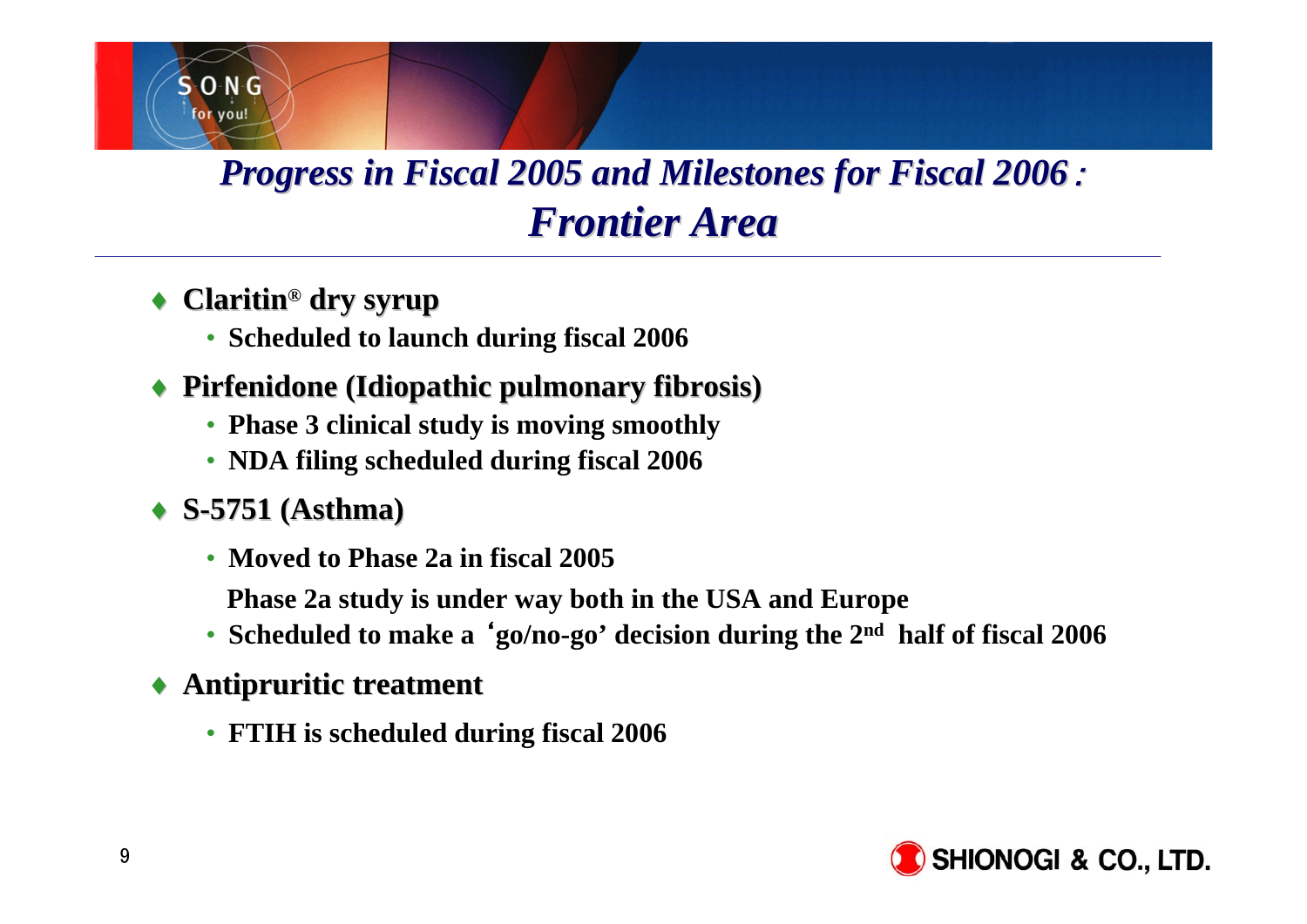# *Progress in Fiscal 2005 and Milestones for Fiscal 2006 : Frontier Area*

- **Claritin® dry syrup**
  - **Scheduled to launch during fiscal 2006**
- **Pirfenidone (Idiopathic pulmonary fibrosis)**
  - **Phase 3 clinical study is moving smoothly**
  - **NDA filing scheduled during fiscal 2006**
- **S-5751 (Asthma)**
  - **Moved to Phase 2a in fiscal 2005**

    **Phase 2a study is under way both in the USA and Europe**
  - **Scheduled to make a 'go/no-go' decision during the 2nd half of fiscal 2006**
- **Antipruritic treatment**
  - **FTIH is scheduled during fiscal 2006**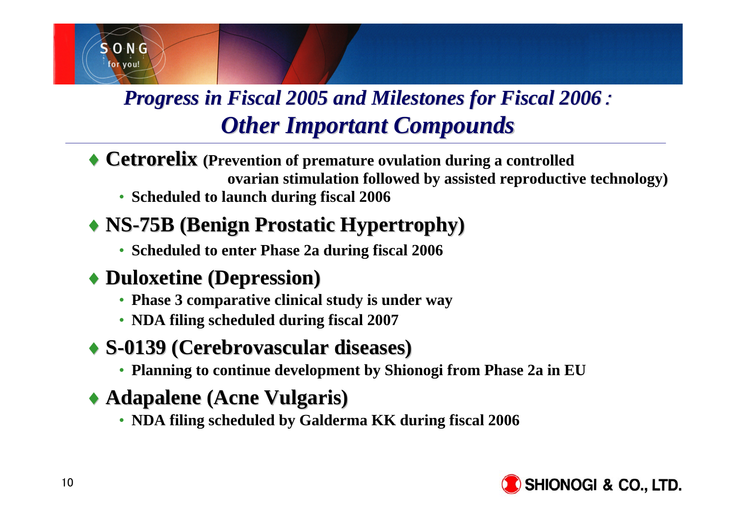# *Progress in Fiscal 2005 and Milestones for Fiscal 2006 : Other Important Compounds*

- **Cetrorelix (Prevention of premature ovulation during a controlled ovarian stimulation followed by assisted reproductive technology)**
  - **Scheduled to launch during fiscal 2006**
- **NS-75B (Benign Prostatic Hypertrophy)**
  - **Scheduled to enter Phase 2a during fiscal 2006**
- **Duloxetine (Depression)**
  - **Phase 3 comparative clinical study is under way**
  - **NDA filing scheduled during fiscal 2007**
- **S-0139 (Cerebrovascular diseases)**
  - **Planning to continue development by Shionogi from Phase 2a in EU**
- **Adapalene (Acne Vulgaris)**
  - **NDA filing scheduled by Galderma KK during fiscal 2006**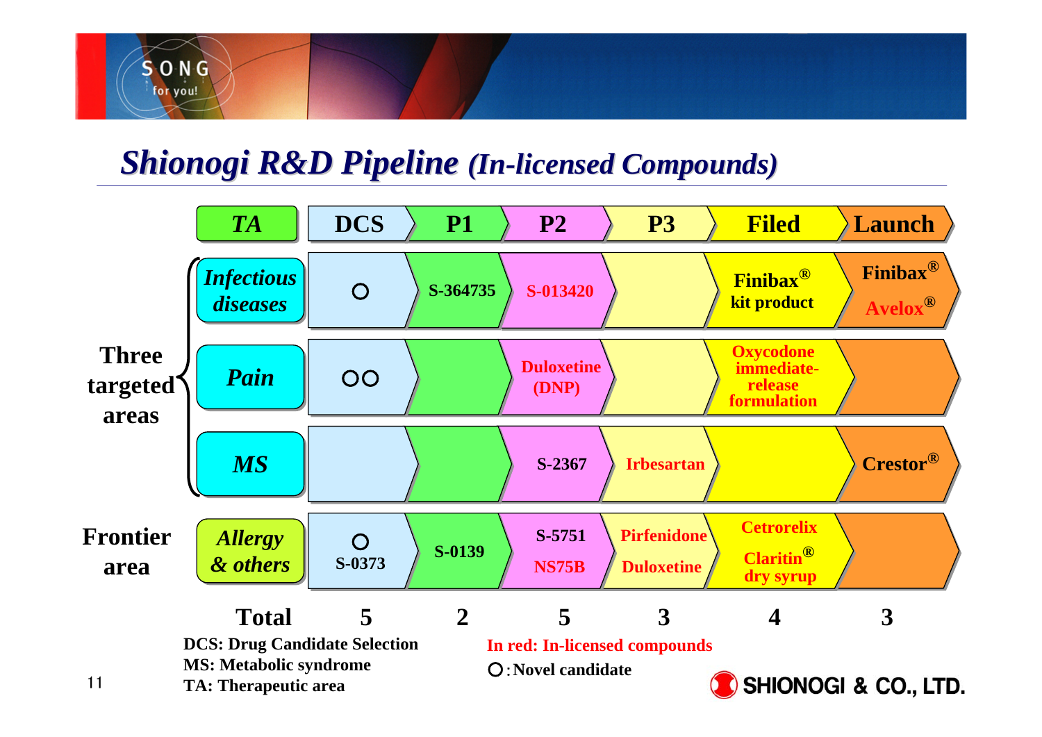# *Shionogi R&D Pipeline (In-licensed Compounds)*

| | TA | DCS | P1 | P2 | P3 | Filed | Launch |
|---|---|---|---|---|---|---|---|
| Three targeted areas | *Infectious diseases* | ○ | S-364735 | S-013420 | | Finibax® kit product | Finibax® Avelox® |
| | *Pain* | ○○ | | Duloxetine (DNP) | | Oxycodone immediate-release formulation | |
| | *MS* | | | S-2367 | Irbesartan | | Crestor® |
| Frontier area | *Allergy & others* | ○ S-0373 | S-0139 | S-5751 NS75B | Pirfenidone Duloxetine | Cetrorelix Claritin® dry syrup | |
| | **Total** | **5** | **2** | **5** | **3** | **4** | **3** |

DCS: Drug Candidate Selection
MS: Metabolic syndrome
TA: Therapeutic area

In red: In-licensed compounds (S-013420, Avelox®, Duloxetine (DNP), Oxycodone immediate-release formulation, Irbesartan, NS75B, Pirfenidone, Duloxetine, Cetrorelix, Claritin® dry syrup)

○ : Novel candidate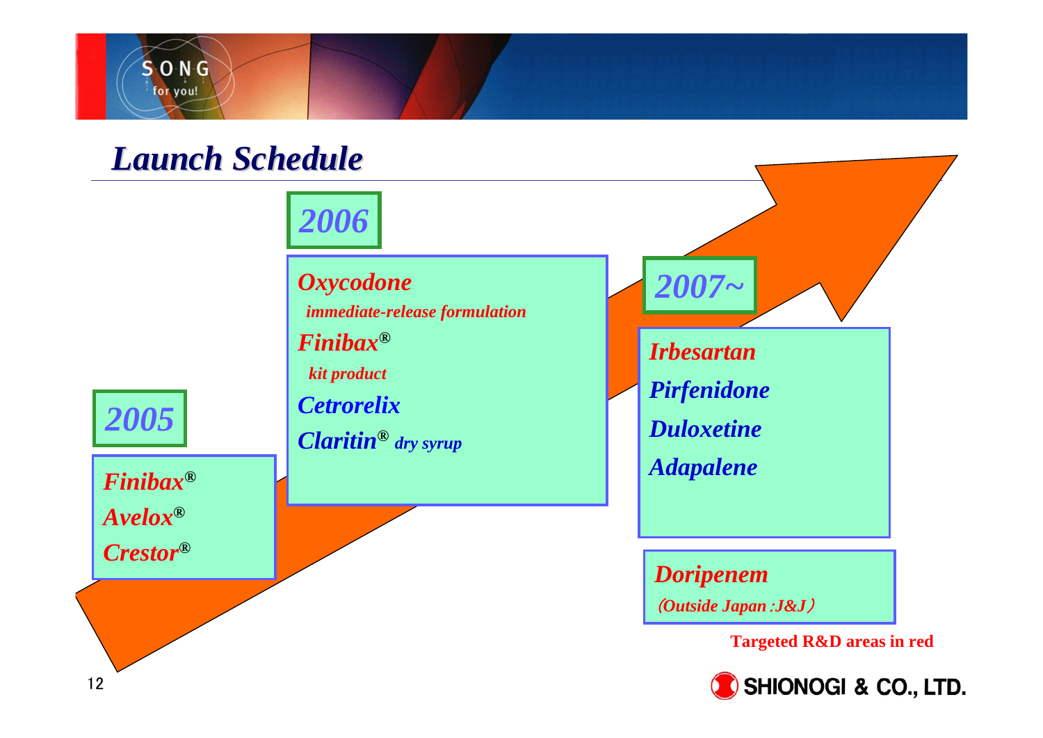# Launch Schedule

## 2005

- Finibax®
- Avelox®
- Crestor®

## 2006

- Oxycodone
  - immediate-release formulation
- Finibax®
  - kit product
- Cetrorelix
- Claritin® dry syrup

## 2007~

- Irbesartan
- Pirfenidone
- Duloxetine
- Adapalene

- Doripenem
  - (Outside Japan :J&J)

Targeted R&D areas in red

SHIONOGI & CO., LTD.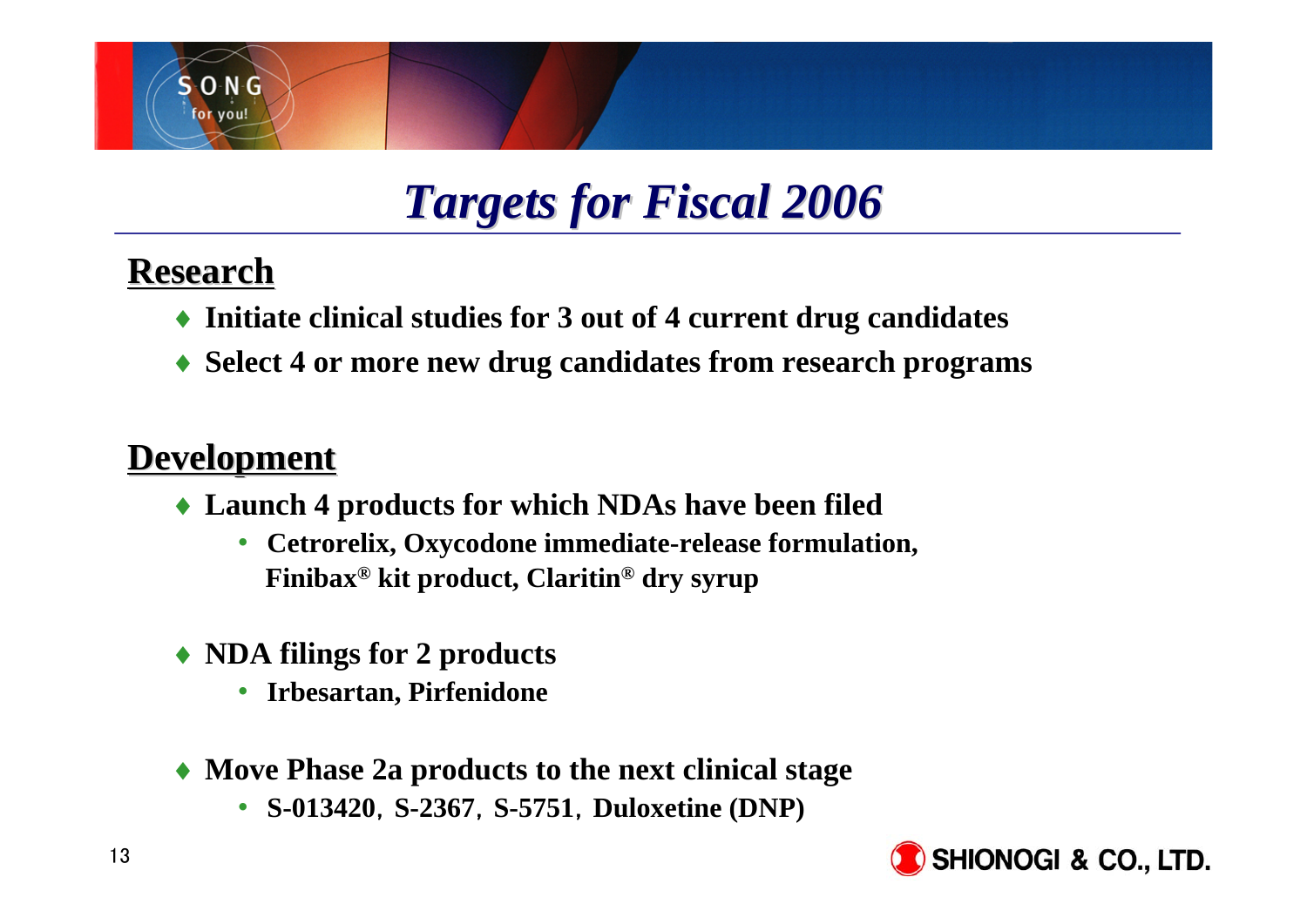# *Targets for Fiscal 2006*

## Research

- Initiate clinical studies for 3 out of 4 current drug candidates
- Select 4 or more new drug candidates from research programs

## Development

- **Launch 4 products for which NDAs have been filed**
  - **Cetrorelix, Oxycodone immediate-release formulation, Finibax® kit product, Claritin® dry syrup**

- **NDA filings for 2 products**
  - **Irbesartan, Pirfenidone**

- **Move Phase 2a products to the next clinical stage**
  - **S-013420, S-2367, S-5751, Duloxetine (DNP)**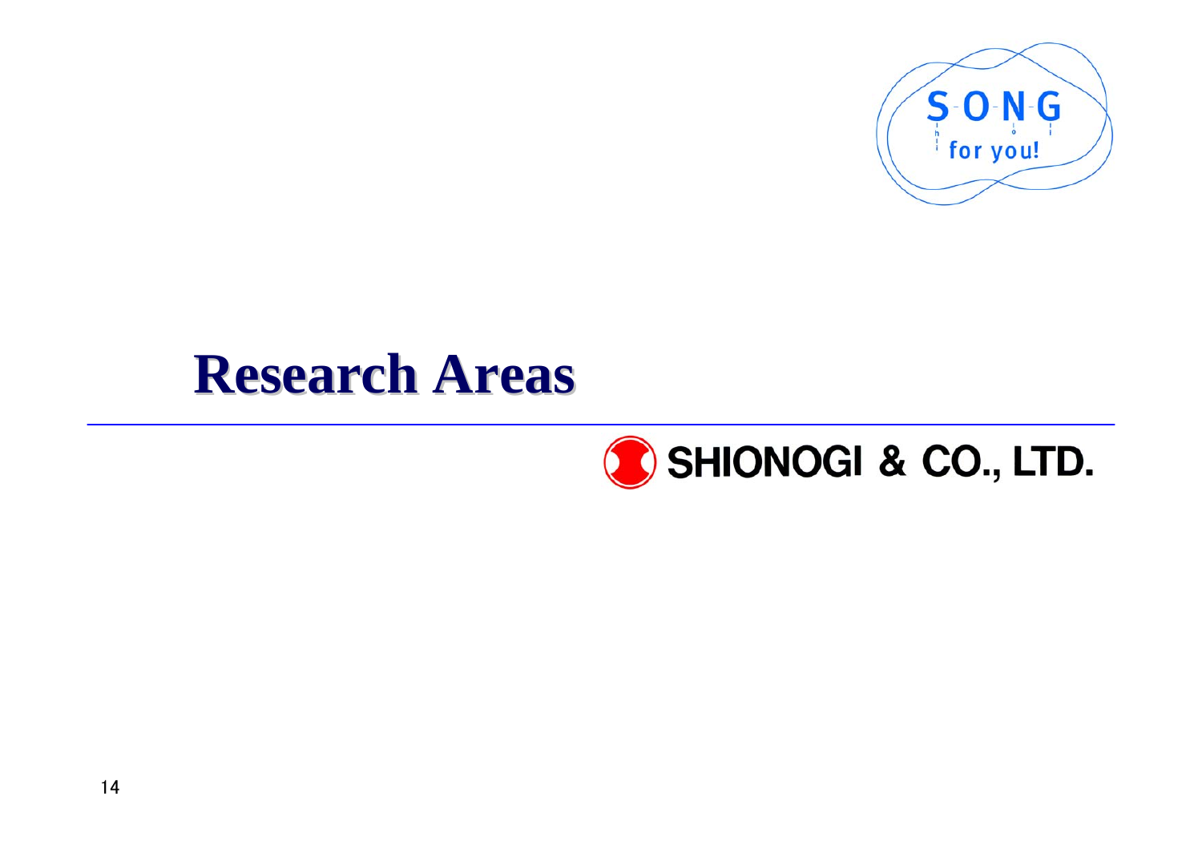# Research Areas

SHIONOGI & CO., LTD.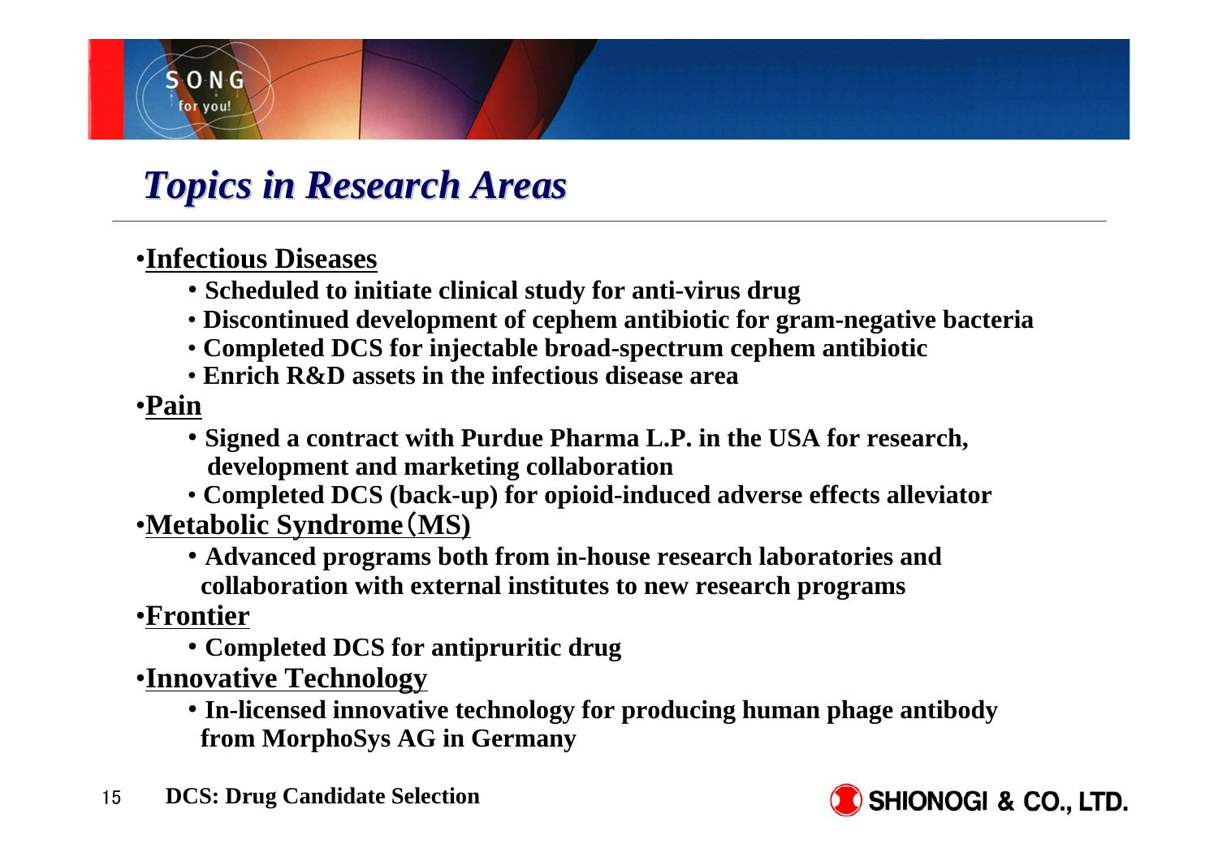# *Topics in Research Areas*

- **Infectious Diseases**
  - **Scheduled to initiate clinical study for anti-virus drug**
  - **Discontinued development of cephem antibiotic for gram-negative bacteria**
  - **Completed DCS for injectable broad-spectrum cephem antibiotic**
  - **Enrich R&D assets in the infectious disease area**
- **Pain**
  - **Signed a contract with Purdue Pharma L.P. in the USA for research, development and marketing collaboration**
  - **Completed DCS (back-up) for opioid-induced adverse effects alleviator**
- **Metabolic Syndrome（MS)**
  - **Advanced programs both from in-house research laboratories and collaboration with external institutes to new research programs**
- **Frontier**
  - **Completed DCS for antipruritic drug**
- **Innovative Technology**
  - **In-licensed innovative technology for producing human phage antibody from MorphoSys AG in Germany**

**DCS: Drug Candidate Selection**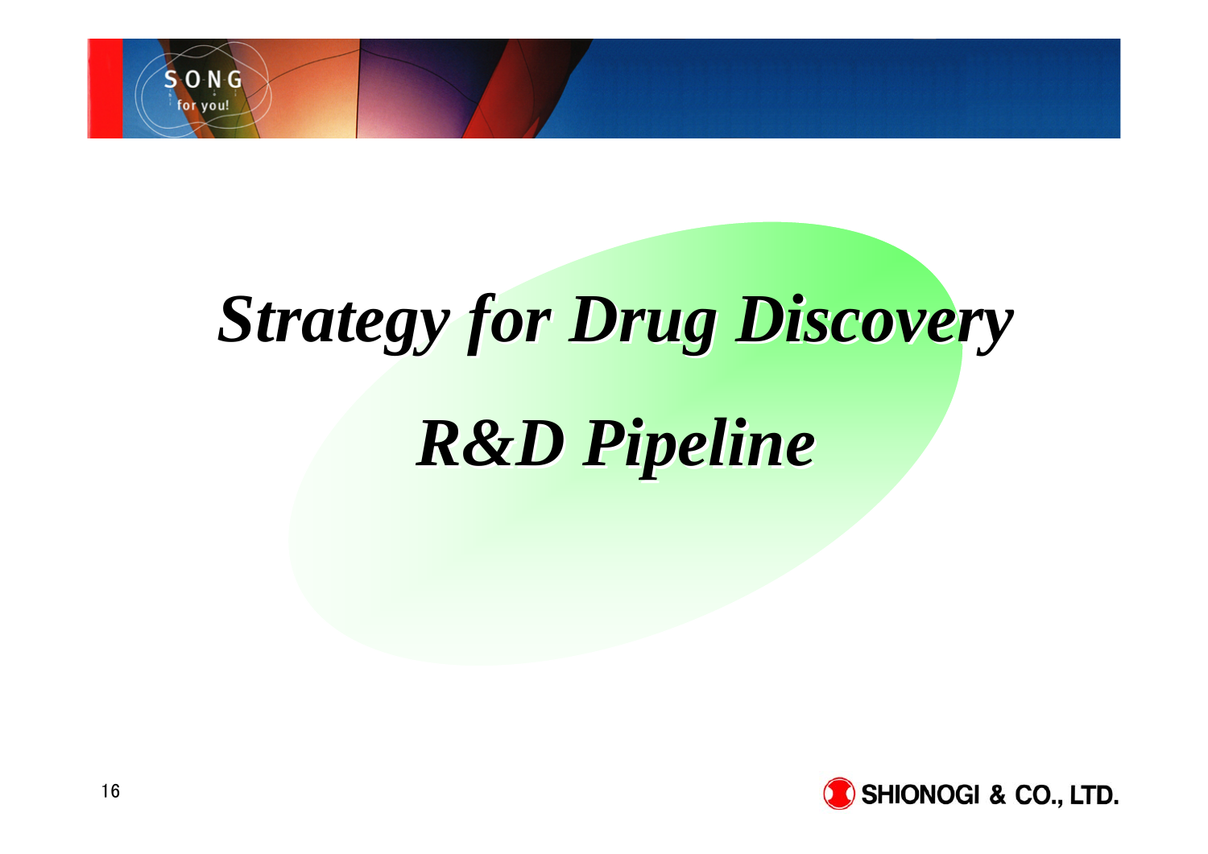# *Strategy for Drug Discovery*

# *R&D Pipeline*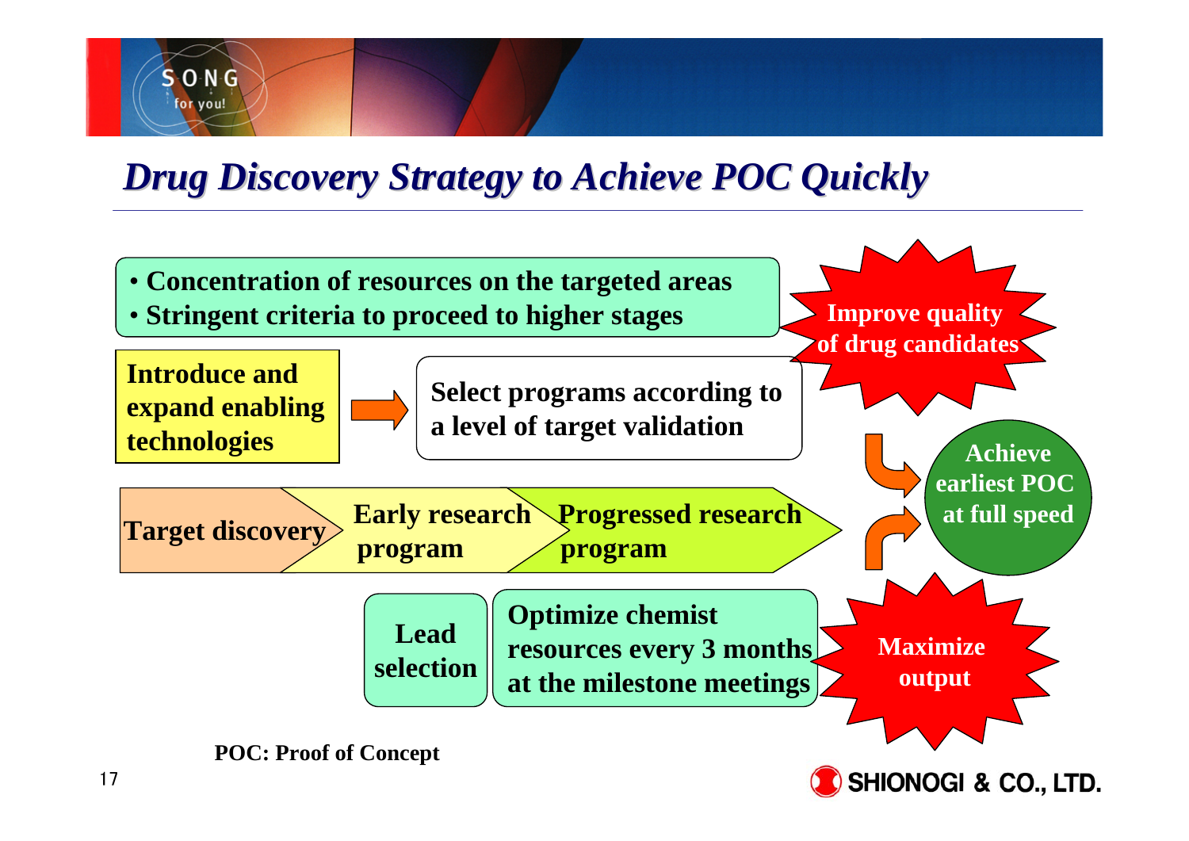# Drug Discovery Strategy to Achieve POC Quickly

- Concentration of resources on the targeted areas
- Stringent criteria to proceed to higher stages

**Improve quality of drug candidates**

**Introduce and expand enabling technologies** → **Select programs according to a level of target validation**

**Target discovery** → **Early research program** → **Progressed research program**

**Achieve earliest POC at full speed**

**Lead selection**

**Optimize chemist resources every 3 months at the milestone meetings**

**Maximize output**

**POC: Proof of Concept**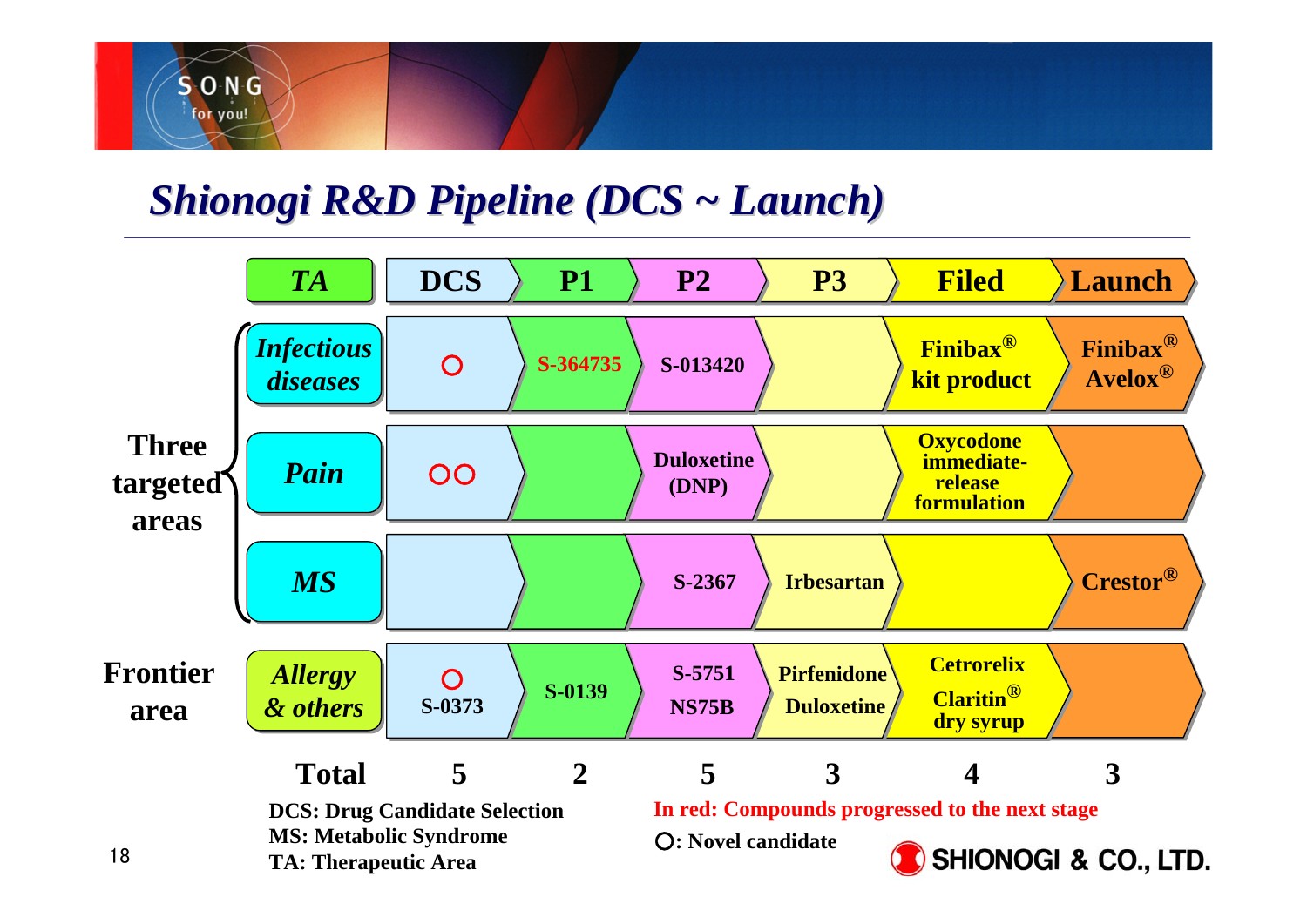# Shionogi R&D Pipeline (DCS ~ Launch)

| | TA | DCS | P1 | P2 | P3 | Filed | Launch |
|---|---|---|---|---|---|---|---|
| Three targeted areas | Infectious diseases | ○ | S-364735 | S-013420 | | Finibax® kit product | Finibax® Avelox® |
| | Pain | ○○ | | Duloxetine (DNP) | | Oxycodone immediate-release formulation | |
| | MS | | | S-2367 | Irbesartan | | Crestor® |
| Frontier area | Allergy & others | ○ S-0373 | S-0139 | S-5751 NS75B | Pirfenidone Duloxetine | Cetrorelix Claritin® dry syrup | |
| | Total | 5 | 2 | 5 | 3 | 4 | 3 |

DCS: Drug Candidate Selection
MS: Metabolic Syndrome
TA: Therapeutic Area

In red: Compounds progressed to the next stage

○: Novel candidate

SHIONOGI & CO., LTD.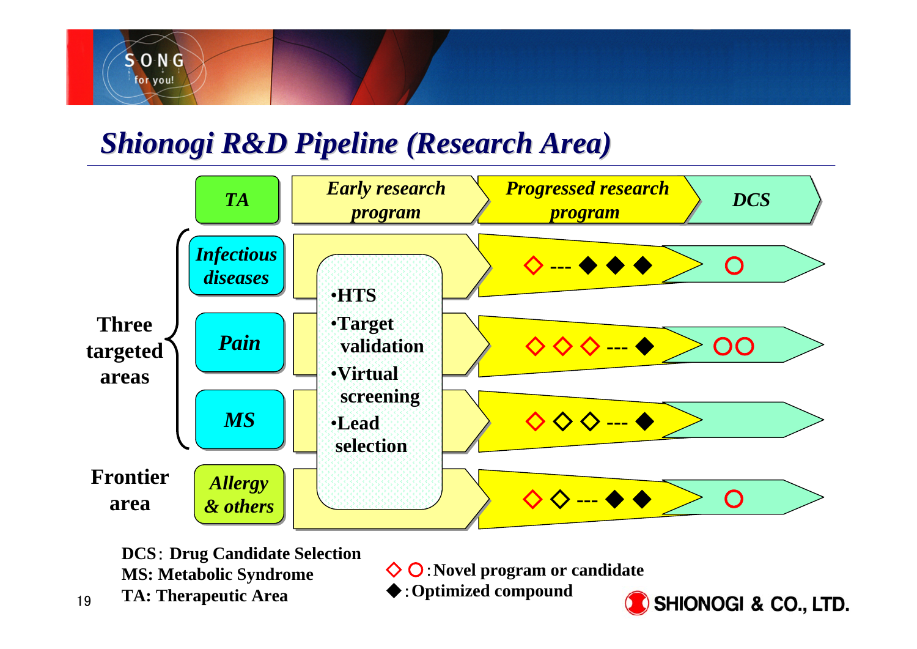# Shionogi R&D Pipeline (Research Area)

| | TA | Early research program | Progressed research program | DCS |
|---|---|---|---|---|
| Three targeted areas | Infectious diseases | •HTS •Target validation •Virtual screening •Lead selection | ◇ --- ◆ ◆ ◆ | ○ |
| | Pain | | ◇ ◇ ◇ --- ◆ | ○○ |
| | MS | | ◇ ◇ ◇ --- ◆ | |
| Frontier area | Allergy & others | | ◇ ◇ --- ◆ ◆ | ○ |

DCS: Drug Candidate Selection
MS: Metabolic Syndrome
TA: Therapeutic Area

◇ ○ : Novel program or candidate
◆ : Optimized compound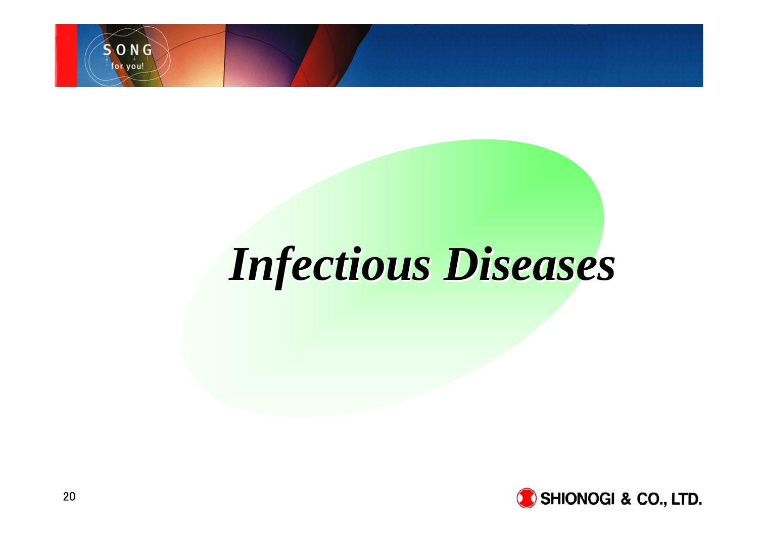# *Infectious Diseases*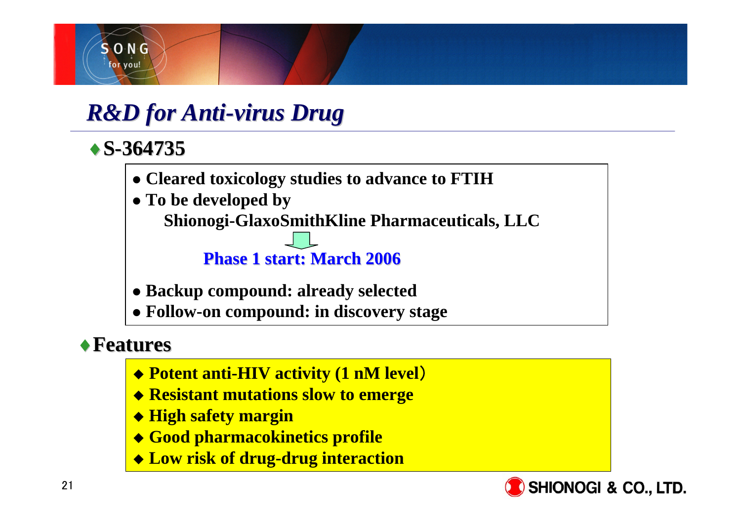# R&D for Anti-virus Drug

## ♦ S-364735

- Cleared toxicology studies to advance to FTIH
- To be developed by
  Shionogi-GlaxoSmithKline Pharmaceuticals, LLC

**Phase 1 start: March 2006**

- Backup compound: already selected
- Follow-on compound: in discovery stage

## ♦ Features

- Potent anti-HIV activity (1 nM level)
- Resistant mutations slow to emerge
- High safety margin
- Good pharmacokinetics profile
- Low risk of drug-drug interaction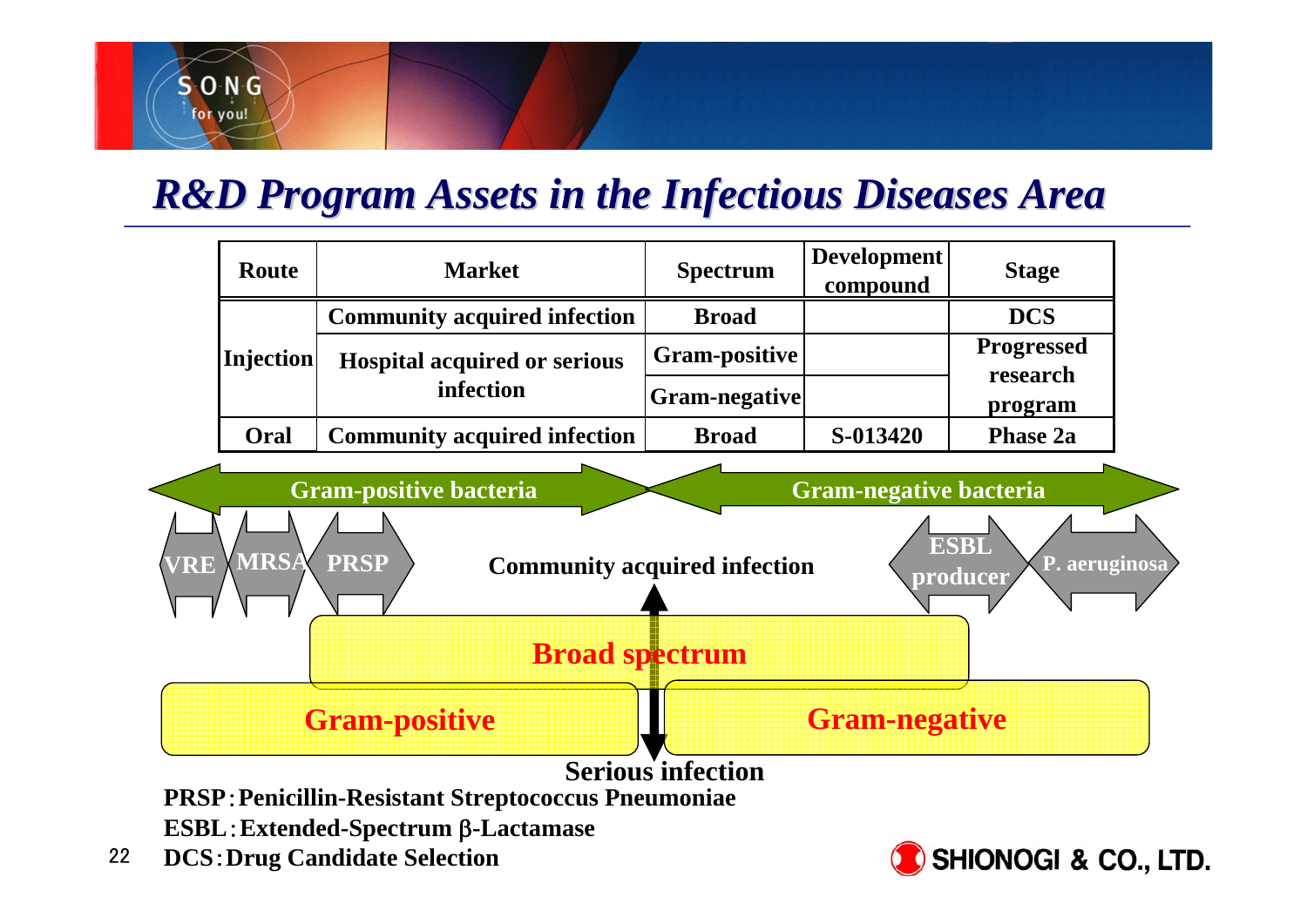# R&D Program Assets in the Infectious Diseases Area

| Route | Market | Spectrum | Development compound | Stage |
|---|---|---|---|---|
| Injection | Community acquired infection | Broad | | DCS |
| | Hospital acquired or serious infection | Gram-positive | | Progressed research program |
| | | Gram-negative | | |
| Oral | Community acquired infection | Broad | S-013420 | Phase 2a |

Gram-positive bacteria | Gram-negative bacteria

VRE | MRSA | PRSP | Community acquired infection | ESBL producer | P. aeruginosa

Broad spectrum

Gram-positive | Gram-negative

Serious infection

**PRSP：Penicillin-Resistant Streptococcus Pneumoniae**

**ESBL：Extended-Spectrum β-Lactamase**

**DCS：Drug Candidate Selection**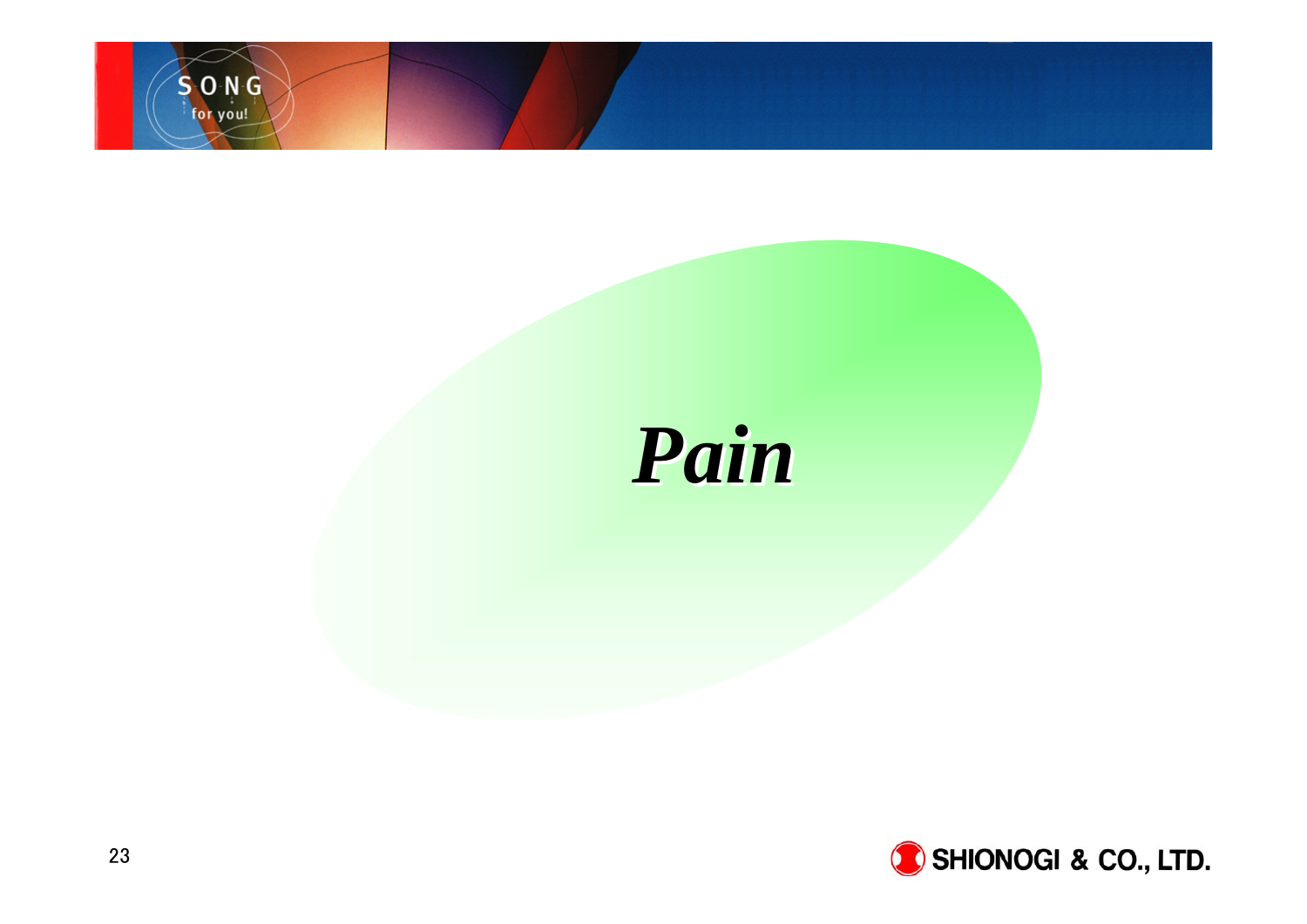# *Pain*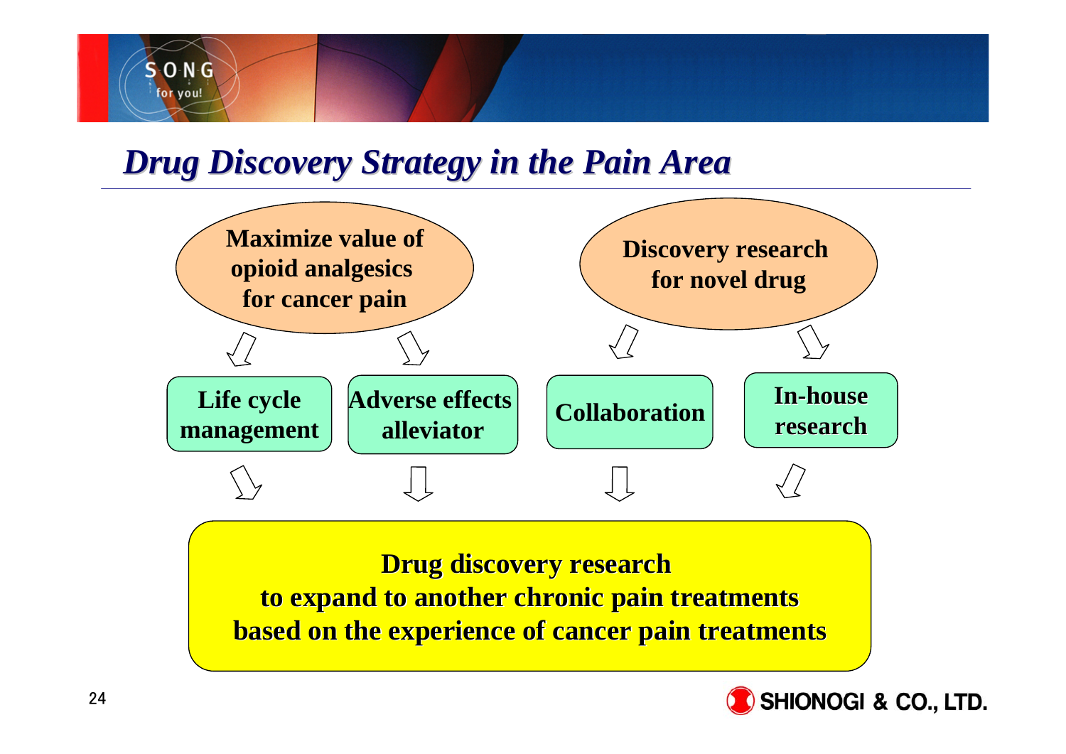# Drug Discovery Strategy in the Pain Area

**Maximize value of opioid analgesics for cancer pain**

- **Life cycle management**
- **Adverse effects alleviator**

**Discovery research for novel drug**

- **Collaboration**
- **In-house research**

**Drug discovery research to expand to another chronic pain treatments based on the experience of cancer pain treatments**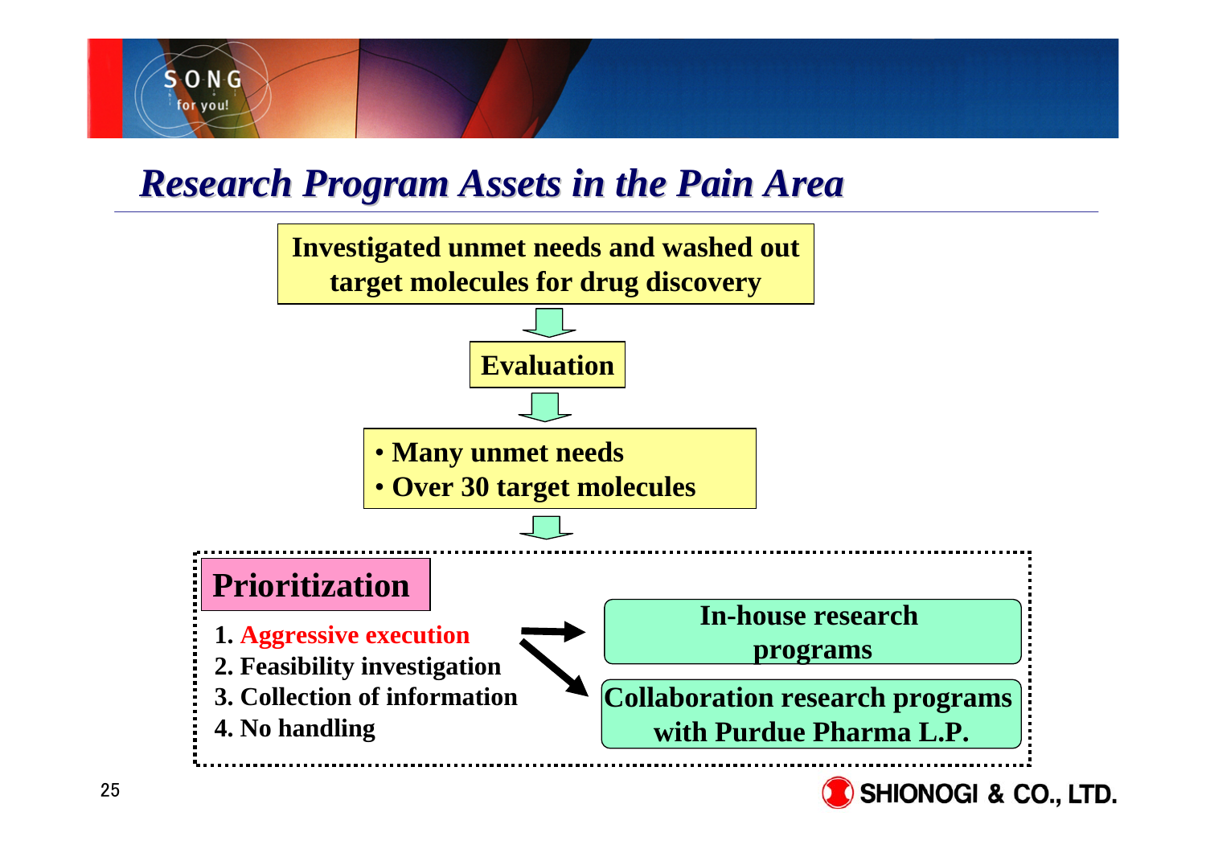# Research Program Assets in the Pain Area

**Investigated unmet needs and washed out target molecules for drug discovery**

↓

**Evaluation**

↓

- **Many unmet needs**
- **Over 30 target molecules**

↓

## Prioritization

1. **Aggressive execution**
2. **Feasibility investigation**
3. **Collection of information**
4. **No handling**

→ **In-house research programs**

→ **Collaboration research programs with Purdue Pharma L.P.**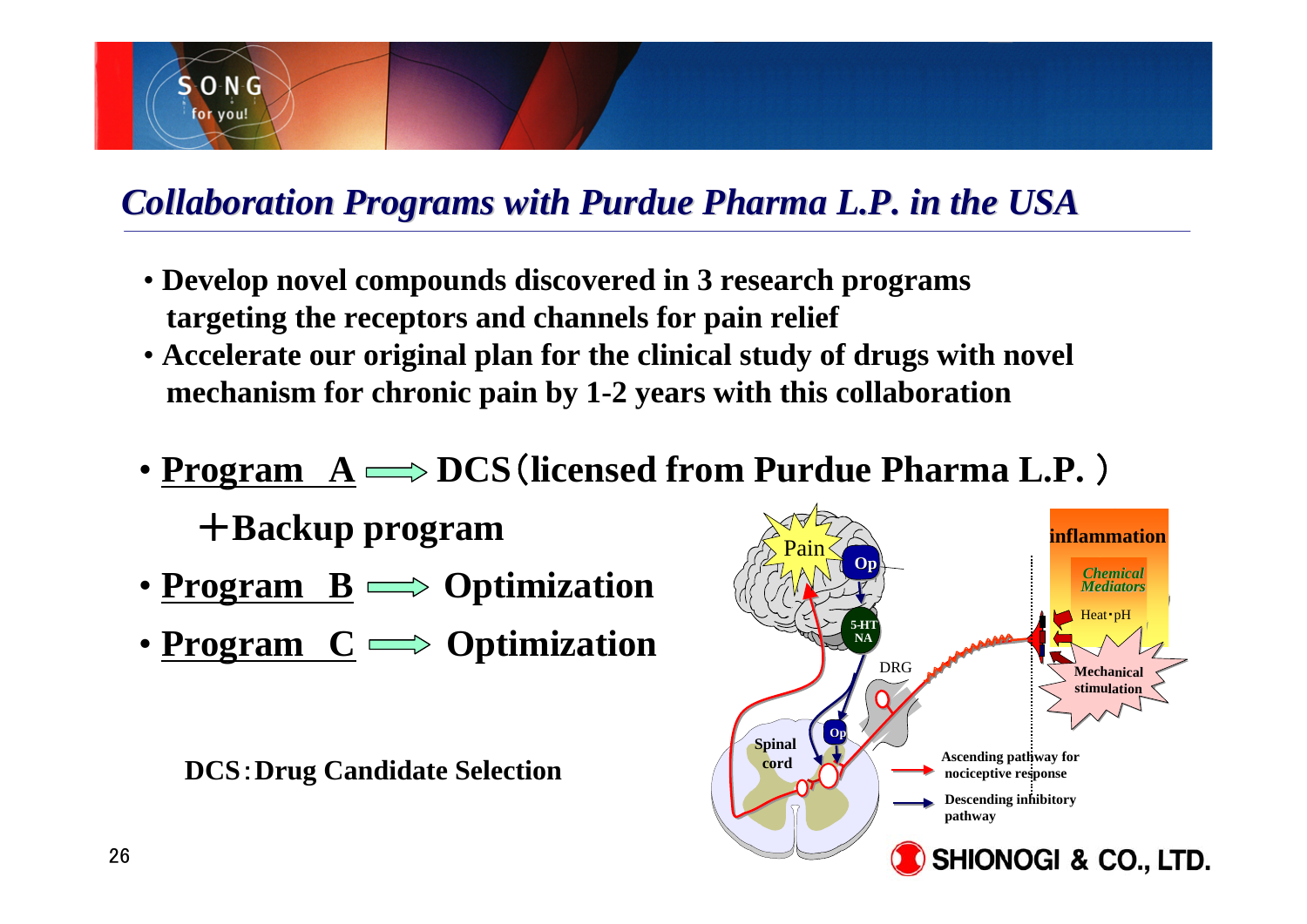## *Collaboration Programs with Purdue Pharma L.P. in the USA*

- **Develop novel compounds discovered in 3 research programs targeting the receptors and channels for pain relief**
- **Accelerate our original plan for the clinical study of drugs with novel mechanism for chronic pain by 1-2 years with this collaboration**

- **Program A ⟹ DCS（licensed from Purdue Pharma L.P.）**

  **＋Backup program**

- **Program B ⟹ Optimization**
- **Program C ⟹ Optimization**

**DCS：Drug Candidate Selection**

Pain, Op, 5-HT NA, DRG, Op, Spinal cord, inflammation, Chemical Mediators, Heat・pH, Mechanical stimulation

Ascending pathway for nociceptive response

Descending inhibitory pathway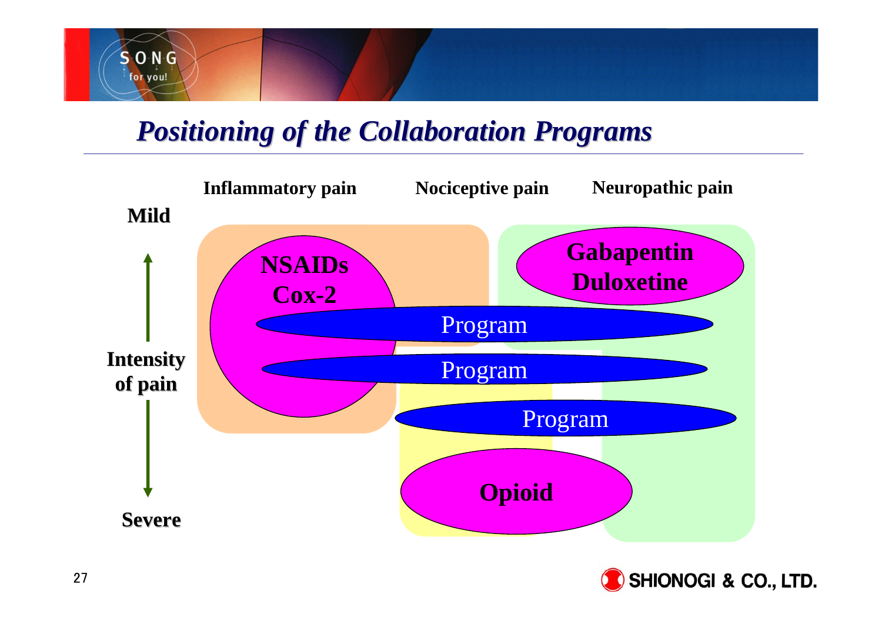# *Positioning of the Collaboration Programs*

Inflammatory pain | Nociceptive pain | Neuropathic pain

Mild

Intensity of pain

Severe

**NSAIDs**
**Cox-2**

**Gabapentin**
**Duloxetine**

Program

Program

Program

**Opioid**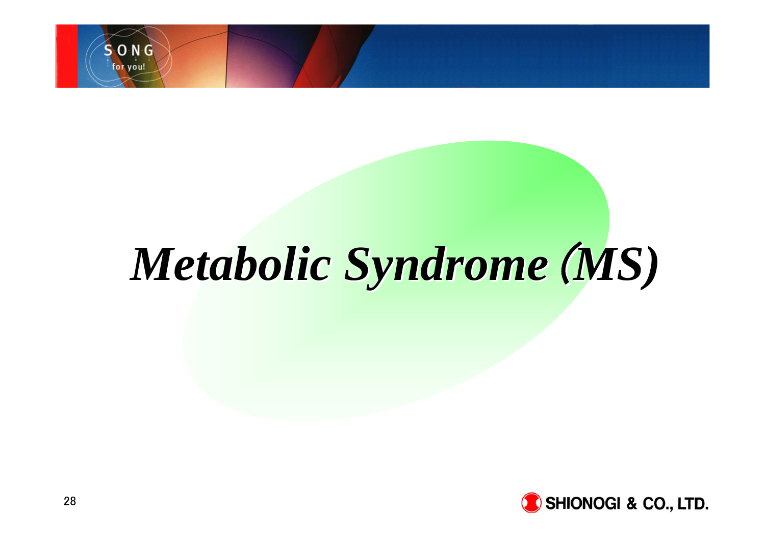# *Metabolic Syndrome (MS)*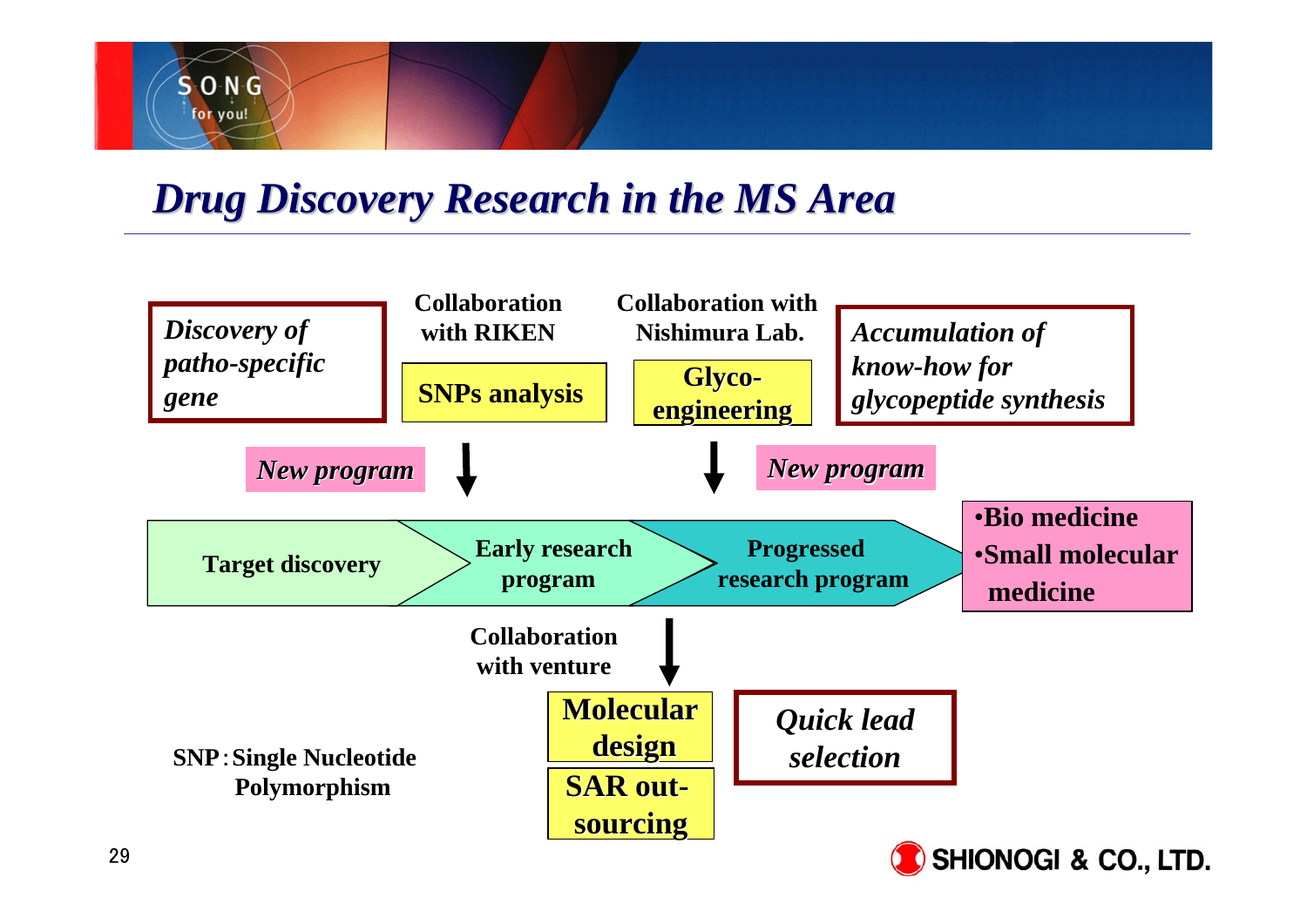## *Drug Discovery Research in the MS Area*

*Discovery of patho-specific gene*

Collaboration with RIKEN

**SNPs analysis**

Collaboration with Nishimura Lab.

**Glyco-engineering**

*Accumulation of know-how for glycopeptide synthesis*

*New program*

*New program*

**Target discovery** → **Early research program** → **Progressed research program**

- **Bio medicine**
- **Small molecular medicine**

Collaboration with venture

**Molecular design**

**SAR out-sourcing**

*Quick lead selection*

SNP：Single Nucleotide Polymorphism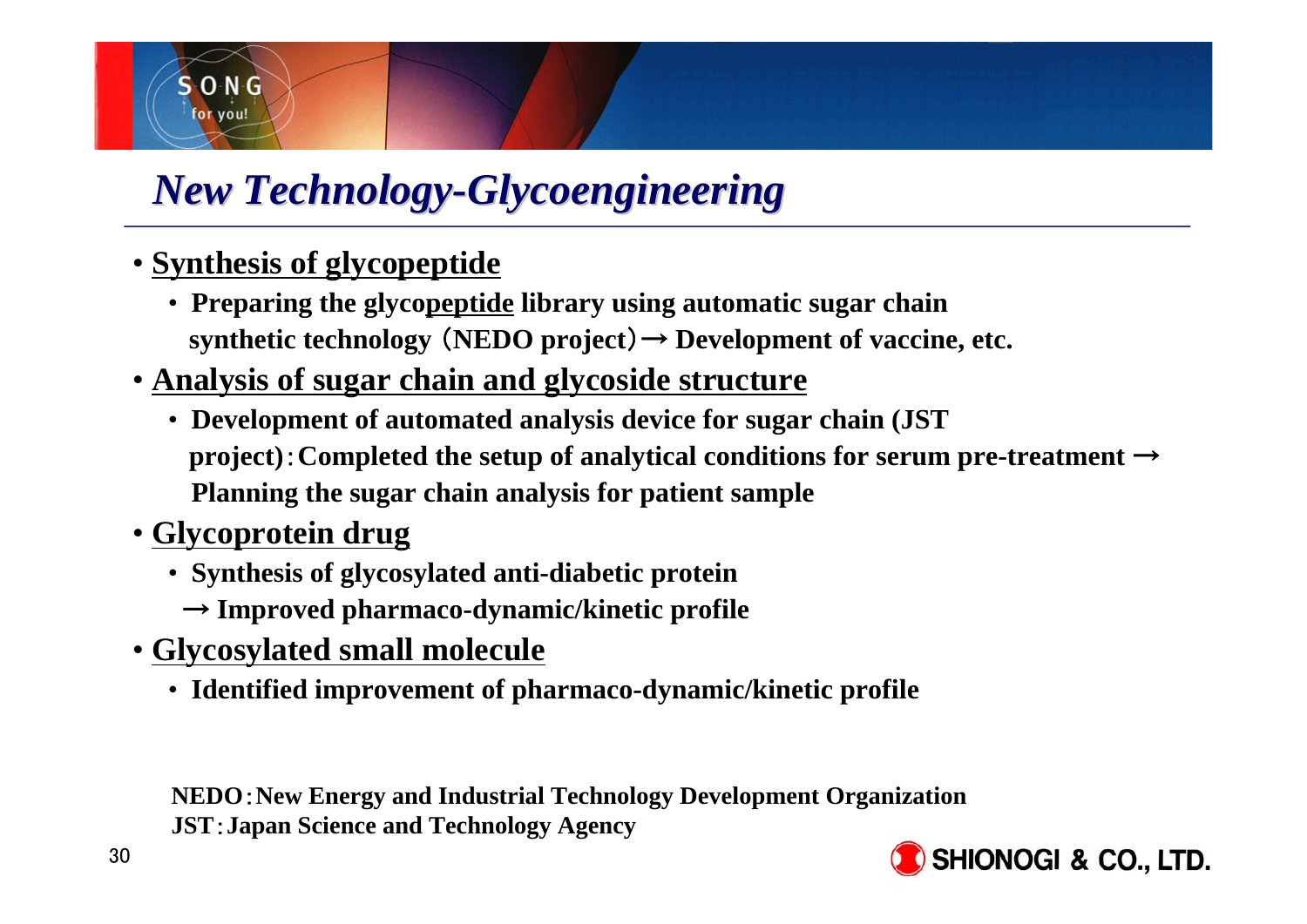# *New Technology-Glycoengineering*

- **Synthesis of glycopeptide**
  - **Preparing the glycopeptide library using automatic sugar chain synthetic technology（NEDO project）→ Development of vaccine, etc.**
- **Analysis of sugar chain and glycoside structure**
  - **Development of automated analysis device for sugar chain (JST project)：Completed the setup of analytical conditions for serum pre-treatment → Planning the sugar chain analysis for patient sample**
- **Glycoprotein drug**
  - **Synthesis of glycosylated anti-diabetic protein → Improved pharmaco-dynamic/kinetic profile**
- **Glycosylated small molecule**
  - **Identified improvement of pharmaco-dynamic/kinetic profile**

**NEDO：New Energy and Industrial Technology Development Organization**
**JST：Japan Science and Technology Agency**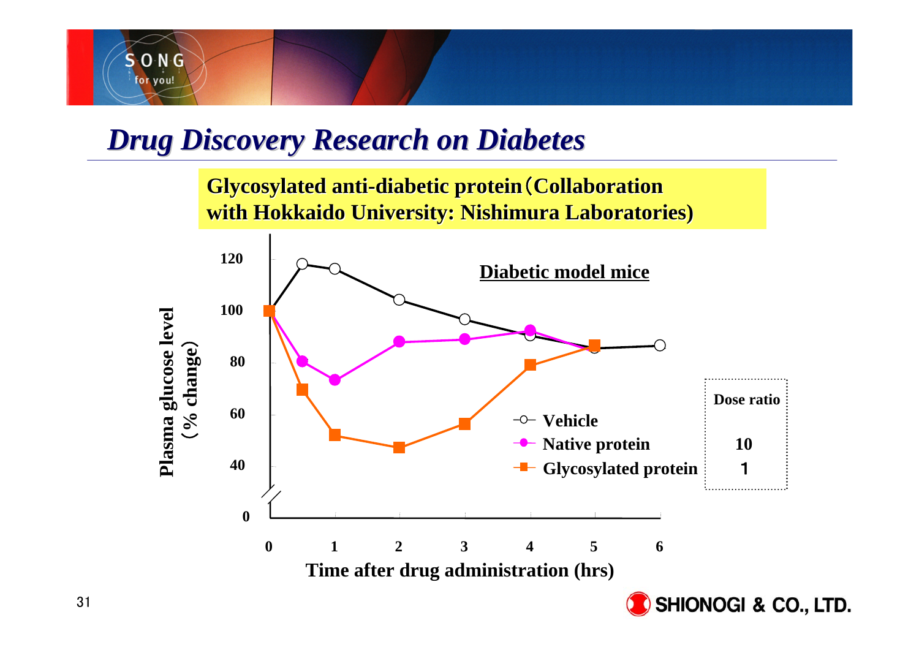# *Drug Discovery Research on Diabetes*

**Glycosylated anti-diabetic protein（Collaboration with Hokkaido University: Nishimura Laboratories)**

**Diabetic model mice**

Plasma glucose level (% change)

Time after drug administration (hrs)

| | Dose ratio |
|---|---|
| Vehicle | |
| Native protein | 10 |
| Glycosylated protein | 1 |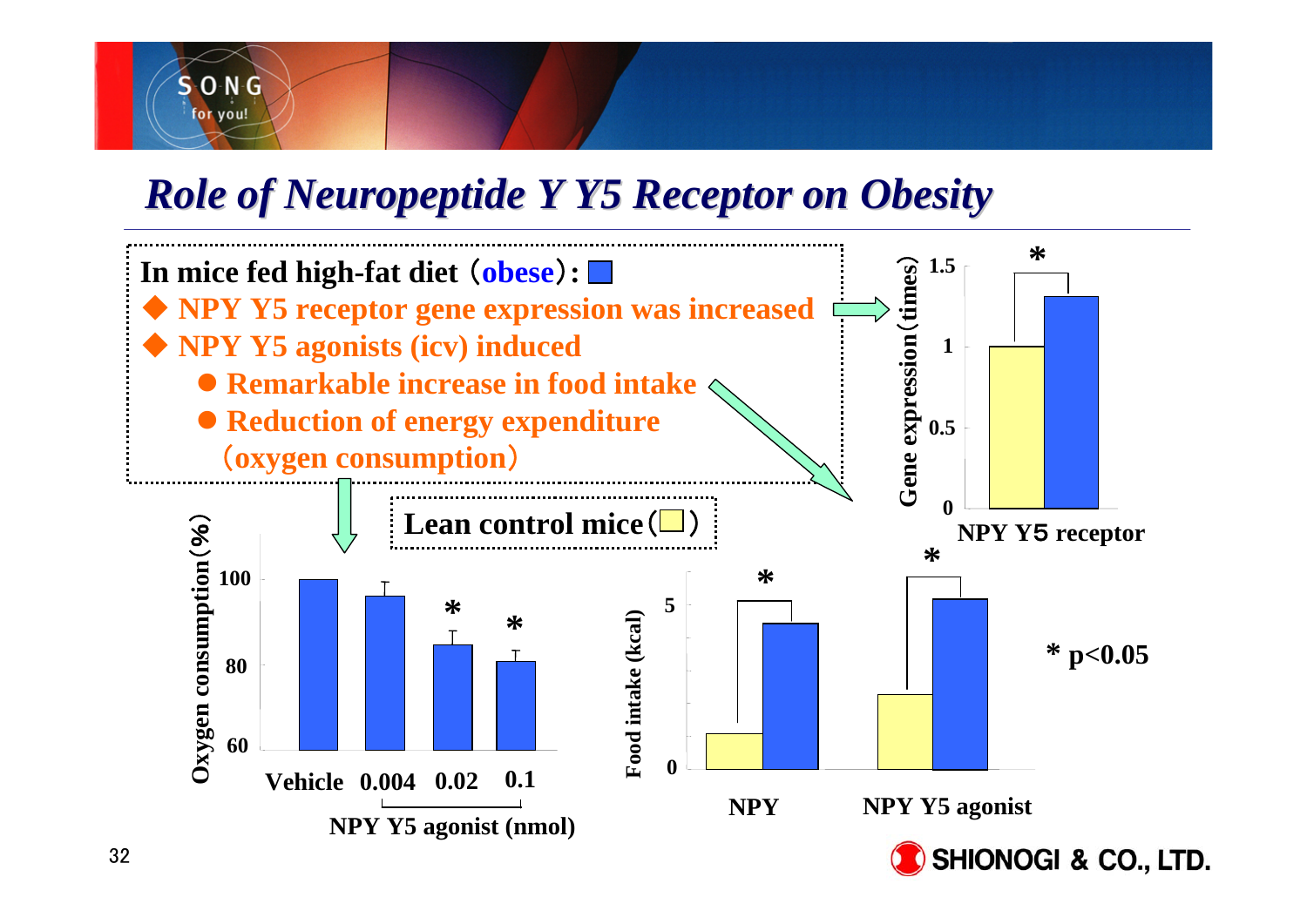# *Role of Neuropeptide Y Y5 Receptor on Obesity*

**In mice fed high-fat diet（obese）:** ■

- **NPY Y5 receptor gene expression was increased**
- **NPY Y5 agonists (icv) induced**
  - **Remarkable increase in food intake**
  - **Reduction of energy expenditure（oxygen consumption）**

**Lean control mice（□）**

Gene expression (times): 0, 0.5, 1, 1.5 — NPY Y5 receptor *

Oxygen consumption (%): 60, 80, 100 — Vehicle, 0.004, 0.02 *, 0.1 * — NPY Y5 agonist (nmol)

Food intake (kcal): 0, 5 — NPY *, NPY Y5 agonist *

* $p<0.05$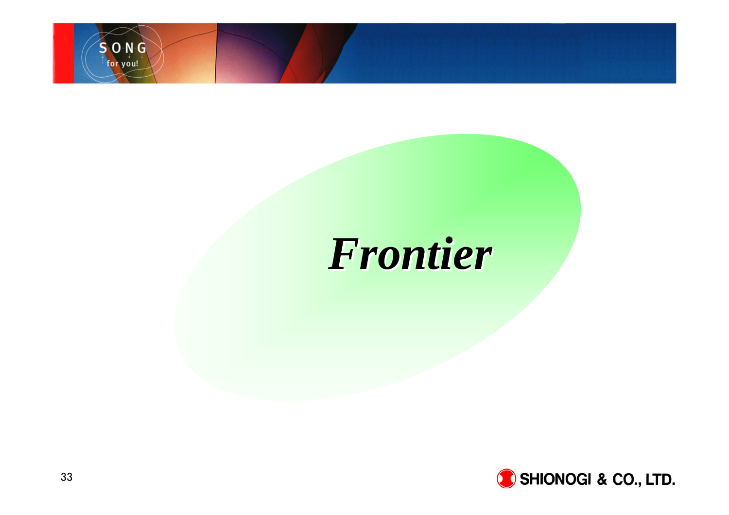# *Frontier*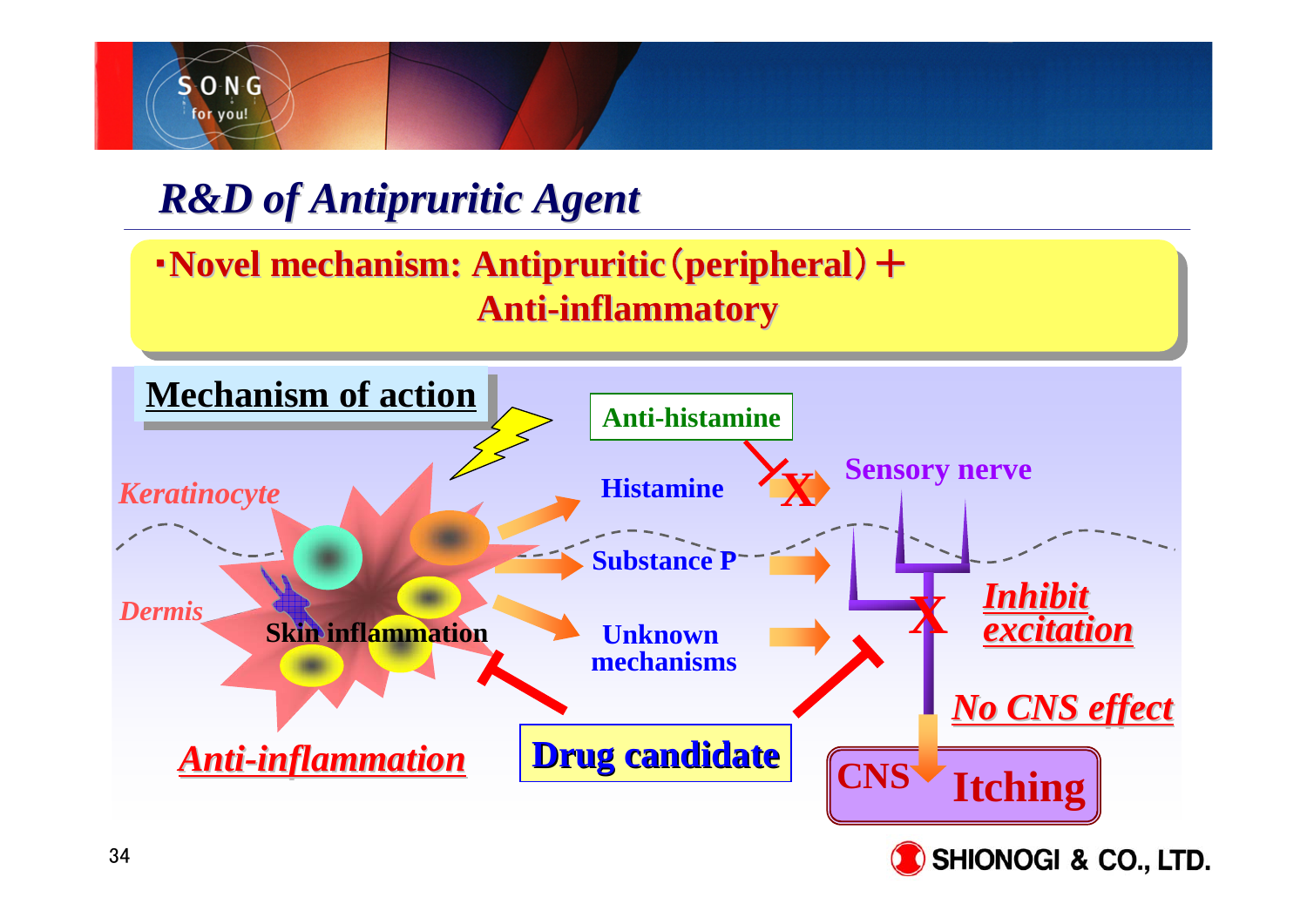# R&D of Antipruritic Agent

- **Novel mechanism: Antipruritic (peripheral) ＋ Anti-inflammatory**

## Mechanism of action

Anti-histamine

*Keratinocyte*

Histamine

Sensory nerve

Substance P

*Dermis*

Skin inflammation

Unknown mechanisms

***Inhibit excitation***

***No CNS effect***

***Anti-inflammation***

**Drug candidate**

CNS

**Itching**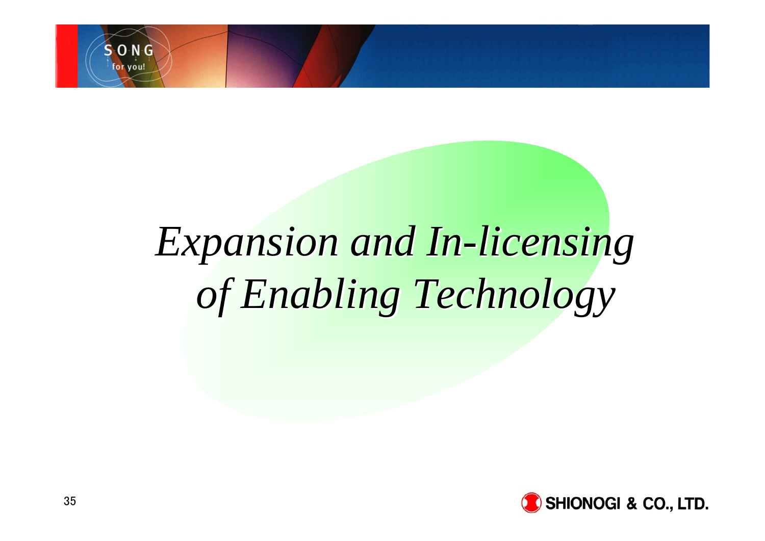# *Expansion and In-licensing of Enabling Technology*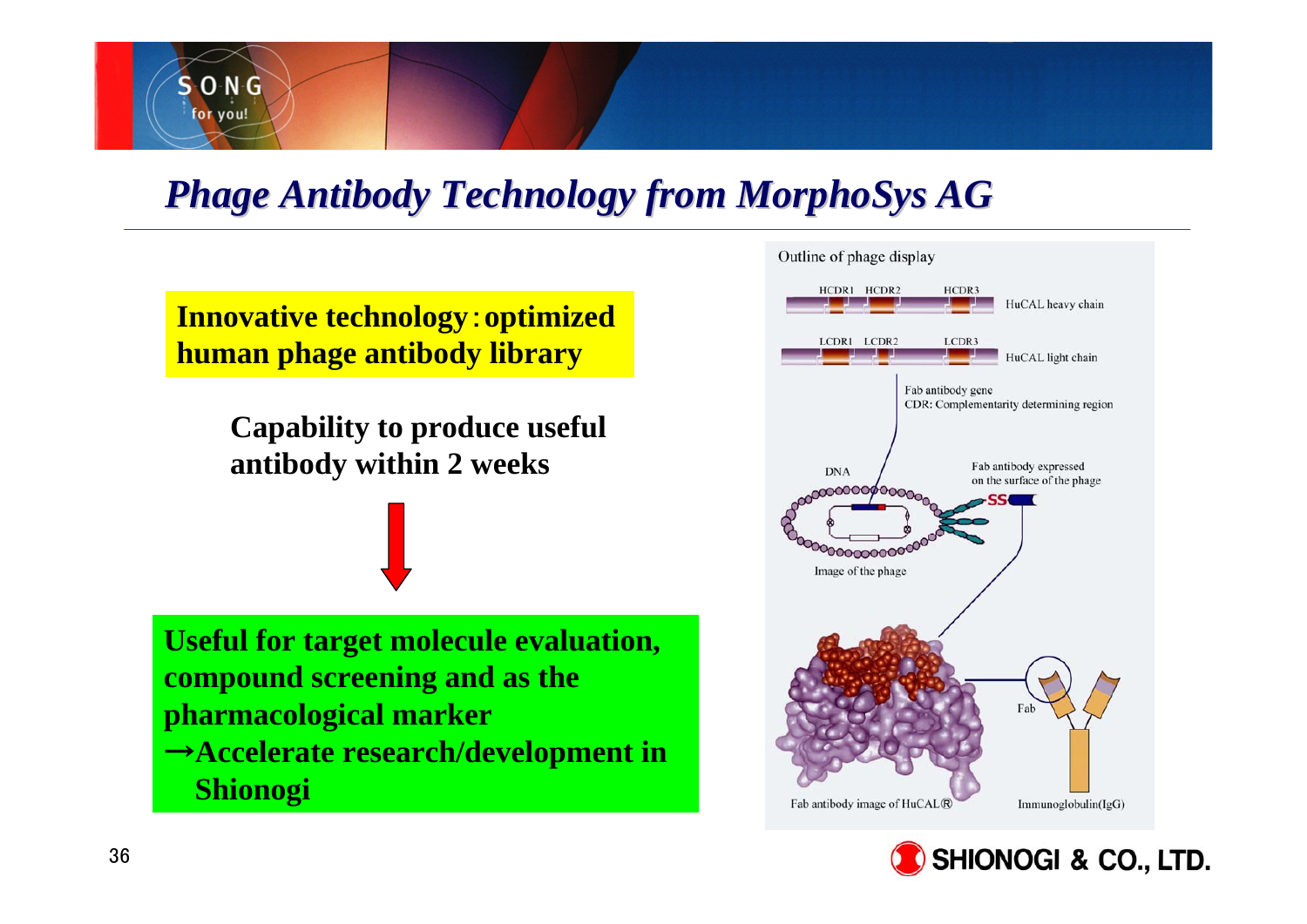# *Phage Antibody Technology from MorphoSys AG*

**Innovative technology：optimized human phage antibody library**

**Capability to produce useful antibody within 2 weeks**

**Useful for target molecule evaluation, compound screening and as the pharmacological marker**
**→Accelerate research/development in Shionogi**

Outline of phage display

HCDR1 HCDR2 HCDR3 HuCAL heavy chain

LCDR1 LCDR2 LCDR3 HuCAL light chain

Fab antibody gene
CDR: Complementarity determining region

DNA

Fab antibody expressed on the surface of the phage

SS

Image of the phage

Fab

Fab antibody image of HuCAL®

Immunoglobulin(IgG)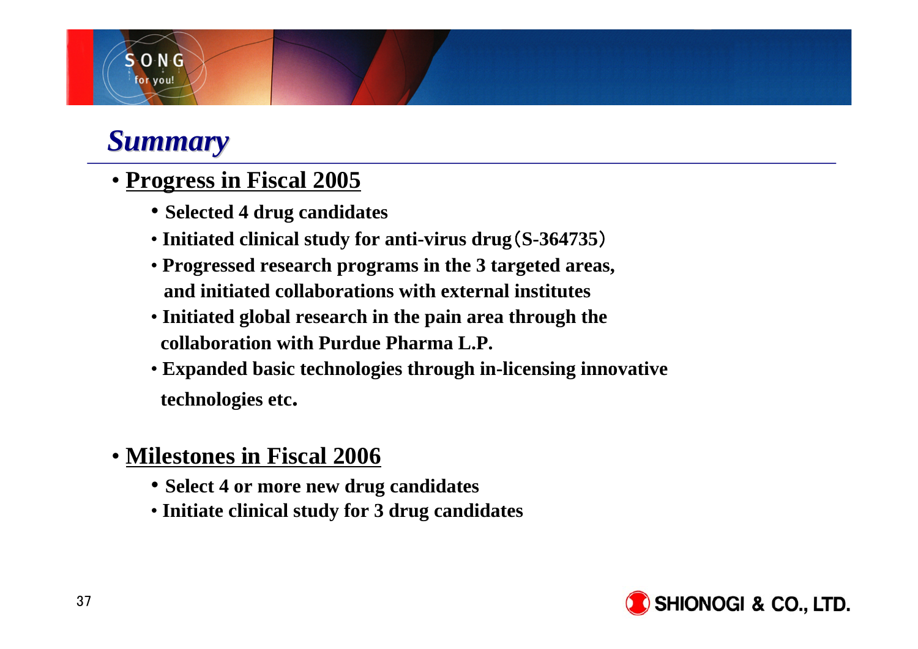# Summary

- **Progress in Fiscal 2005**
  - **Selected 4 drug candidates**
  - **Initiated clinical study for anti-virus drug（S-364735）**
  - **Progressed research programs in the 3 targeted areas, and initiated collaborations with external institutes**
  - **Initiated global research in the pain area through the collaboration with Purdue Pharma L.P.**
  - **Expanded basic technologies through in-licensing innovative technologies etc.**

- **Milestones in Fiscal 2006**
  - **Select 4 or more new drug candidates**
  - **Initiate clinical study for 3 drug candidates**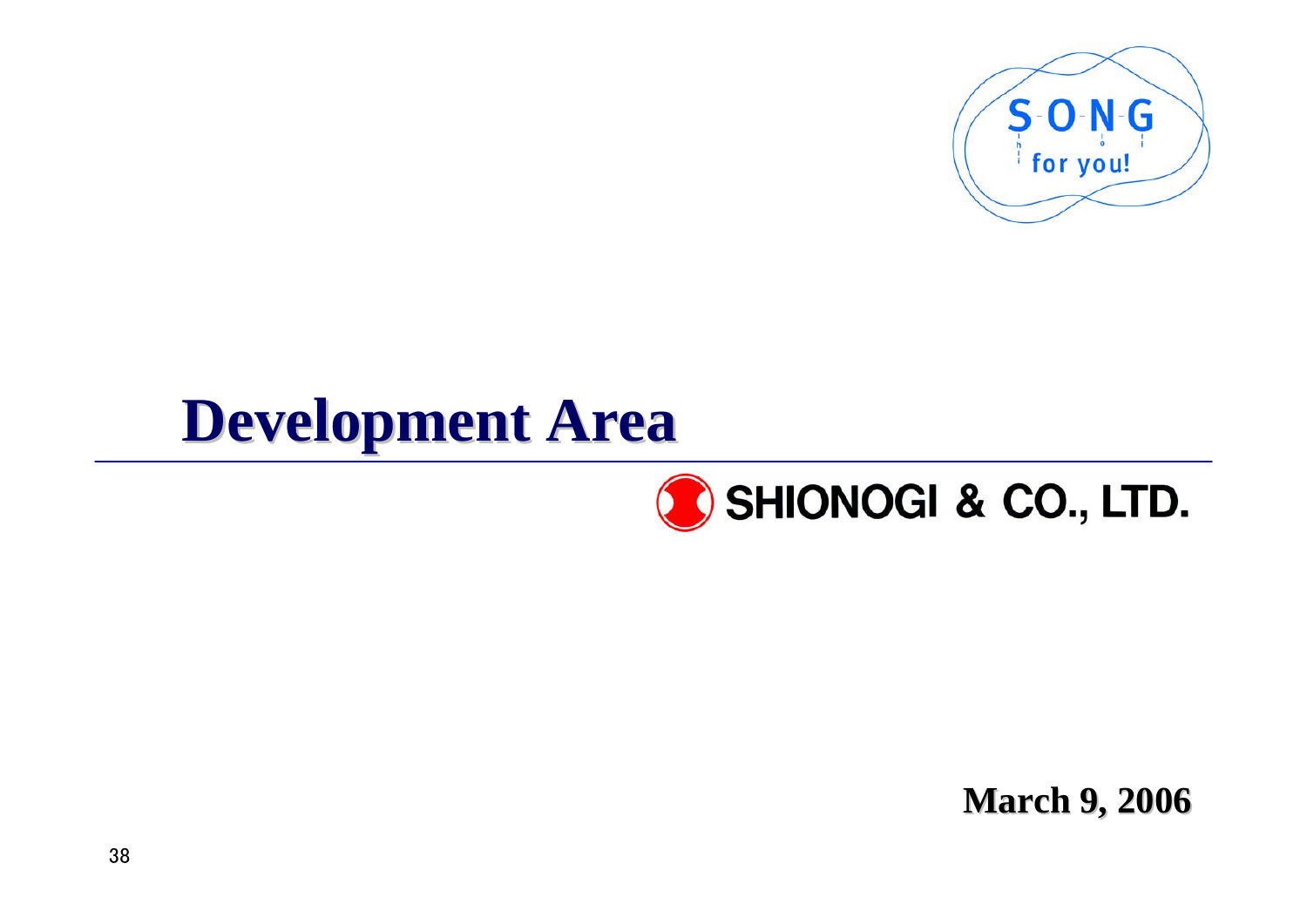# Development Area

SHIONOGI & CO., LTD.

**March 9, 2006**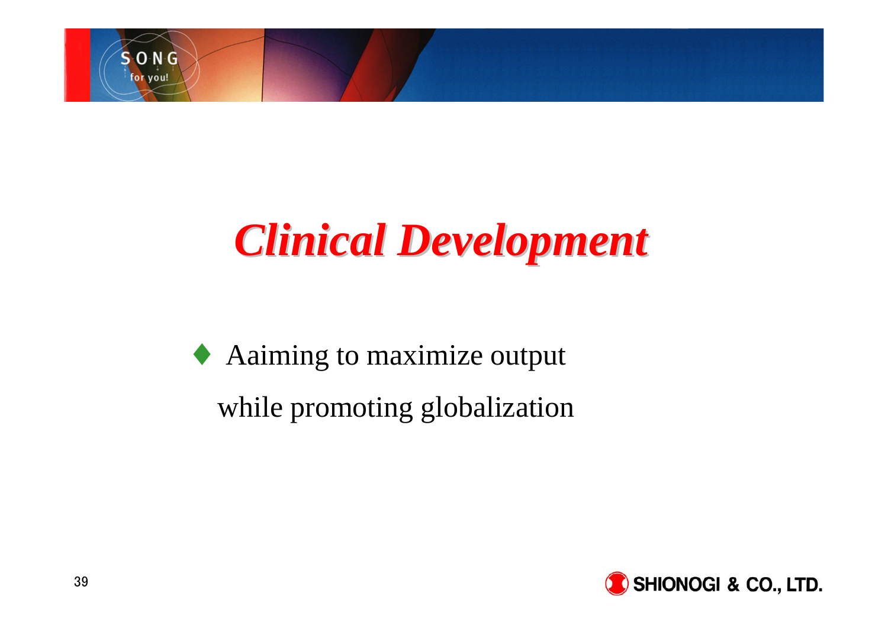# *Clinical Development*

- Aaiming to maximize output while promoting globalization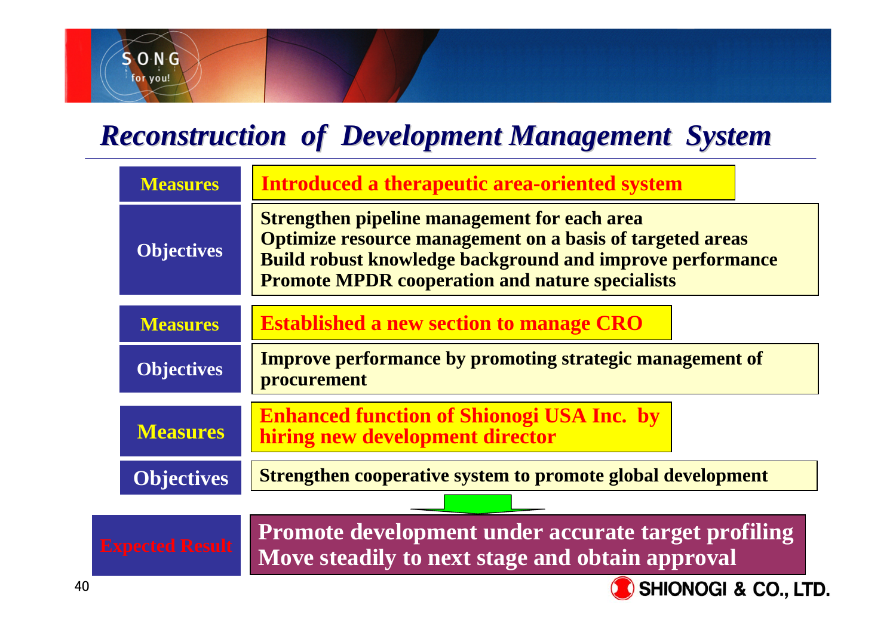# Reconstruction of Development Management System

| | |
|---|---|
| **Measures** | **Introduced a therapeutic area-oriented system** |
| **Objectives** | **Strengthen pipeline management for each area**<br>**Optimize resource management on a basis of targeted areas**<br>**Build robust knowledge background and improve performance**<br>**Promote MPDR cooperation and nature specialists** |
| **Measures** | **Established a new section to manage CRO** |
| **Objectives** | **Improve performance by promoting strategic management of procurement** |
| **Measures** | **Enhanced function of Shionogi USA Inc. by hiring new development director** |
| **Objectives** | **Strengthen cooperative system to promote global development** |
| **Expected Result** | **Promote development under accurate target profiling**<br>**Move steadily to next stage and obtain approval** |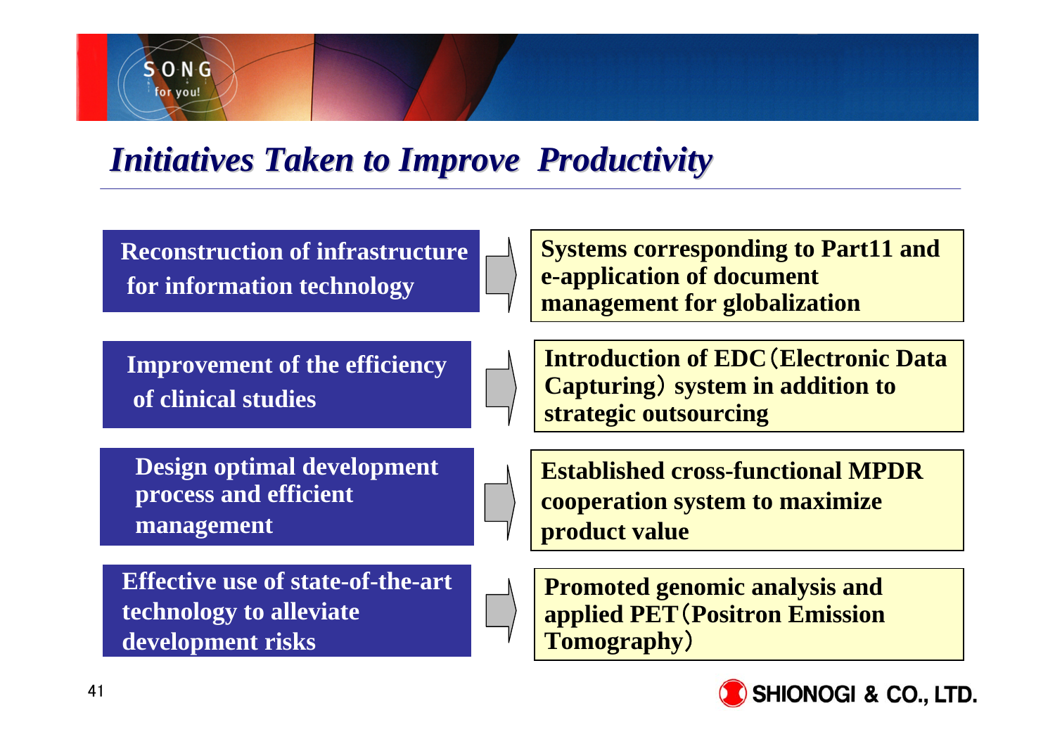# *Initiatives Taken to Improve Productivity*

| Initiative | Result |
| --- | --- |
| **Reconstruction of infrastructure for information technology** | **Systems corresponding to Part11 and e-application of document management for globalization** |
| **Improvement of the efficiency of clinical studies** | **Introduction of EDC（Electronic Data Capturing）system in addition to strategic outsourcing** |
| **Design optimal development process and efficient management** | **Established cross-functional MPDR cooperation system to maximize product value** |
| **Effective use of state-of-the-art technology to alleviate development risks** | **Promoted genomic analysis and applied PET（Positron Emission Tomography）** |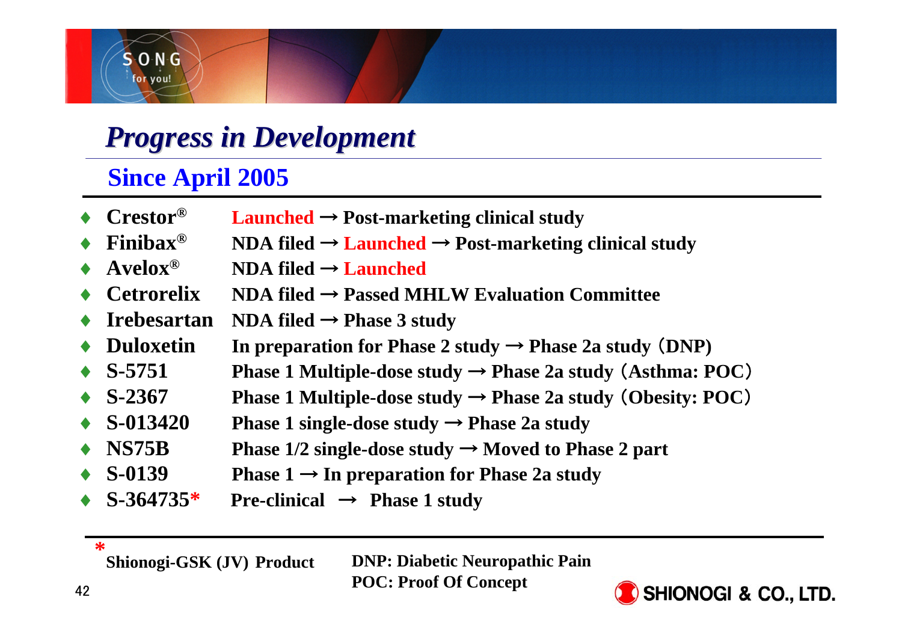# *Progress in Development*

## Since April 2005

- **Crestor®** — Launched → Post-marketing clinical study
- **Finibax®** — NDA filed → Launched → Post-marketing clinical study
- **Avelox®** — NDA filed → Launched
- **Cetrorelix** — NDA filed → Passed MHLW Evaluation Committee
- **Irebesartan** — NDA filed → Phase 3 study
- **Duloxetin** — In preparation for Phase 2 study → Phase 2a study（DNP)
- **S-5751** — Phase 1 Multiple-dose study → Phase 2a study（Asthma: POC）
- **S-2367** — Phase 1 Multiple-dose study → Phase 2a study（Obesity: POC）
- **S-013420** — Phase 1 single-dose study → Phase 2a study
- **NS75B** — Phase 1/2 single-dose study → Moved to Phase 2 part
- **S-0139** — Phase 1 → In preparation for Phase 2a study
- **S-364735*** — Pre-clinical → Phase 1 study

\* Shionogi-GSK (JV) Product

DNP: Diabetic Neuropathic Pain
POC: Proof Of Concept

SHIONOGI & CO., LTD.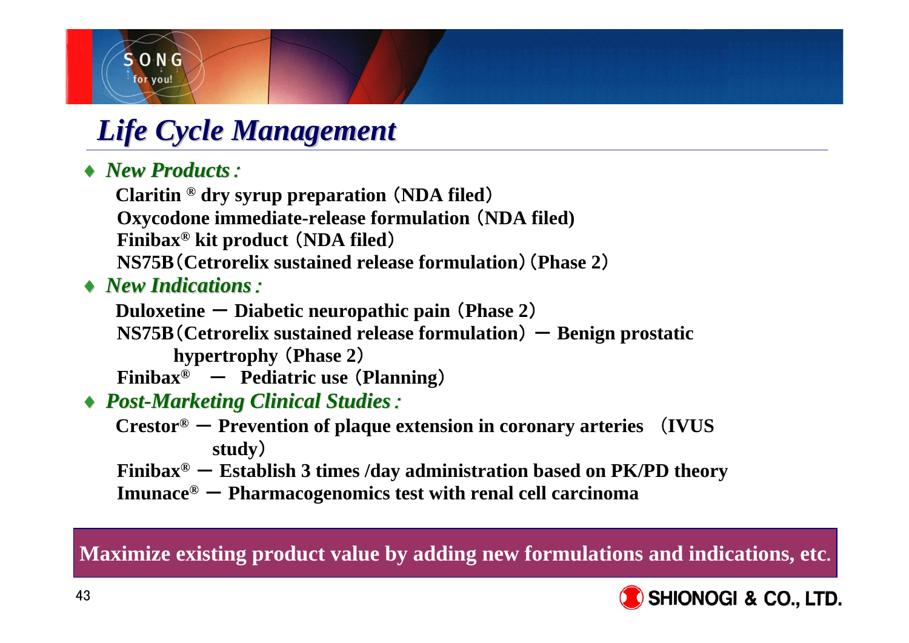# Life Cycle Management

- ***New Products :***
  - **Claritin ® dry syrup preparation（NDA filed）**
  - **Oxycodone immediate-release formulation（NDA filed)**
  - **Finibax® kit product（NDA filed）**
  - **NS75B（Cetrorelix sustained release formulation）(Phase 2）**
- ***New Indications :***
  - **Duloxetine － Diabetic neuropathic pain（Phase 2）**
  - **NS75B（Cetrorelix sustained release formulation）－ Benign prostatic hypertrophy（Phase 2）**
  - **Finibax® － Pediatric use（Planning）**
- ***Post-Marketing Clinical Studies :***
  - **Crestor® － Prevention of plaque extension in coronary arteries （IVUS study）**
  - **Finibax® － Establish 3 times /day administration based on PK/PD theory**
  - **Imunace® － Pharmacogenomics test with renal cell carcinoma**

**Maximize existing product value by adding new formulations and indications, etc.**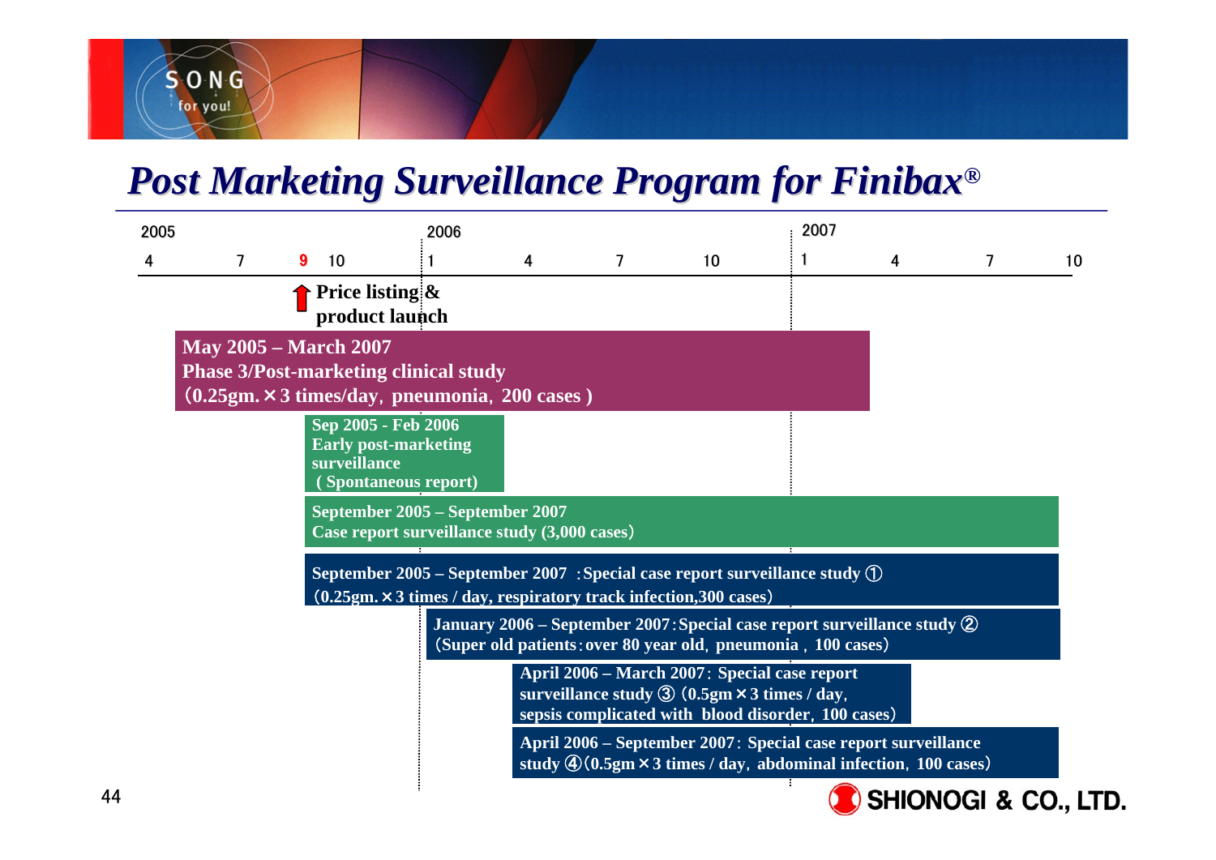# Post Marketing Surveillance Program for Finibax®

| 2005 | | | | 2006 | | | | 2007 | | | |
|---|---|---|---|---|---|---|---|---|---|---|---|
| 4 | 7 | 9 | 10 | 1 | 4 | 7 | 10 | 1 | 4 | 7 | 10 |

**Price listing & product launch** (9, 2005)

**May 2005 – March 2007**
**Phase 3/Post-marketing clinical study**
**（0.25gm.×3 times/day，pneumonia，200 cases )**

**Sep 2005 - Feb 2006**
**Early post-marketing surveillance**
**( Spontaneous report)**

**September 2005 – September 2007**
**Case report surveillance study (3,000 cases)**

**September 2005 – September 2007 ：Special case report surveillance study ①**
**（0.25gm.×3 times / day, respiratory track infection,300 cases）**

**January 2006 – September 2007：Special case report surveillance study ②**
**（Super old patients：over 80 year old，pneumonia，100 cases）**

**April 2006 – March 2007：Special case report surveillance study ③（0.5gm×3 times / day, sepsis complicated with blood disorder，100 cases）**

**April 2006 – September 2007：Special case report surveillance study ④（0.5gm×3 times / day，abdominal infection，100 cases）**

SHIONOGI & CO., LTD.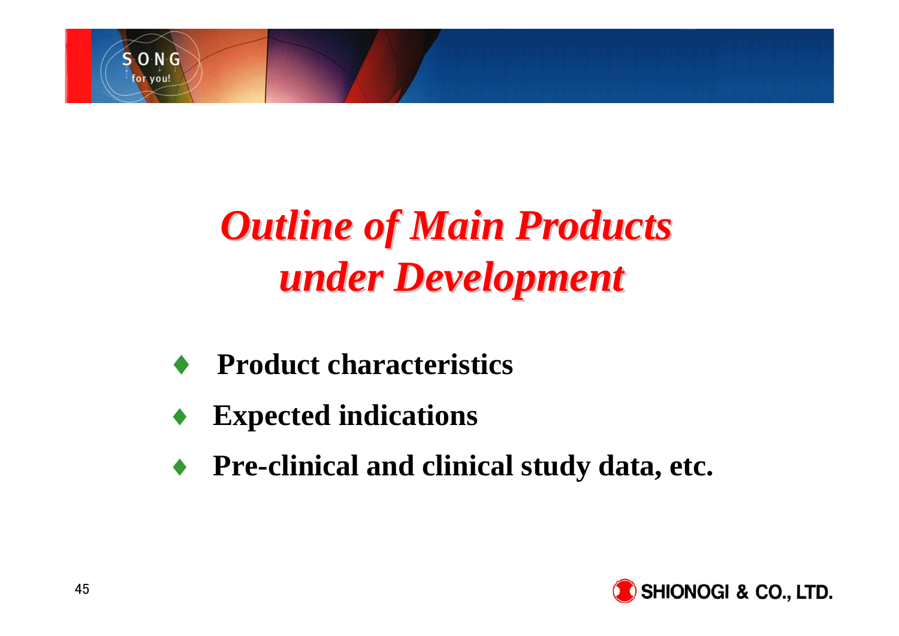# *Outline of Main Products under Development*

- **Product characteristics**
- **Expected indications**
- **Pre-clinical and clinical study data, etc.**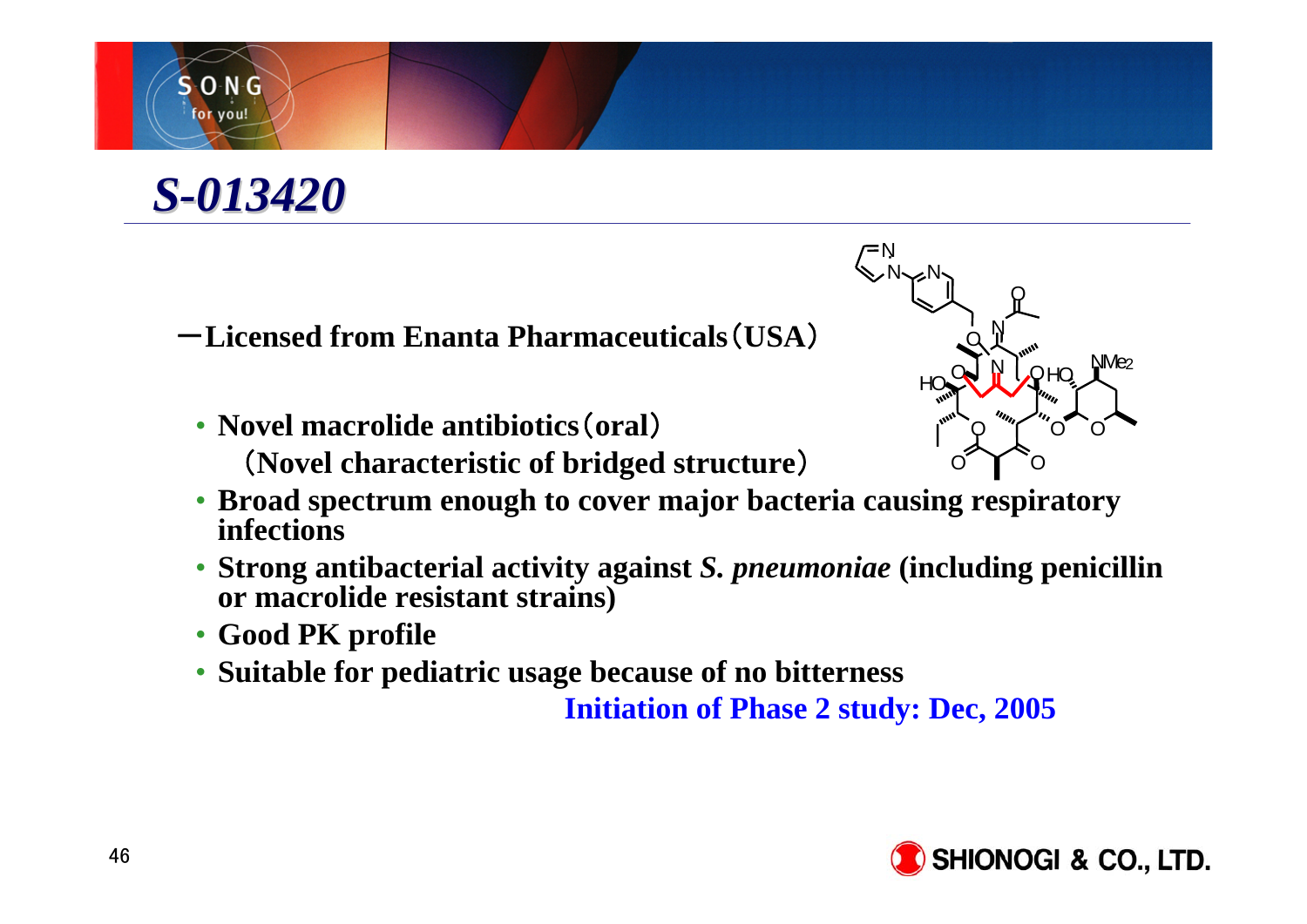# *S-013420*

－Licensed from Enanta Pharmaceuticals（USA）

- **Novel macrolide antibiotics（oral）**
  **（Novel characteristic of bridged structure）**
- **Broad spectrum enough to cover major bacteria causing respiratory infections**
- **Strong antibacterial activity against *S. pneumoniae* (including penicillin or macrolide resistant strains)**
- **Good PK profile**
- **Suitable for pediatric usage because of no bitterness**

**Initiation of Phase 2 study: Dec, 2005**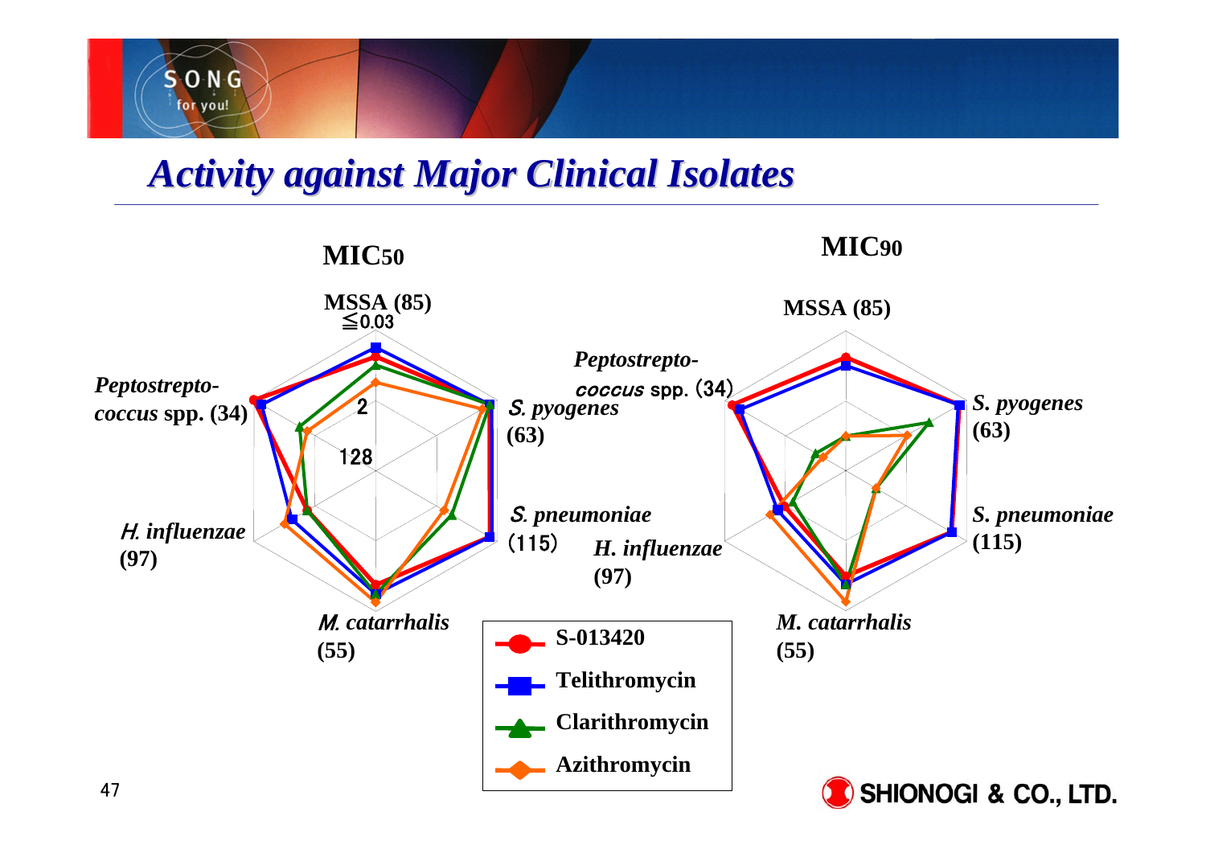# Activity against Major Clinical Isolates

**MIC50**

MSSA (85)
≦0.03
2
128

*Peptostreptococcus* spp. (34)

*S. pyogenes* (63)

*S. pneumoniae* (115)

*H. influenzae* (97)

*M. catarrhalis* (55)

**MIC90**

MSSA (85)

*Peptostreptococcus* spp. (34)

*S. pyogenes* (63)

*S. pneumoniae* (115)

*H. influenzae* (97)

*M. catarrhalis* (55)

- S-013420
- Telithromycin
- Clarithromycin
- Azithromycin

SHIONOGI & CO., LTD.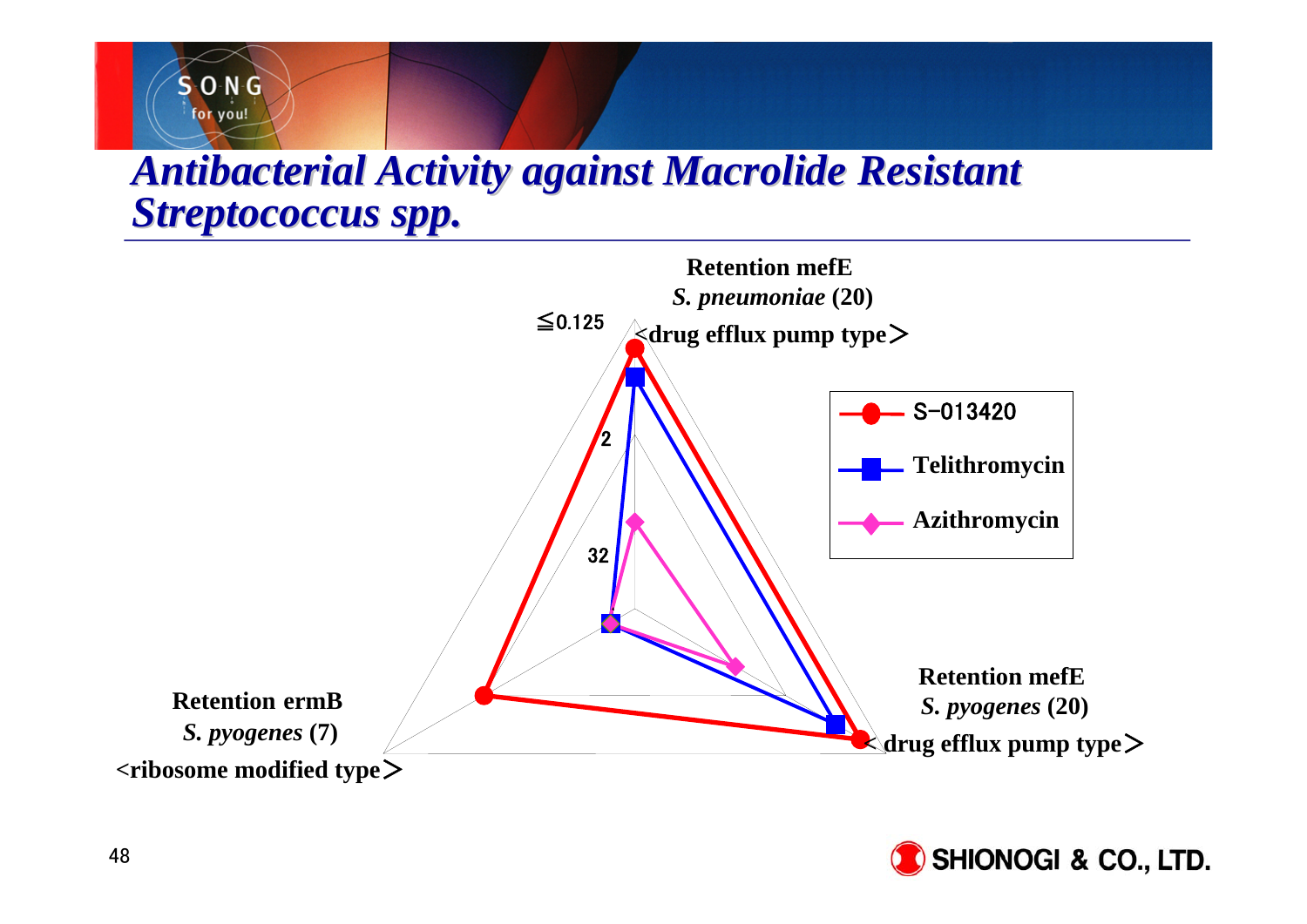# Antibacterial Activity against Macrolide Resistant *Streptococcus spp.*

**Retention mefE**
***S. pneumoniae* (20)**
**<drug efflux pump type>**

≦0.125

2

32

**Retention ermB**
***S. pyogenes* (7)**
**<ribosome modified type>**

**Retention mefE**
***S. pyogenes* (20)**
**<drug efflux pump type>**

- S-013420
- Telithromycin
- Azithromycin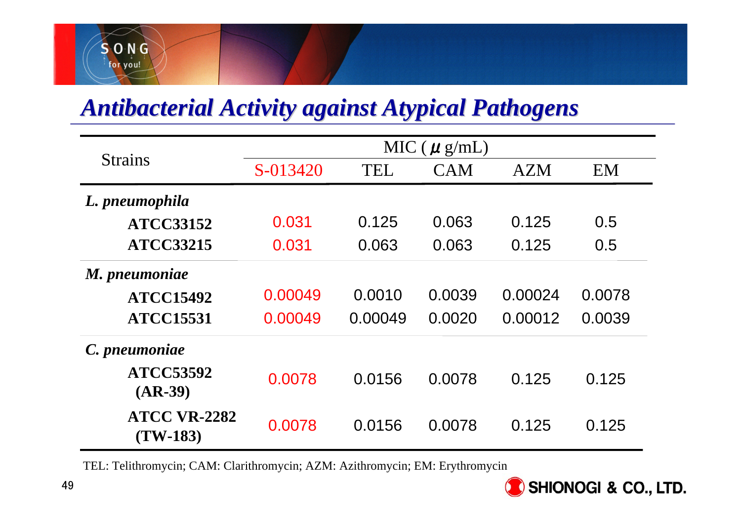## *Antibacterial Activity against Atypical Pathogens*

| Strains | MIC ( $\mu$ g/mL) | | | | |
|---|---|---|---|---|---|
| | S-013420 | TEL | CAM | AZM | EM |
| ***L. pneumophila*** | | | | | |
| **ATCC33152** | 0.031 | 0.125 | 0.063 | 0.125 | 0.5 |
| **ATCC33215** | 0.031 | 0.063 | 0.063 | 0.125 | 0.5 |
| ***M. pneumoniae*** | | | | | |
| **ATCC15492** | 0.00049 | 0.0010 | 0.0039 | 0.00024 | 0.0078 |
| **ATCC15531** | 0.00049 | 0.00049 | 0.0020 | 0.00012 | 0.0039 |
| ***C. pneumoniae*** | | | | | |
| **ATCC53592 (AR-39)** | 0.0078 | 0.0156 | 0.0078 | 0.125 | 0.125 |
| **ATCC VR-2282 (TW-183)** | 0.0078 | 0.0156 | 0.0078 | 0.125 | 0.125 |

TEL: Telithromycin; CAM: Clarithromycin; AZM: Azithromycin; EM: Erythromycin

SHIONOGI & CO., LTD.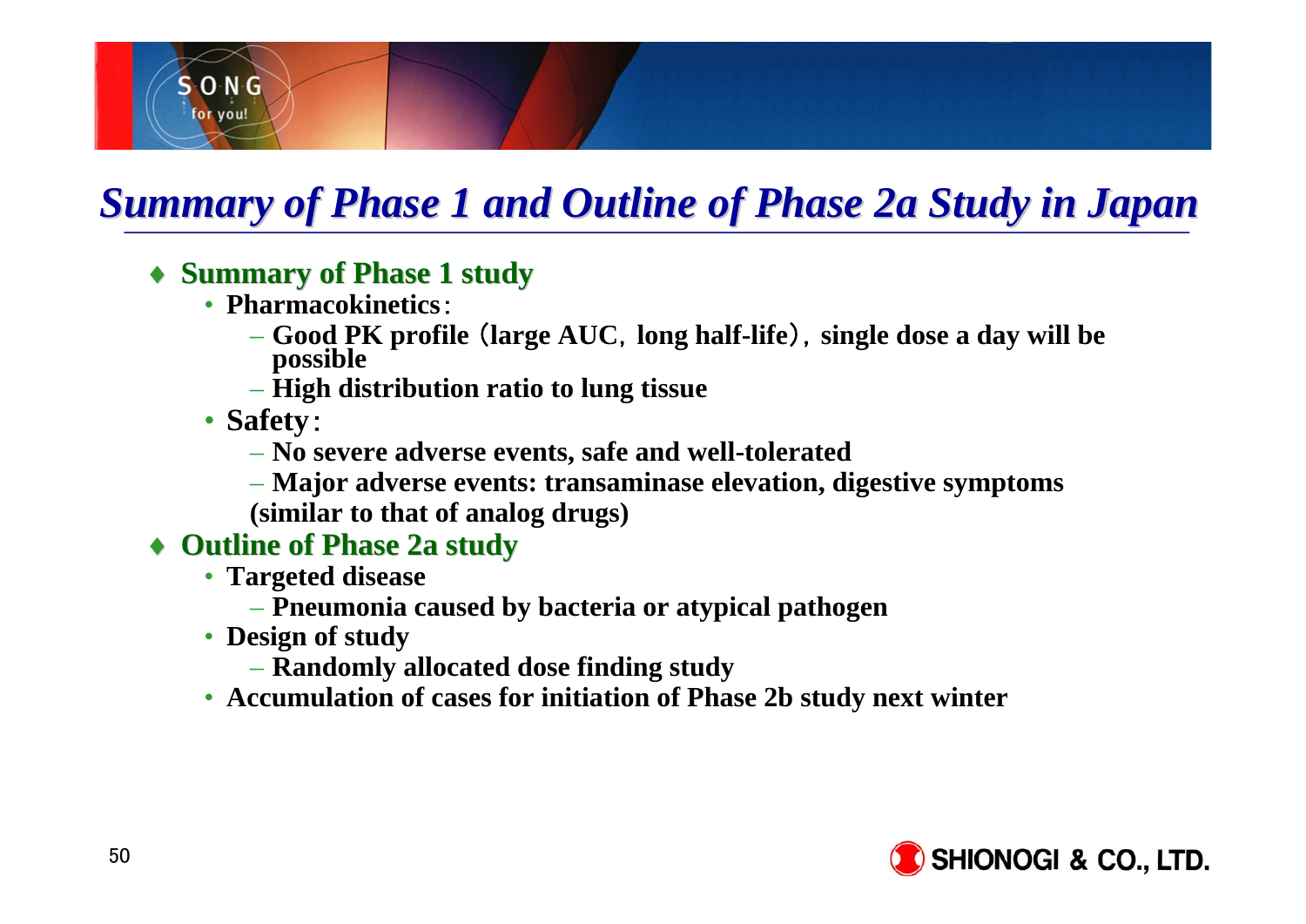# Summary of Phase 1 and Outline of Phase 2a Study in Japan

- **Summary of Phase 1 study**
  - **Pharmacokinetics**：
    - **Good PK profile（large AUC，long half-life），single dose a day will be possible**
    - **High distribution ratio to lung tissue**
  - **Safety**：
    - **No severe adverse events, safe and well-tolerated**
    - **Major adverse events: transaminase elevation, digestive symptoms (similar to that of analog drugs)**
- **Outline of Phase 2a study**
  - **Targeted disease**
    - **Pneumonia caused by bacteria or atypical pathogen**
  - **Design of study**
    - **Randomly allocated dose finding study**
  - **Accumulation of cases for initiation of Phase 2b study next winter**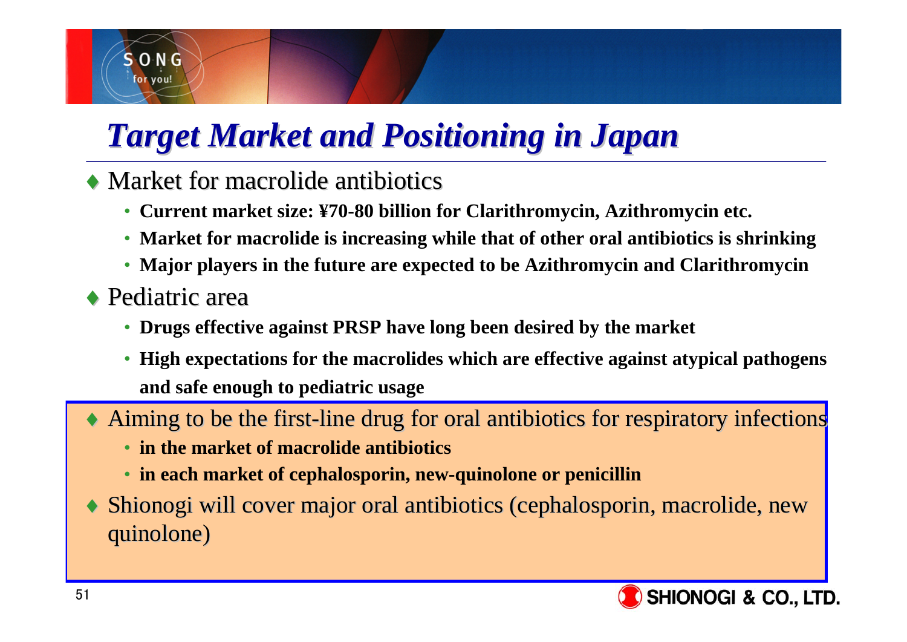# *Target Market and Positioning in Japan*

- Market for macrolide antibiotics
  - **Current market size: ¥70-80 billion for Clarithromycin, Azithromycin etc.**
  - **Market for macrolide is increasing while that of other oral antibiotics is shrinking**
  - **Major players in the future are expected to be Azithromycin and Clarithromycin**
- Pediatric area
  - **Drugs effective against PRSP have long been desired by the market**
  - **High expectations for the macrolides which are effective against atypical pathogens and safe enough to pediatric usage**
- Aiming to be the first-line drug for oral antibiotics for respiratory infections
  - **in the market of macrolide antibiotics**
  - **in each market of cephalosporin, new-quinolone or penicillin**
- Shionogi will cover major oral antibiotics (cephalosporin, macrolide, new quinolone)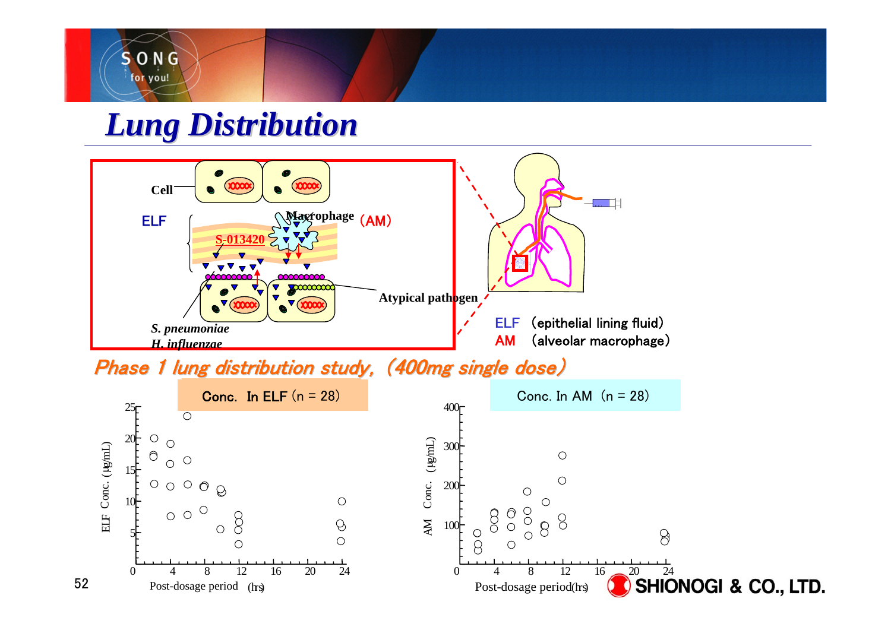# Lung Distribution

Cell

ELF

Macrophage (AM)

S-013420

Atypical pathogen

*S. pneumoniae*

*H. influenzae*

ELF (epithelial lining fluid)

AM (alveolar macrophage)

## Phase 1 lung distribution study, (400mg single dose)

Conc. In ELF (n = 28)

ELF Conc. (μg/mL)

Post-dosage period (hrs)

Conc. In AM (n = 28)

AM Conc. (μg/mL)

Post-dosage period(hrs)

SHIONOGI & CO., LTD.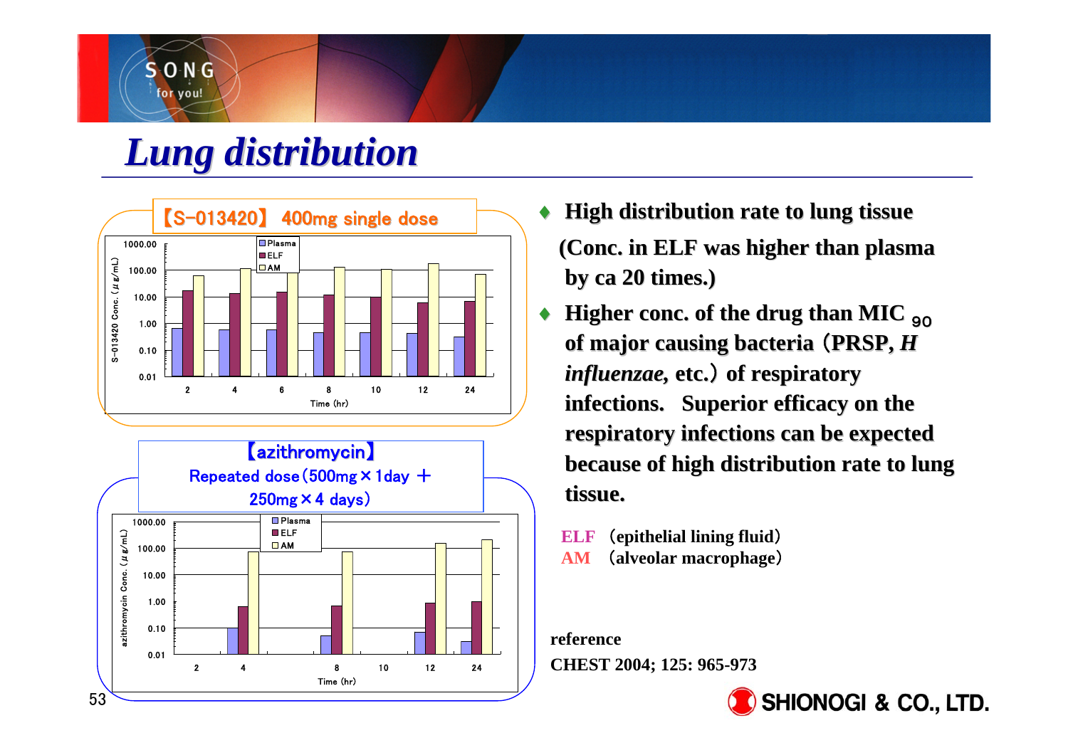# Lung distribution

【S-013420】 400mg single dose

S-013420 Conc. (μg/mL)

Plasma / ELF / AM

Time (hr): 2, 4, 6, 8, 10, 12, 24

【azithromycin】
Repeated dose (500mg × 1day ＋ 250mg × 4 days)

azithromycin Conc. (μg/mL)

Plasma / ELF / AM

Time (hr): 2, 4, 8, 10, 12, 24

- **High distribution rate to lung tissue**
  **(Conc. in ELF was higher than plasma by ca 20 times.)**
- **Higher conc. of the drug than MIC $_{90}$ of major causing bacteria（PRSP, *H influenzae*, etc.）of respiratory infections. Superior efficacy on the respiratory infections can be expected because of high distribution rate to lung tissue.**

**ELF** （epithelial lining fluid）
**AM** （alveolar macrophage）

**reference**
**CHEST 2004; 125: 965-973**

SHIONOGI & CO., LTD.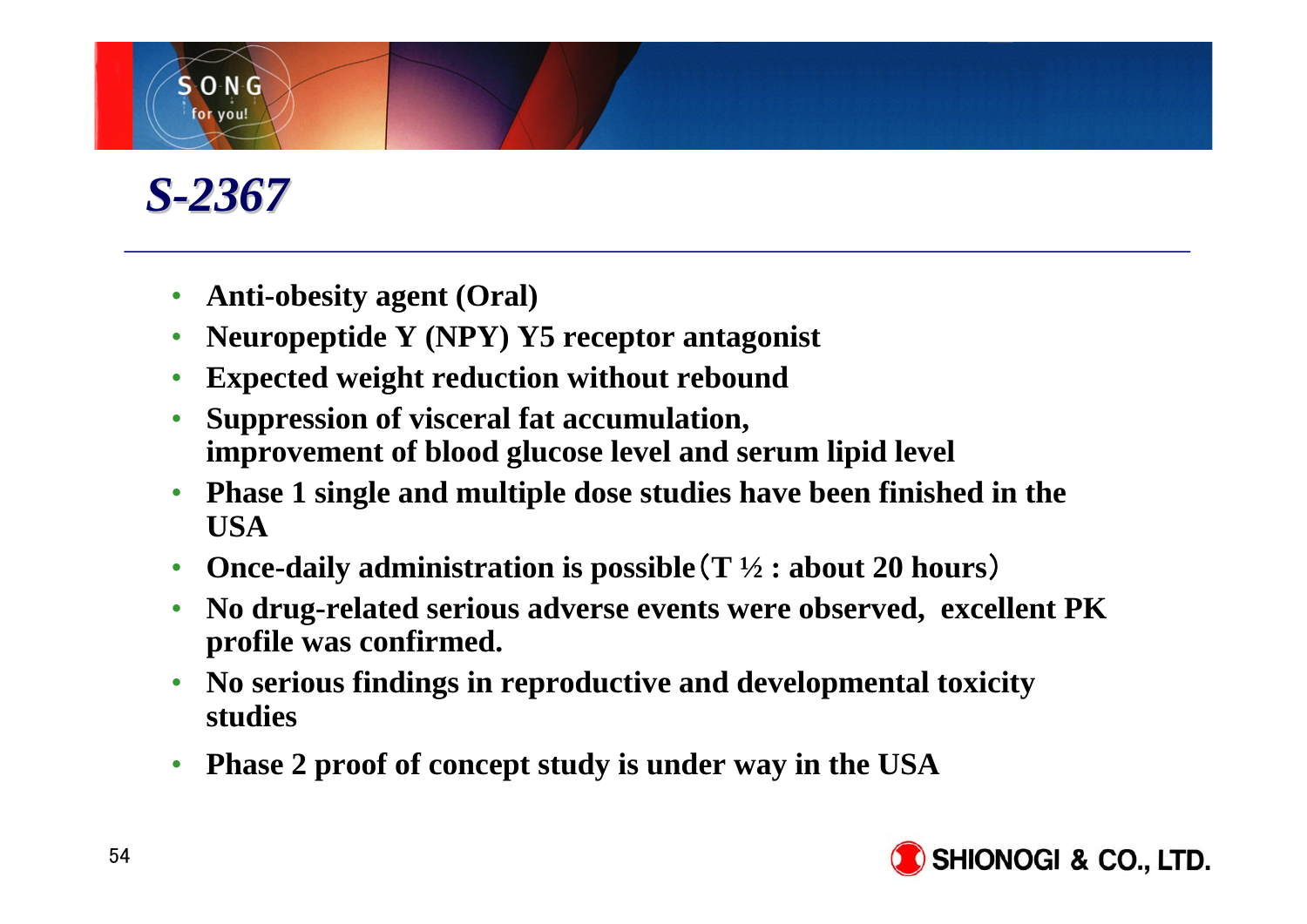# *S-2367*

- **Anti-obesity agent (Oral)**
- **Neuropeptide Y (NPY) Y5 receptor antagonist**
- **Expected weight reduction without rebound**
- **Suppression of visceral fat accumulation, improvement of blood glucose level and serum lipid level**
- **Phase 1 single and multiple dose studies have been finished in the USA**
- **Once-daily administration is possible（T ½ : about 20 hours）**
- **No drug-related serious adverse events were observed, excellent PK profile was confirmed.**
- **No serious findings in reproductive and developmental toxicity studies**
- **Phase 2 proof of concept study is under way in the USA**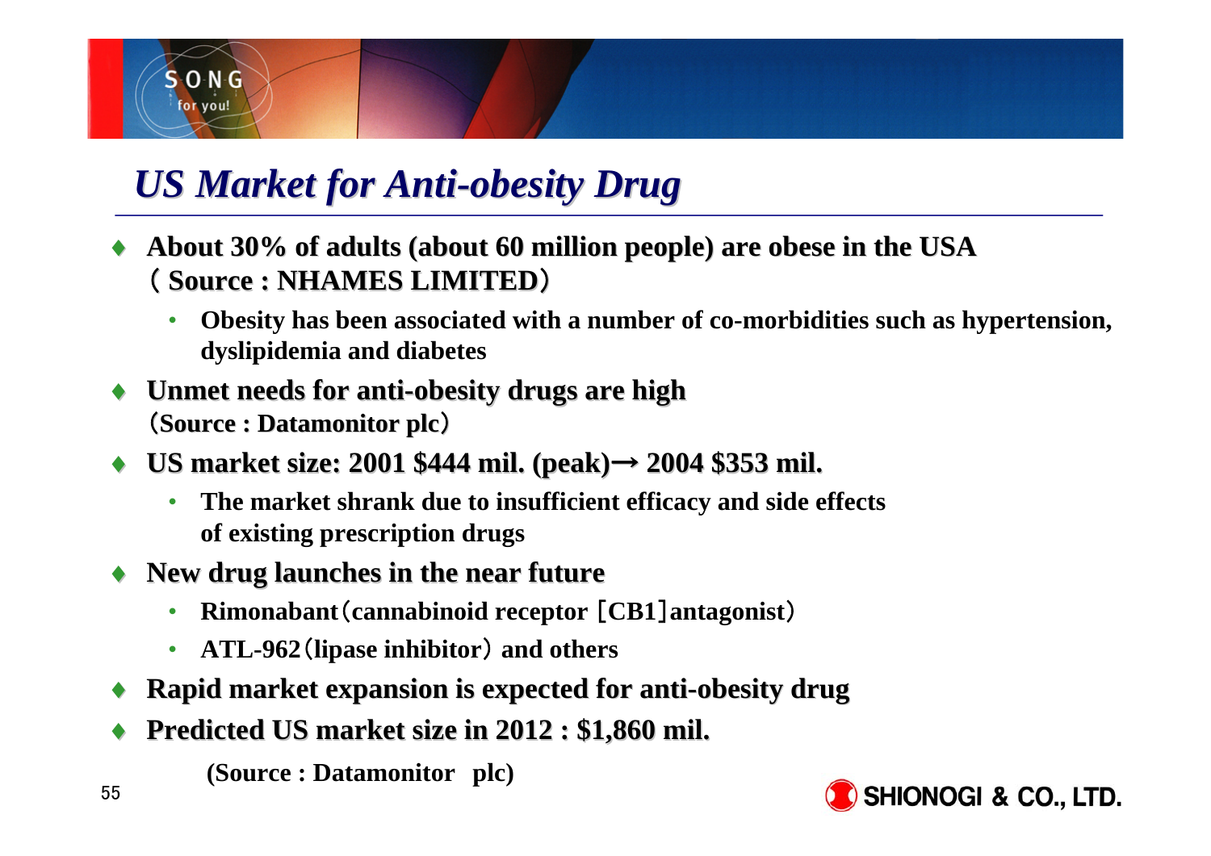# US Market for Anti-obesity Drug

- **About 30% of adults (about 60 million people) are obese in the USA（ Source : NHAMES LIMITED）**
  - **Obesity has been associated with a number of co-morbidities such as hypertension, dyslipidemia and diabetes**
- **Unmet needs for anti-obesity drugs are high（Source : Datamonitor plc）**
- **US market size: 2001 $444 mil. (peak)→ 2004 $353 mil.**
  - **The market shrank due to insufficient efficacy and side effects of existing prescription drugs**
- **New drug launches in the near future**
  - **Rimonabant（cannabinoid receptor［CB1］antagonist）**
  - **ATL-962（lipase inhibitor） and others**
- **Rapid market expansion is expected for anti-obesity drug**
- **Predicted US market size in 2012 : $1,860 mil.**

  **(Source : Datamonitor plc)**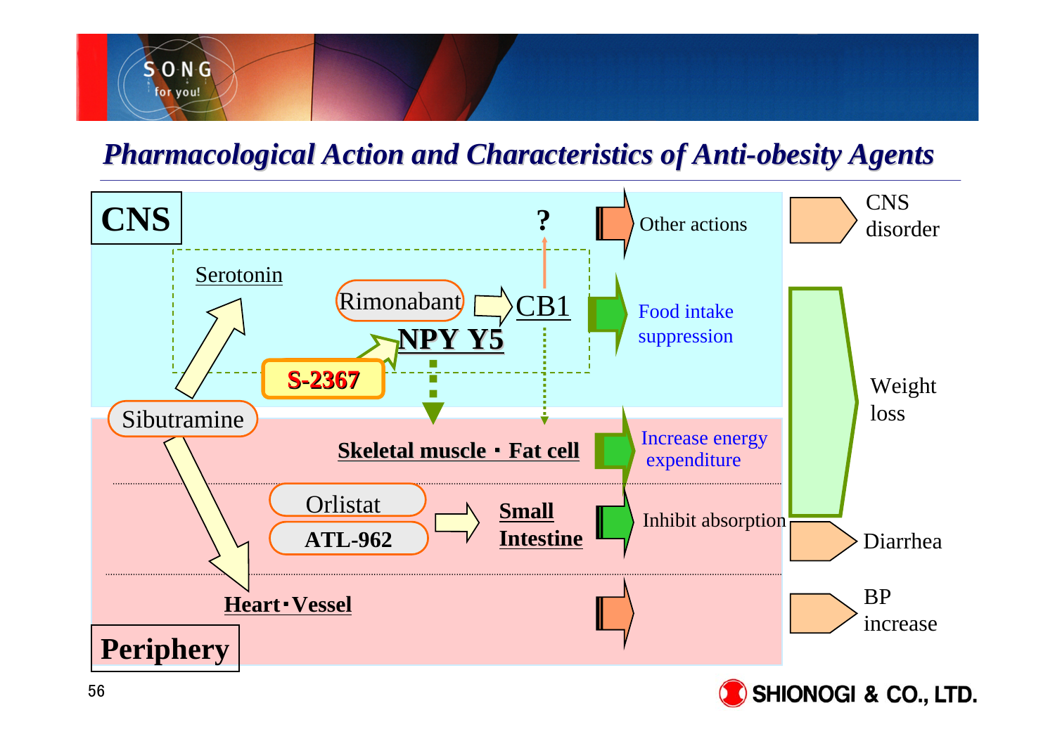## Pharmacological Action and Characteristics of Anti-obesity Agents

**CNS**

- Serotonin
- Rimonabant → CB1
- NPY Y5
- S-2367
- Sibutramine
- ?

**Periphery**

- Skeletal muscle・Fat cell
- Orlistat
- ATL-962
- Small Intestine
- Heart・Vessel

Effects:

- Other actions → CNS disorder
- Food intake suppression → Weight loss
- Increase energy expenditure → Weight loss
- Inhibit absorption → Weight loss; Diarrhea
- BP increase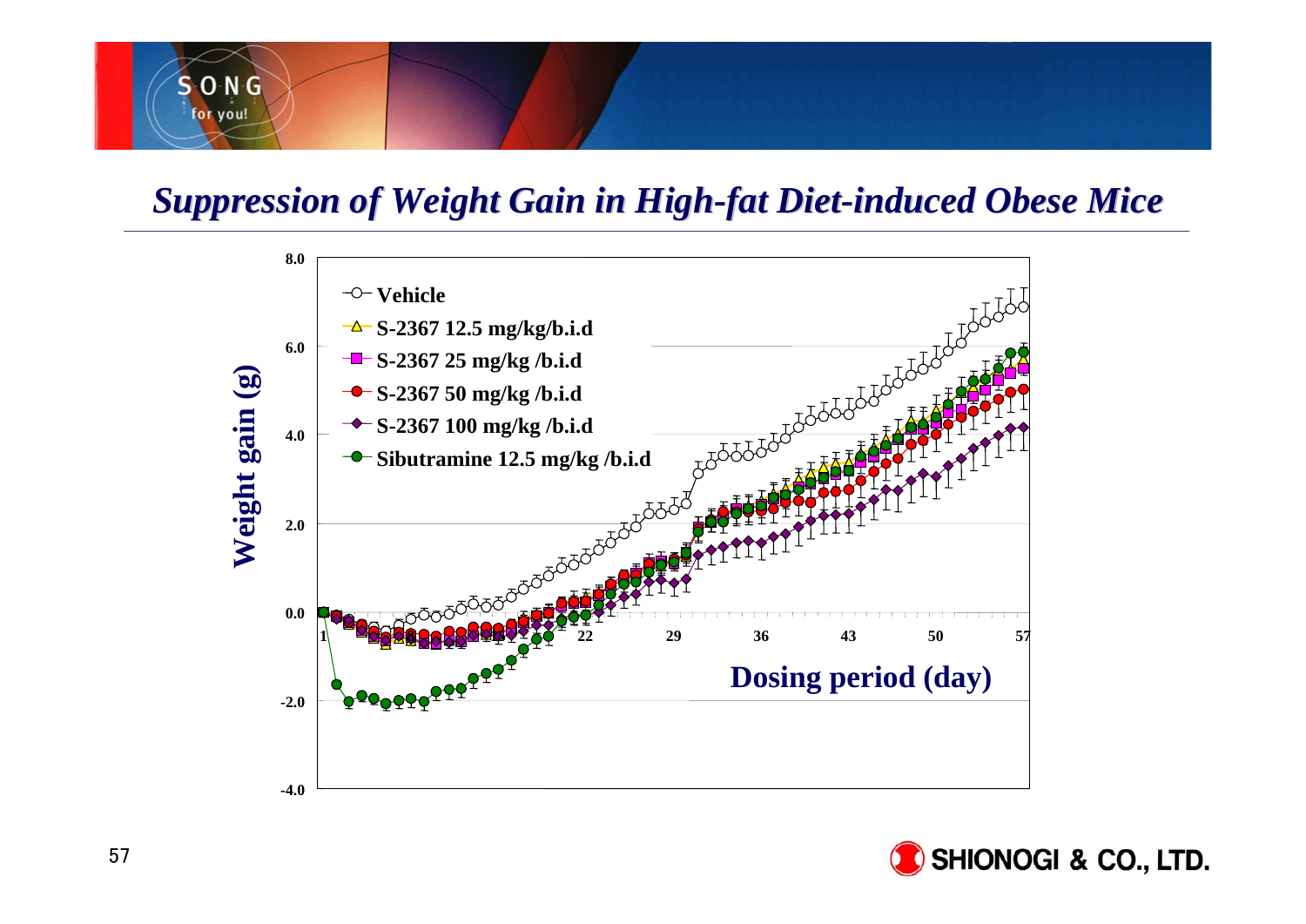# Suppression of Weight Gain in High-fat Diet-induced Obese Mice

Weight gain (g)

8.0, 6.0, 4.0, 2.0, 0.0, -2.0, -4.0

- Vehicle
- S-2367 12.5 mg/kg/b.i.d
- S-2367 25 mg/kg /b.i.d
- S-2367 50 mg/kg /b.i.d
- S-2367 100 mg/kg /b.i.d
- Sibutramine 12.5 mg/kg /b.i.d

1, 22, 29, 36, 43, 50, 57

Dosing period (day)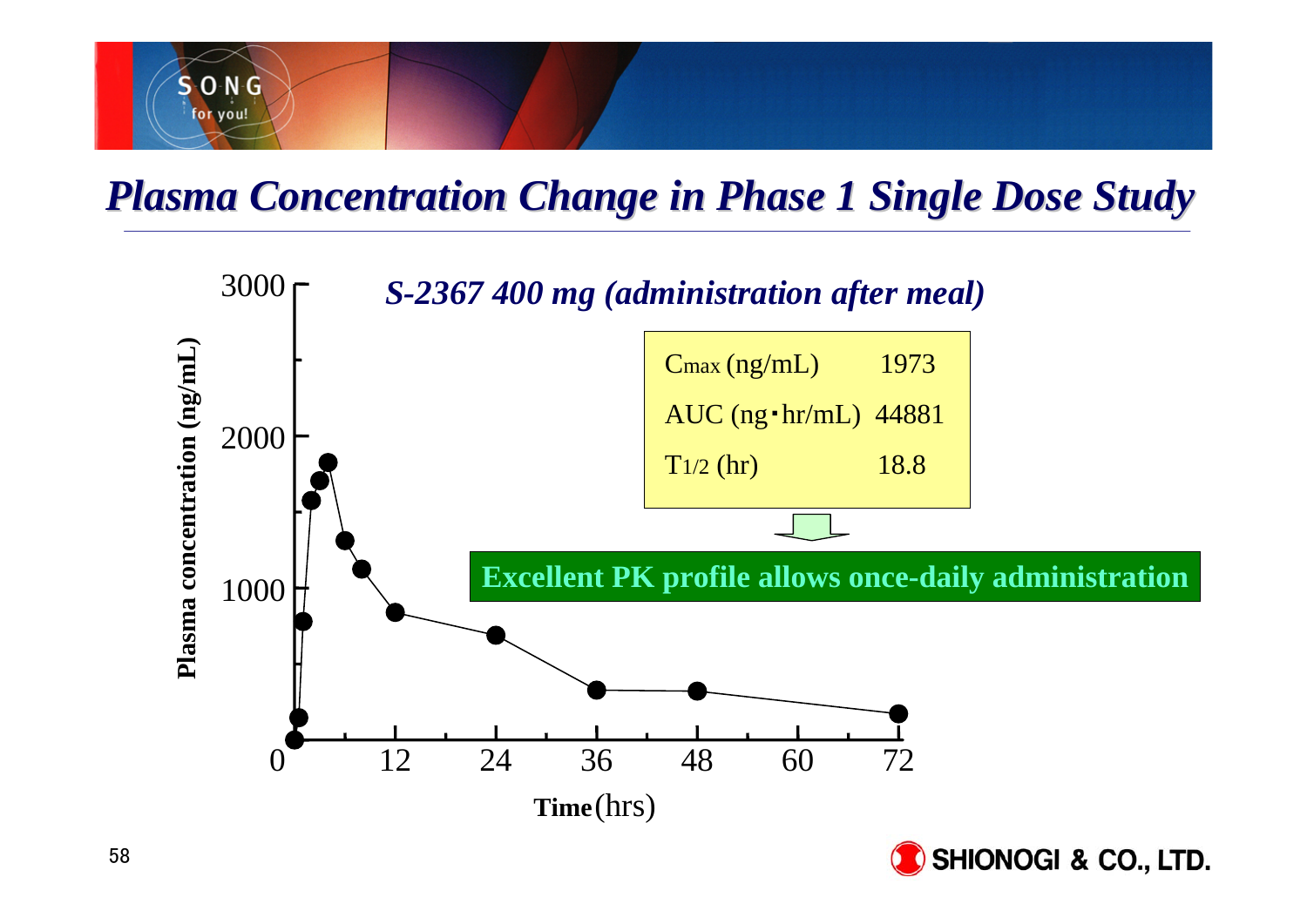# Plasma Concentration Change in Phase 1 Single Dose Study

*S-2367 400 mg (administration after meal)*

| | |
|---|---|
| $C_{max}$ (ng/mL) | 1973 |
| AUC (ng・hr/mL) | 44881 |
| $T_{1/2}$ (hr) | 18.8 |

**Excellent PK profile allows once-daily administration**

Plasma concentration (ng/mL)

0, 1000, 2000, 3000

Time (hrs)

0, 12, 24, 36, 48, 60, 72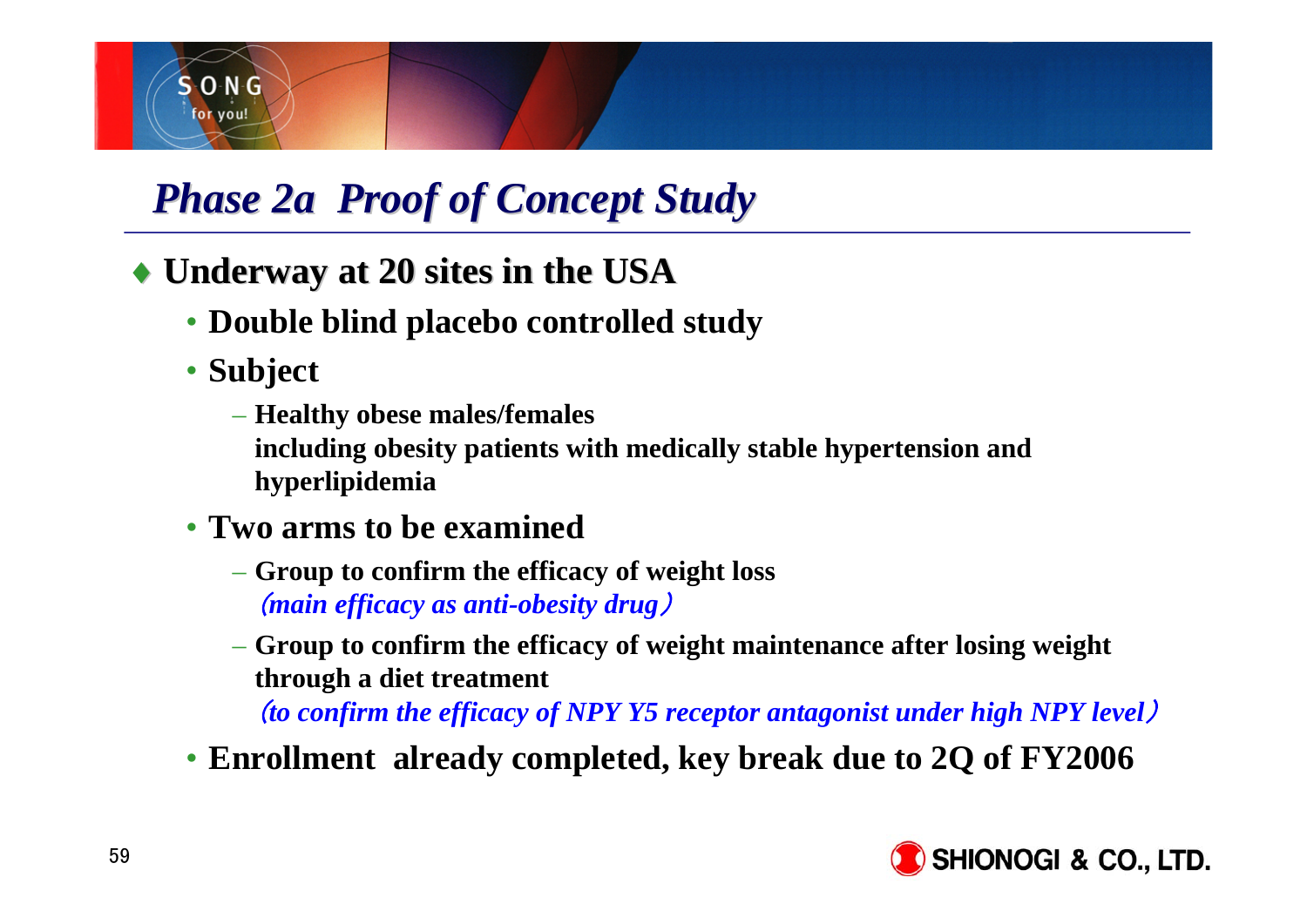# *Phase 2a Proof of Concept Study*

- **Underway at 20 sites in the USA**
  - **Double blind placebo controlled study**
  - **Subject**
    - **Healthy obese males/females**
      **including obesity patients with medically stable hypertension and hyperlipidemia**
  - **Two arms to be examined**
    - **Group to confirm the efficacy of weight loss**
      *（main efficacy as anti-obesity drug）*
    - **Group to confirm the efficacy of weight maintenance after losing weight through a diet treatment**
      *（to confirm the efficacy of NPY Y5 receptor antagonist under high NPY level）*
  - **Enrollment already completed, key break due to 2Q of FY2006**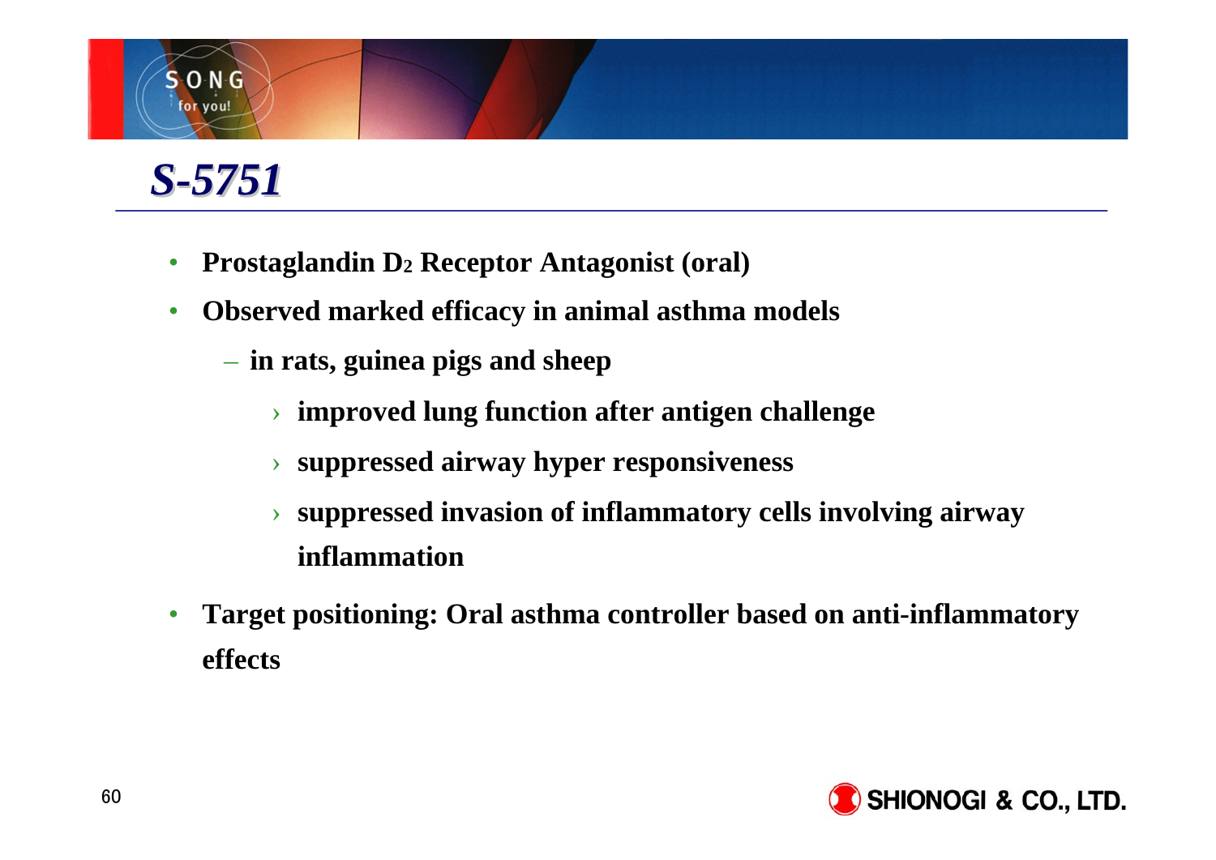# *S-5751*

- **Prostaglandin $D_2$ Receptor Antagonist (oral)**
- **Observed marked efficacy in animal asthma models**
  - **in rats, guinea pigs and sheep**
    - **improved lung function after antigen challenge**
    - **suppressed airway hyper responsiveness**
    - **suppressed invasion of inflammatory cells involving airway inflammation**
- **Target positioning: Oral asthma controller based on anti-inflammatory effects**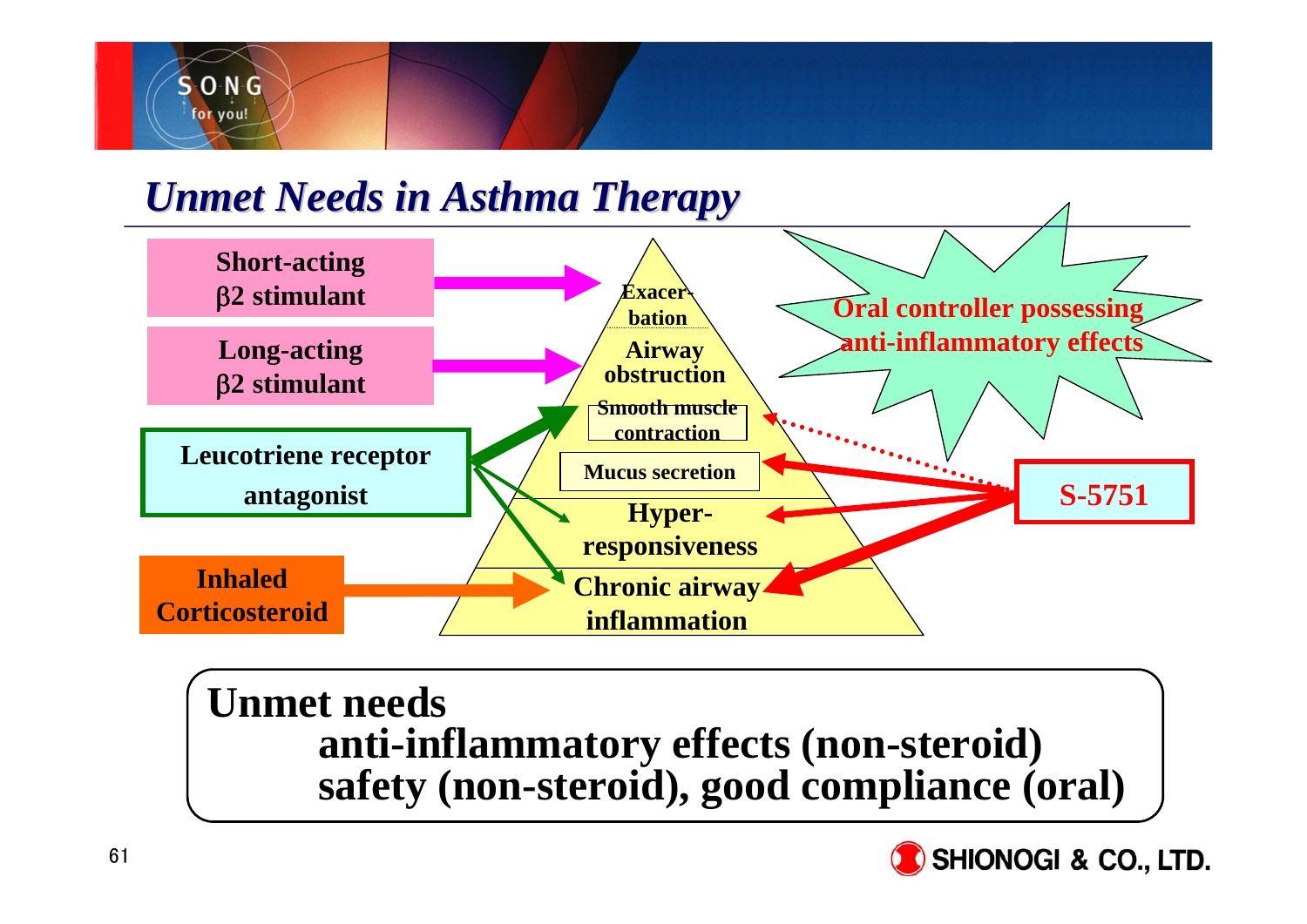## Unmet Needs in Asthma Therapy

Short-acting β2 stimulant

Long-acting β2 stimulant

Leucotriene receptor antagonist

Inhaled Corticosteroid

Exacer-bation

Airway obstruction

Smooth muscle contraction

Mucus secretion

Hyper-responsiveness

Chronic airway inflammation

Oral controller possessing anti-inflammatory effects

S-5751

**Unmet needs**

**anti-inflammatory effects (non-steroid)**
**safety (non-steroid), good compliance (oral)**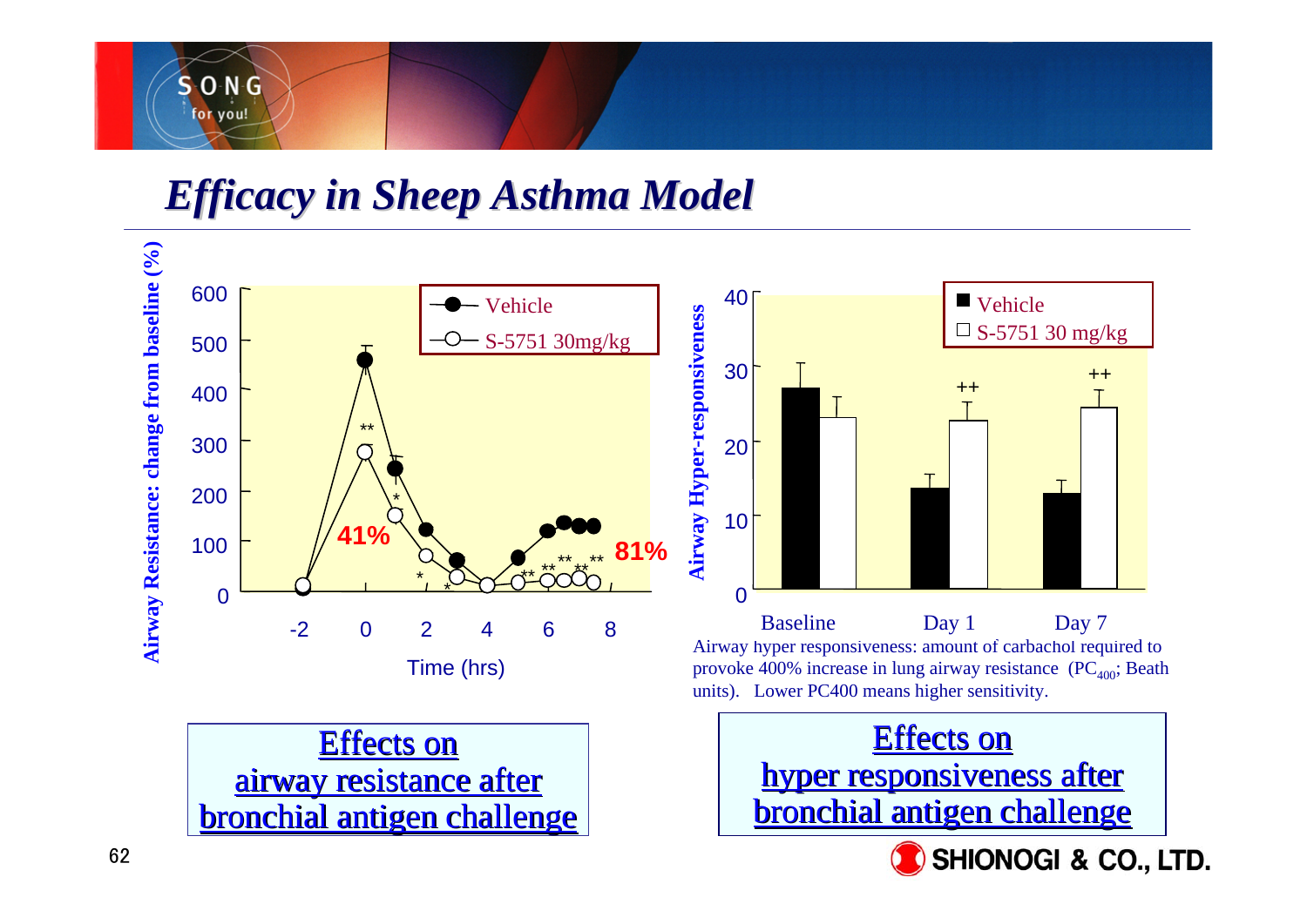# Efficacy in Sheep Asthma Model

Airway Resistance: change from baseline (%)

Vehicle

S-5751 30mg/kg

41%

81%

Time (hrs)

Airway Hyper-responsiveness

Vehicle

S-5751 30 mg/kg

Baseline Day 1 Day 7

Airway hyper responsiveness: amount of carbachol required to provoke 400% increase in lung airway resistance ($PC_{400}$; Beath units). Lower PC400 means higher sensitivity.

**Effects on airway resistance after bronchial antigen challenge**

**Effects on hyper responsiveness after bronchial antigen challenge**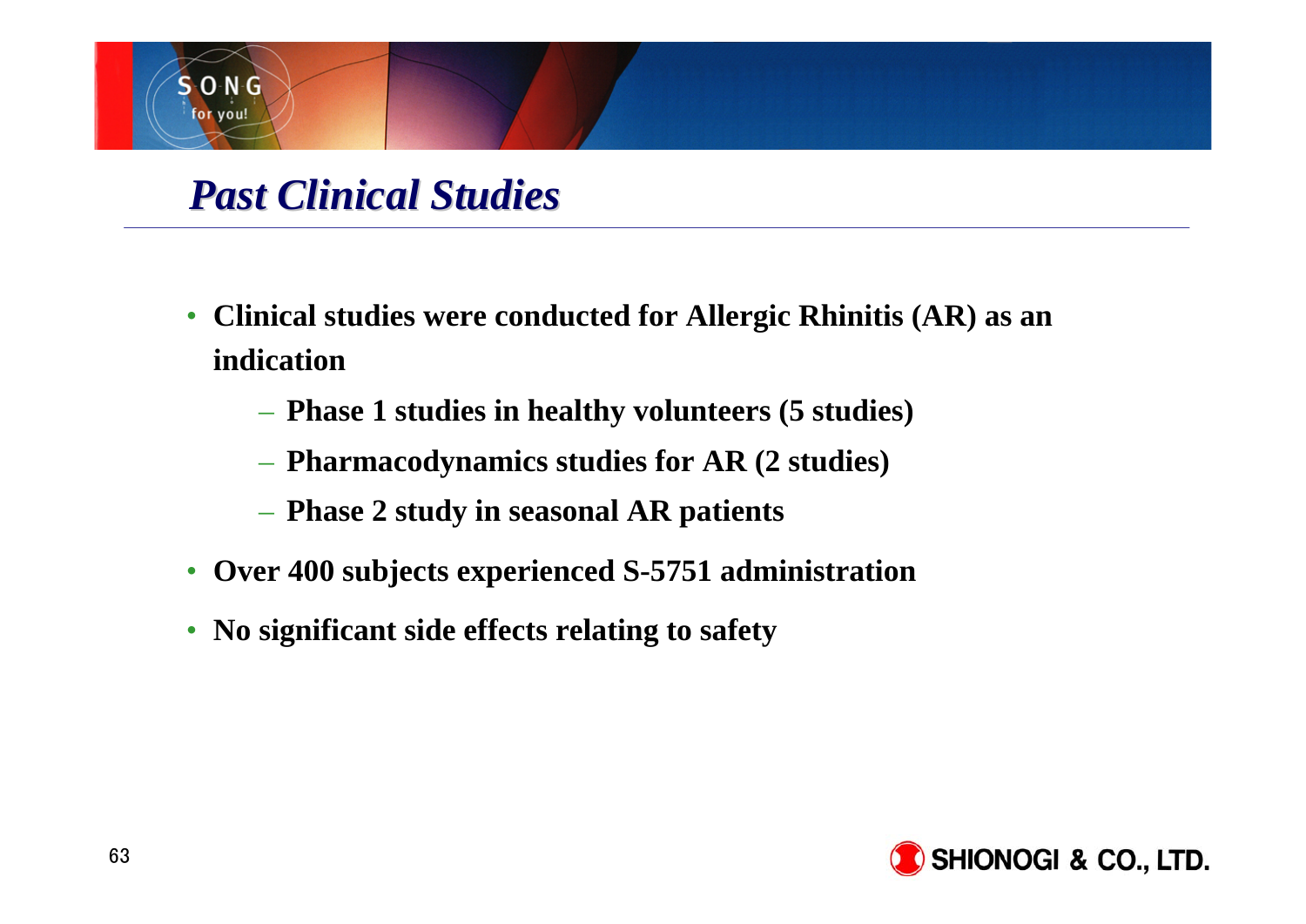# *Past Clinical Studies*

- **Clinical studies were conducted for Allergic Rhinitis (AR) as an indication**
  - **Phase 1 studies in healthy volunteers (5 studies)**
  - **Pharmacodynamics studies for AR (2 studies)**
  - **Phase 2 study in seasonal AR patients**
- **Over 400 subjects experienced S-5751 administration**
- **No significant side effects relating to safety**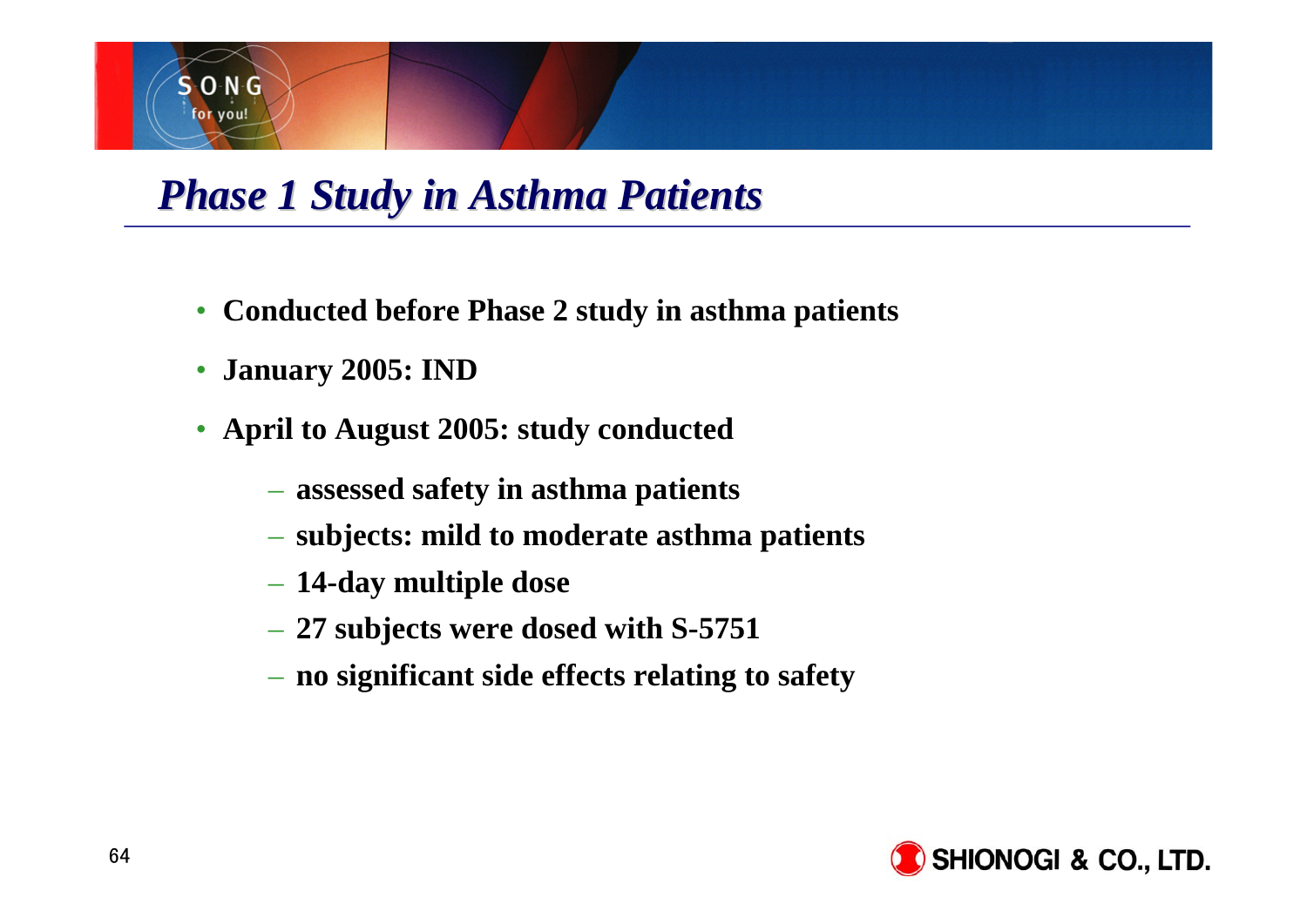# *Phase 1 Study in Asthma Patients*

- **Conducted before Phase 2 study in asthma patients**
- **January 2005: IND**
- **April to August 2005: study conducted**
  - **assessed safety in asthma patients**
  - **subjects: mild to moderate asthma patients**
  - **14-day multiple dose**
  - **27 subjects were dosed with S-5751**
  - **no significant side effects relating to safety**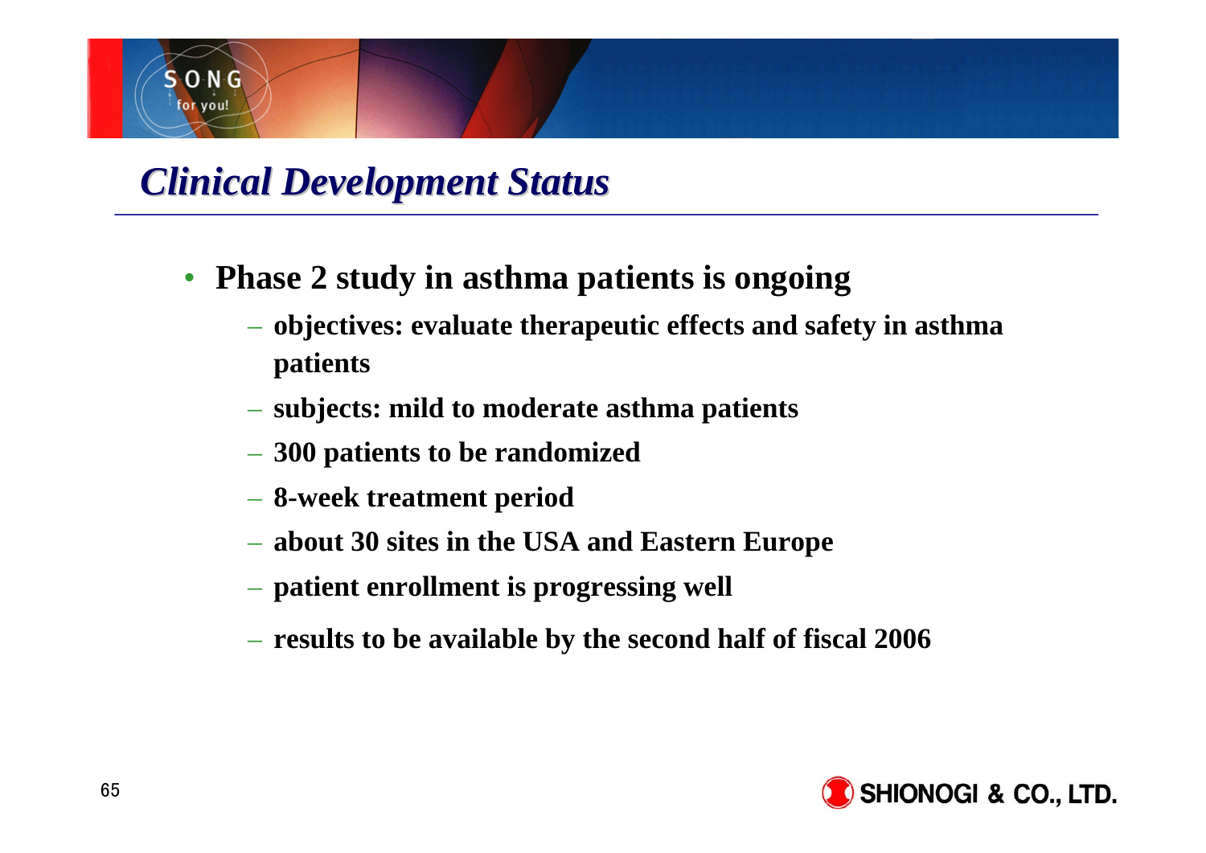# *Clinical Development Status*

- **Phase 2 study in asthma patients is ongoing**
  - **objectives: evaluate therapeutic effects and safety in asthma patients**
  - **subjects: mild to moderate asthma patients**
  - **300 patients to be randomized**
  - **8-week treatment period**
  - **about 30 sites in the USA and Eastern Europe**
  - **patient enrollment is progressing well**
  - **results to be available by the second half of fiscal 2006**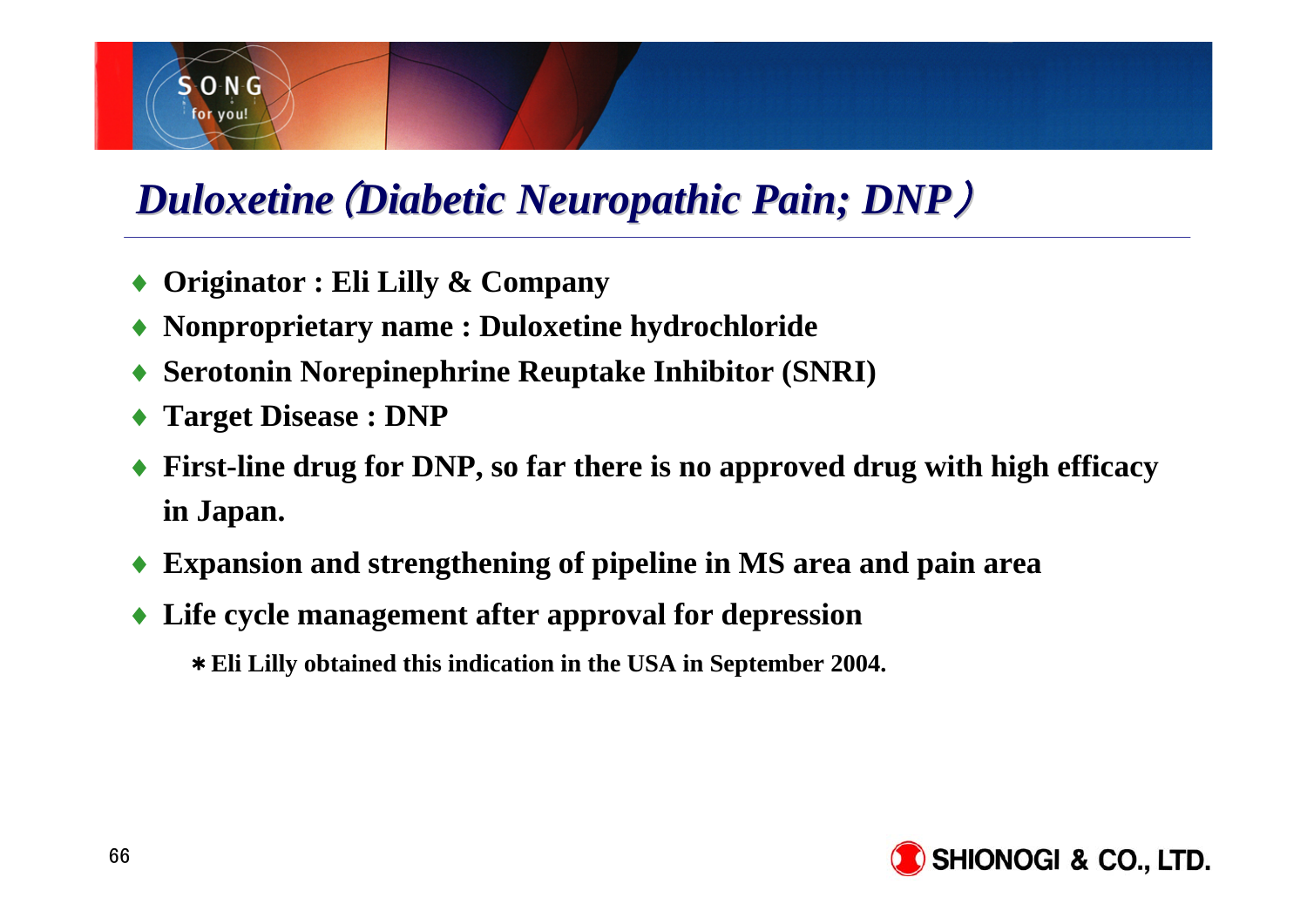# *Duloxetine (Diabetic Neuropathic Pain; DNP)*

- **Originator : Eli Lilly & Company**
- **Nonproprietary name : Duloxetine hydrochloride**
- **Serotonin Norepinephrine Reuptake Inhibitor (SNRI)**
- **Target Disease : DNP**
- **First-line drug for DNP, so far there is no approved drug with high efficacy in Japan.**
- **Expansion and strengthening of pipeline in MS area and pain area**
- **Life cycle management after approval for depression**

  **＊Eli Lilly obtained this indication in the USA in September 2004.**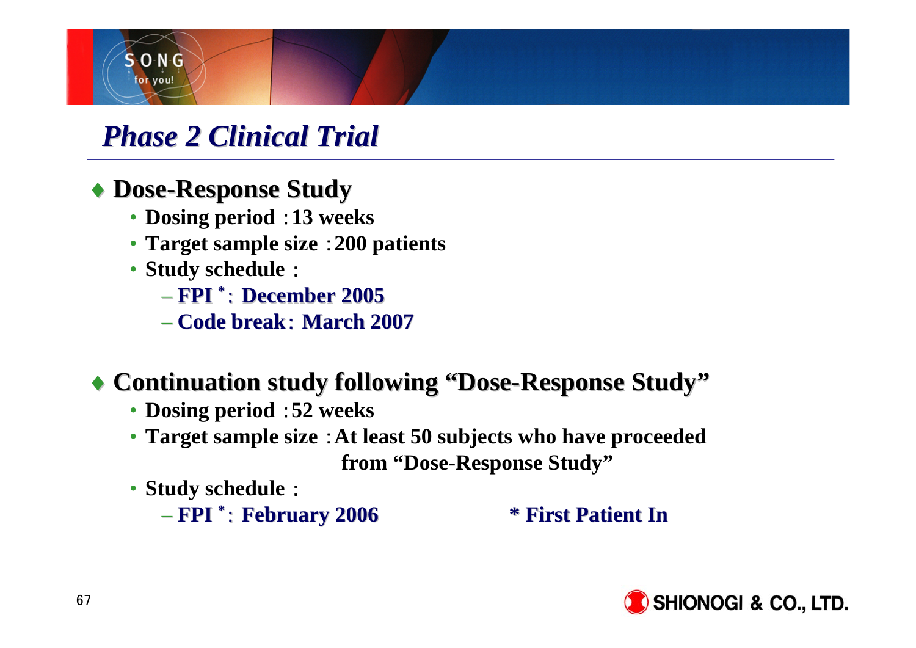# *Phase 2 Clinical Trial*

- **Dose-Response Study**
  - **Dosing period**：**13 weeks**
  - **Target sample size**：**200 patients**
  - **Study schedule**：
    - **FPI***：**December 2005**
    - **Code break**：**March 2007**

- **Continuation study following "Dose-Response Study"**
  - **Dosing period**：**52 weeks**
  - **Target sample size**：**At least 50 subjects who have proceeded from "Dose-Response Study"**
  - **Study schedule**：
    - **FPI***：**February 2006**

**\* First Patient In**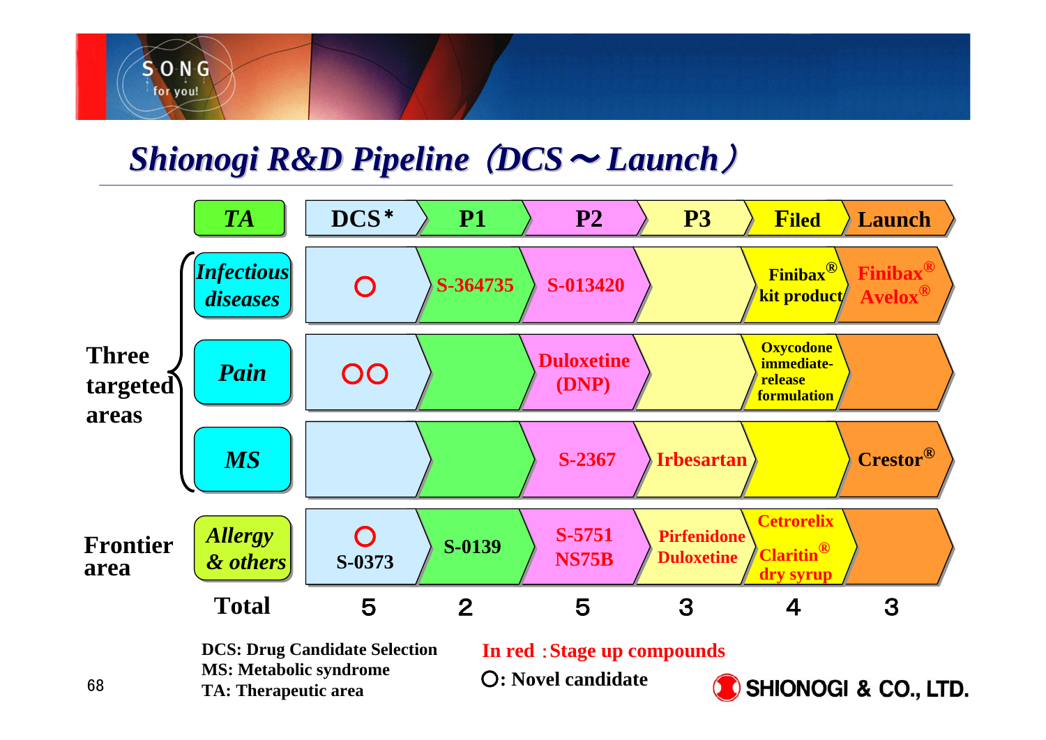# Shionogi R&D Pipeline（DCS～Launch）

| | TA | DCS* | P1 | P2 | P3 | Filed | Launch |
|---|---|---|---|---|---|---|---|
| Three targeted areas | *Infectious diseases* | ○ | S-364735 | S-013420 | | Finibax® kit product | Finibax® Avelox® |
| | *Pain* | ○○ | | Duloxetine (DNP) | | Oxycodone immediate-release formulation | |
| | *MS* | | | S-2367 | Irbesartan | | Crestor® |
| Frontier area | *Allergy & others* | ○ S-0373 | S-0139 | S-5751 NS75B | Pirfenidone Duloxetine | Cetrorelix Claritin® dry syrup | |
| | Total | 5 | 2 | 5 | 3 | 4 | 3 |

DCS: Drug Candidate Selection
MS: Metabolic syndrome
TA: Therapeutic area

In red：Stage up compounds
○: Novel candidate

SHIONOGI & CO., LTD.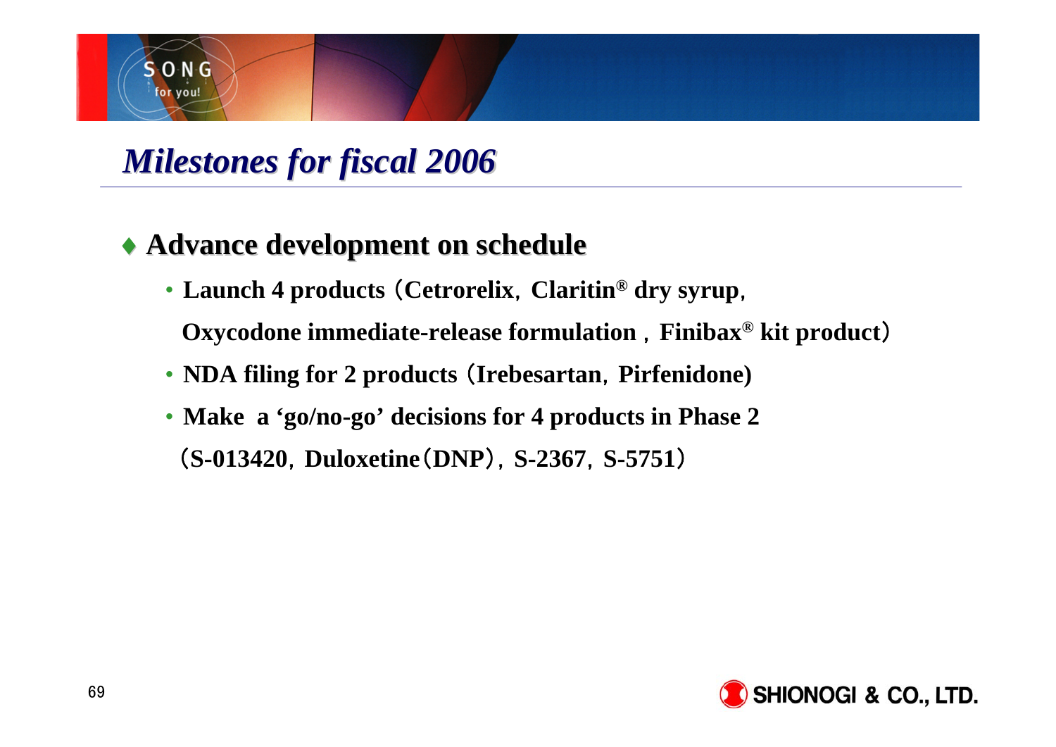# *Milestones for fiscal 2006*

- **Advance development on schedule**
  - **Launch 4 products（Cetrorelix，Claritin® dry syrup，Oxycodone immediate-release formulation，Finibax® kit product）**
  - **NDA filing for 2 products（Irebesartan，Pirfenidone)**
  - **Make a ‘go/no-go’ decisions for 4 products in Phase 2（S-013420，Duloxetine（DNP），S-2367，S-5751）**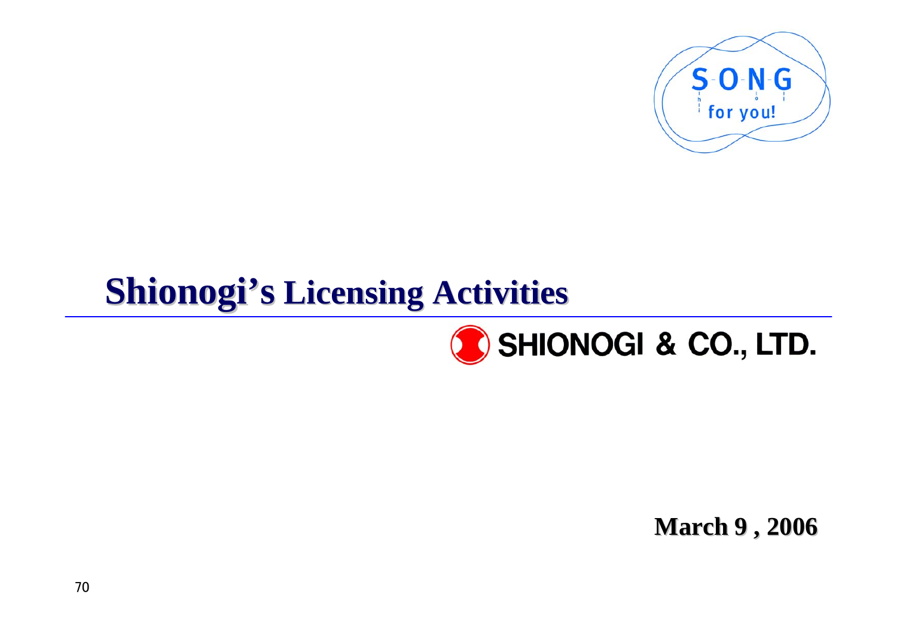SONG for you!

# Shionogi's Licensing Activities

SHIONOGI & CO., LTD.

**March 9 , 2006**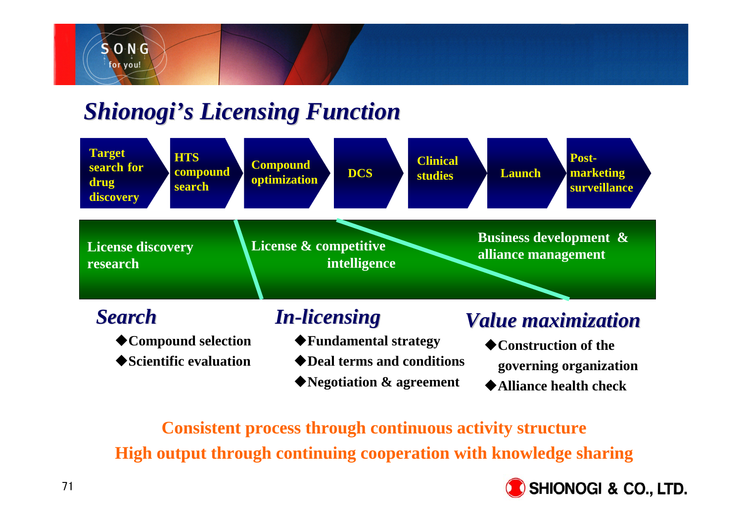# Shiongi's Licensing Function

Target search for drug discovery → HTS compound search → Compound optimization → DCS → Clinical studies → Launch → Post-marketing surveillance

License discovery research | License & competitive intelligence | Business development & alliance management

### Search

- ◆Compound selection
- ◆Scientific evaluation

### In-licensing

- ◆Fundamental strategy
- ◆Deal terms and conditions
- ◆Negotiation & agreement

### Value maximization

- ◆Construction of the governing organization
- ◆Alliance health check

**Consistent process through continuous activity structure**

**High output through continuing cooperation with knowledge sharing**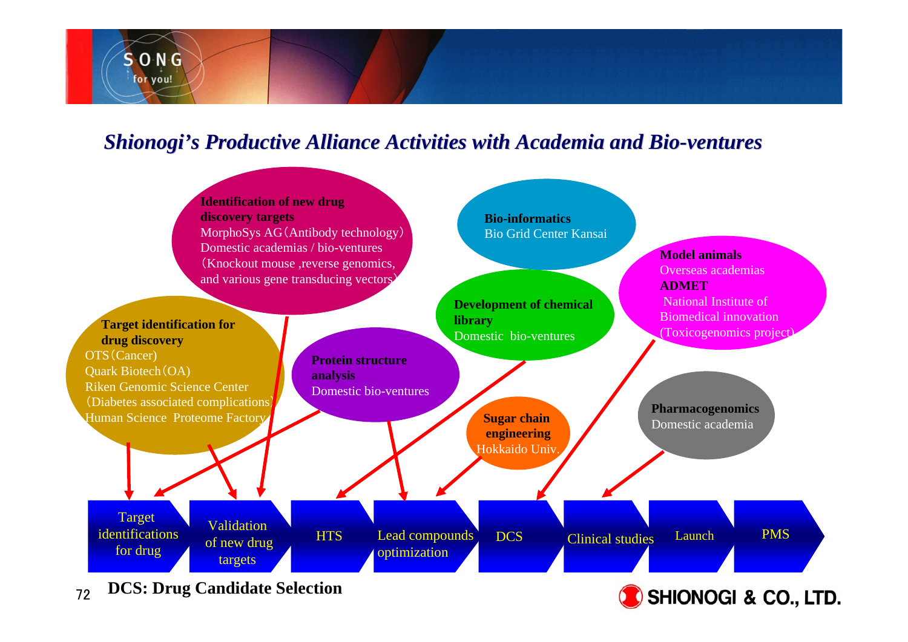## *Shionogi's Productive Alliance Activities with Academia and Bio-ventures*

**Identification of new drug discovery targets**
MorphoSys AG（Antibody technology）
Domestic academias / bio-ventures
（Knockout mouse ,reverse genomics, and various gene transducing vectors）

**Bio-informatics**
Bio Grid Center Kansai

**Model animals**
Overseas academias

**ADMET**
National Institute of Biomedical innovation
(Toxicogenomics project)

**Development of chemical library**
Domestic bio-ventures

**Target identification for drug discovery**
OTS（Cancer)
Quark Biotech（OA)
Riken Genomic Science Center
（Diabetes associated complications)
Human Science Proteome Factory

**Protein structure analysis**
Domestic bio-ventures

**Sugar chain engineering**
Hokkaido Univ.

**Pharmacogenomics**
Domestic academia

Target identifications for drug → Validation of new drug targets → HTS → Lead compounds optimization → DCS → Clinical studies → Launch → PMS

**DCS: Drug Candidate Selection**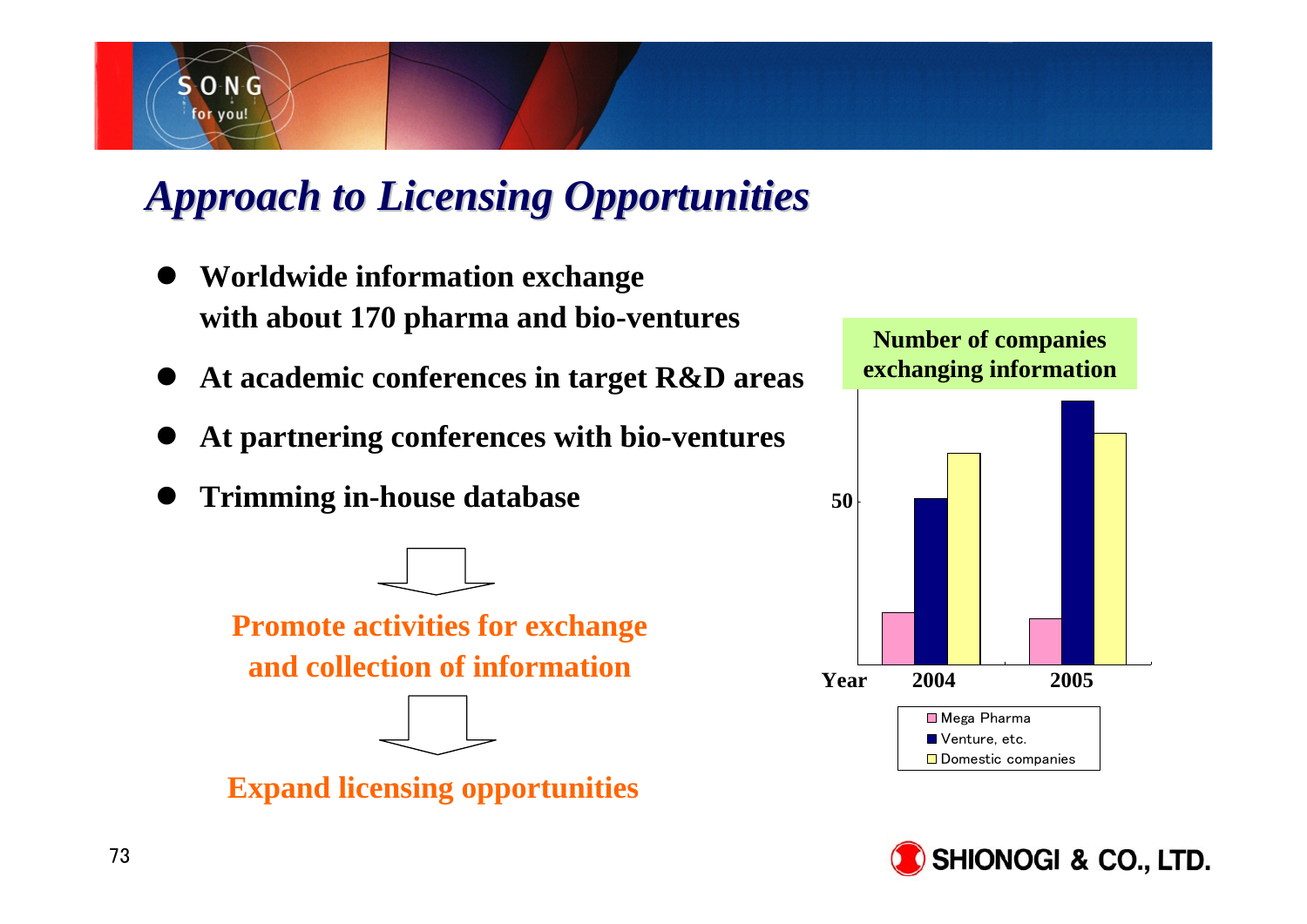# Approach to Licensing Opportunities

- **Worldwide information exchange with about 170 pharma and bio-ventures**
- **At academic conferences in target R&D areas**
- **At partnering conferences with bio-ventures**
- **Trimming in-house database**

**Promote activities for exchange and collection of information**

**Expand licensing opportunities**

**Number of companies exchanging information**

| Year | Mega Pharma | Venture, etc. | Domestic companies |
|---|---|---|---|
| 2004 | | | |
| 2005 | | | |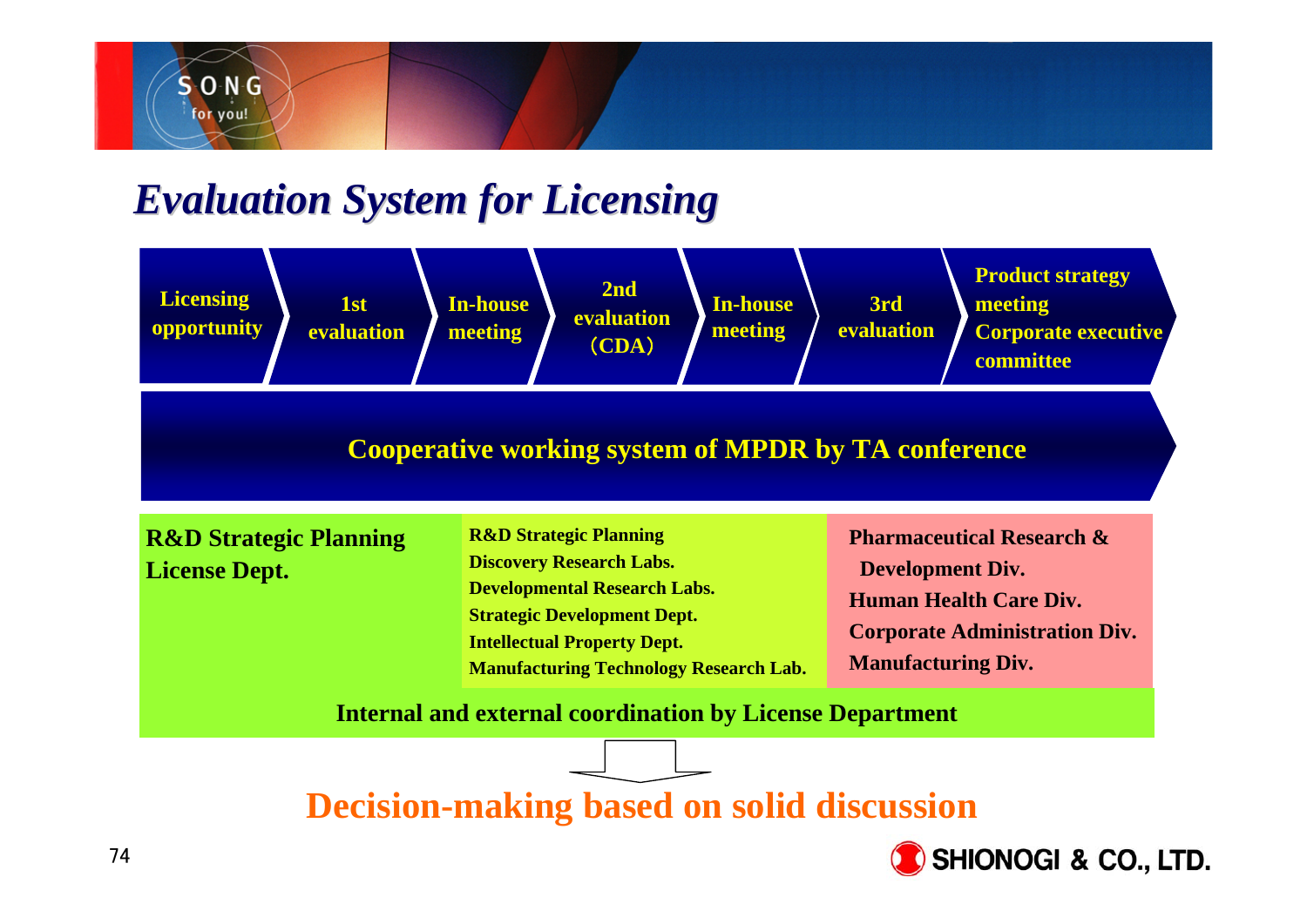# Evaluation System for Licensing

Licensing opportunity → 1st evaluation → In-house meeting → 2nd evaluation (CDA) → In-house meeting → 3rd evaluation → Product strategy meeting Corporate executive committee

**Cooperative working system of MPDR by TA conference**

| R&D Strategic Planning License Dept. | R&D Strategic Planning<br>Discovery Research Labs.<br>Developmental Research Labs.<br>Strategic Development Dept.<br>Intellectual Property Dept.<br>Manufacturing Technology Research Lab. | Pharmaceutical Research & Development Div.<br>Human Health Care Div.<br>Corporate Administration Div.<br>Manufacturing Div. |
|---|---|---|

**Internal and external coordination by License Department**

**Decision-making based on solid discussion**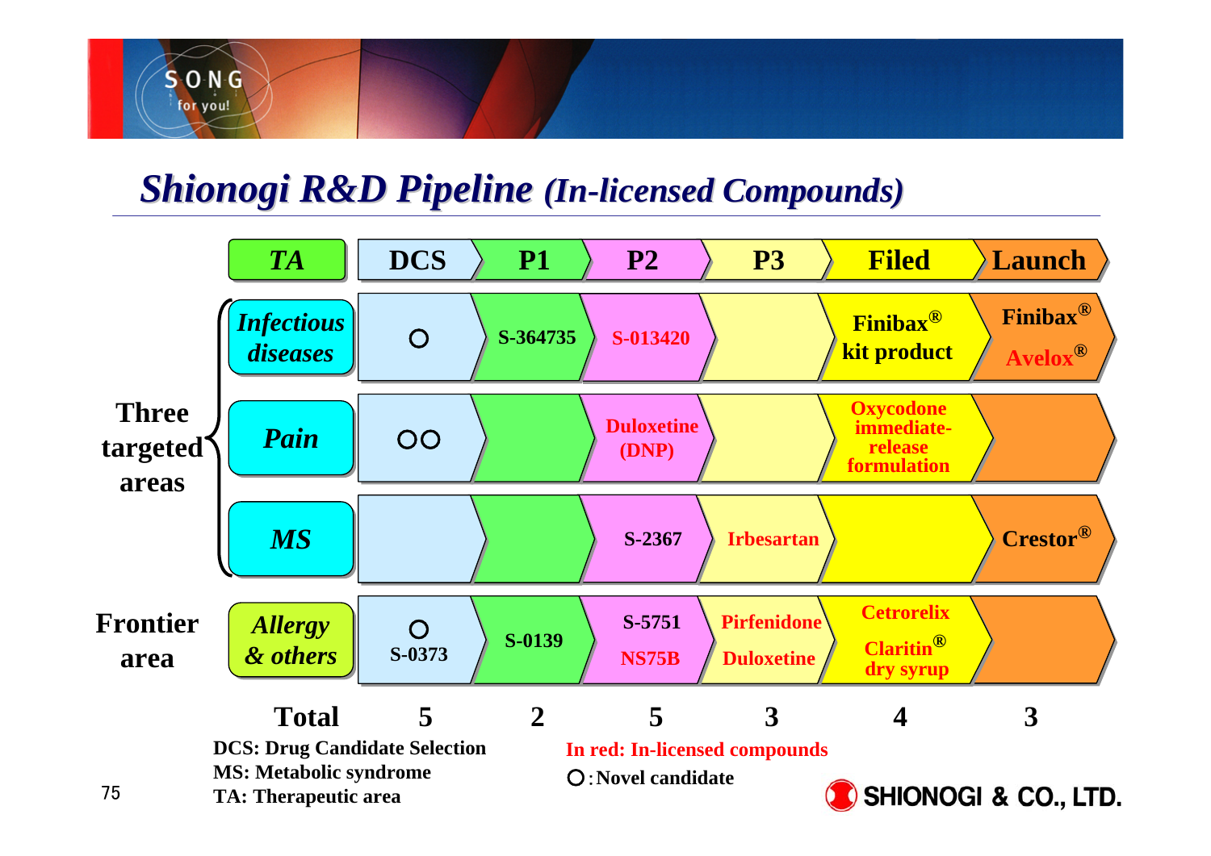# *Shionogi R&D Pipeline (In-licensed Compounds)*

| | TA | DCS | P1 | P2 | P3 | Filed | Launch |
|---|---|---|---|---|---|---|---|
| Three targeted areas | *Infectious diseases* | ○ | S-364735 | S-013420 | | Finibax® kit product | Finibax® Avelox® |
| | *Pain* | ○○ | | Duloxetine (DNP) | | Oxycodone immediate-release formulation | |
| | *MS* | | | S-2367 | Irbesartan | | Crestor® |
| Frontier area | *Allergy & others* | ○ S-0373 | S-0139 | S-5751 NS75B | Pirfenidone Duloxetine | Cetrorelix Claritin® dry syrup | |
| | **Total** | 5 | 2 | 5 | 3 | 4 | 3 |

**DCS: Drug Candidate Selection**
**MS: Metabolic syndrome**
**TA: Therapeutic area**

**In red: In-licensed compounds**
○ : Novel candidate

SHIONOGI & CO., LTD.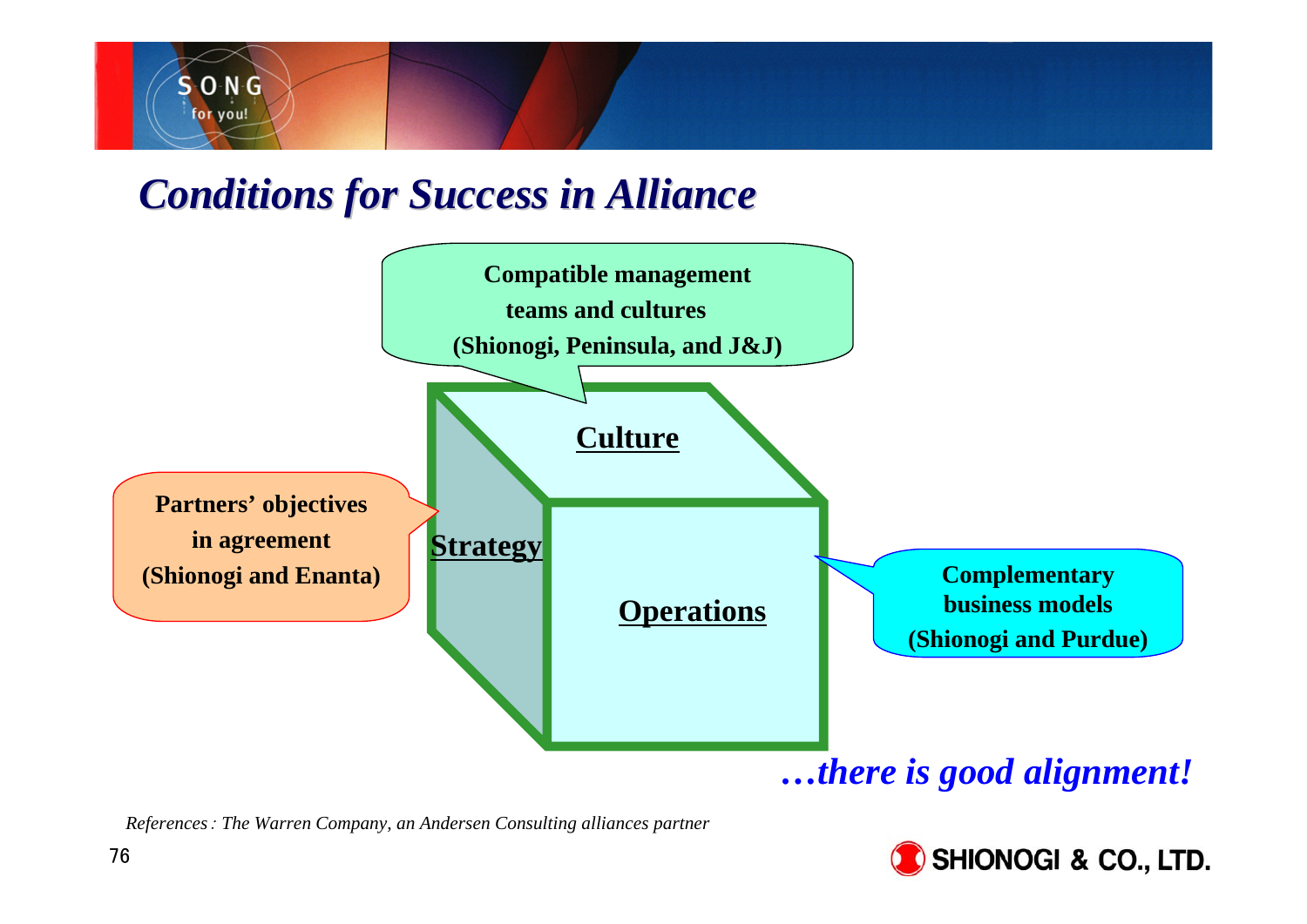# Conditions for Success in Alliance

**Compatible management teams and cultures (Shionogi, Peninsula, and J&J)**

**Culture**

**Partners' objectives in agreement (Shionogi and Enanta)**

**Strategy**

**Operations**

**Complementary business models (Shionogi and Purdue)**

***…there is good alignment!***

*References : The Warren Company, an Andersen Consulting alliances partner*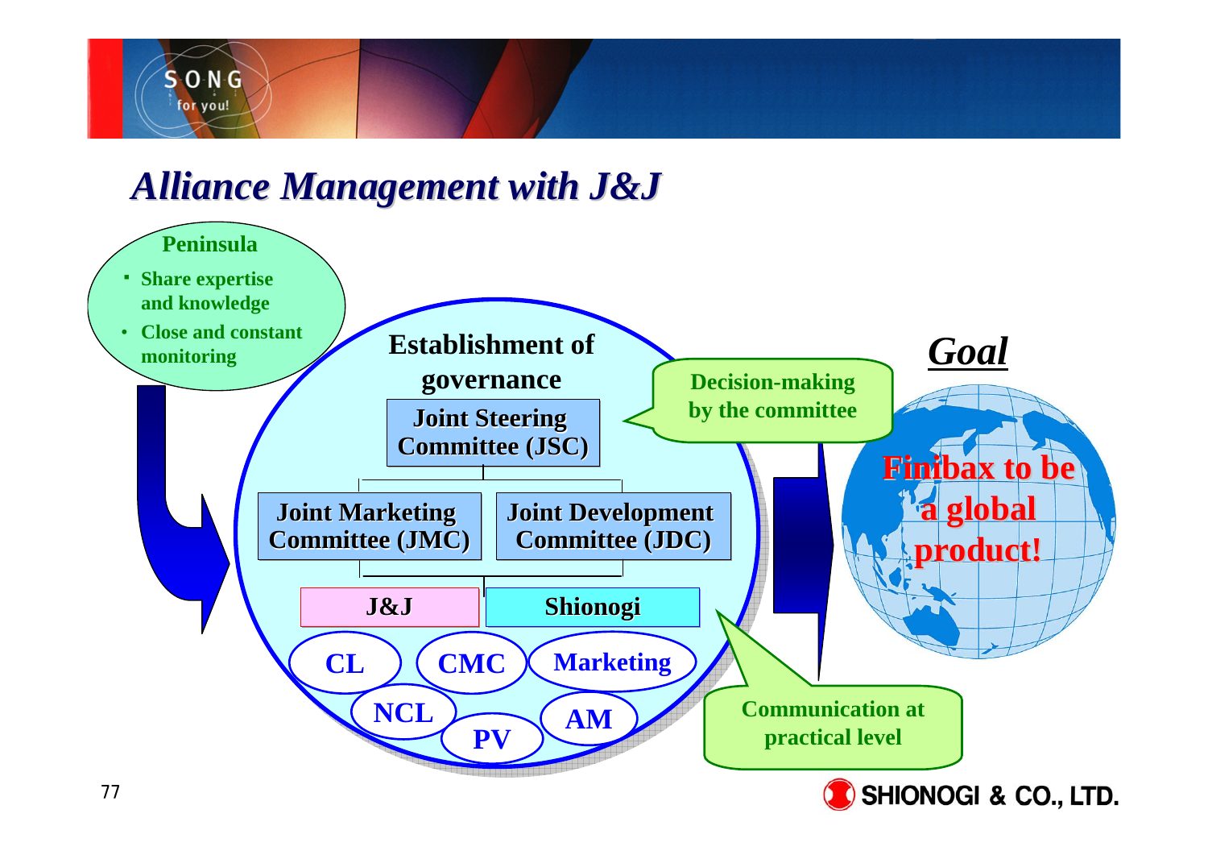# Alliance Management with J&J

**Peninsula**

- Share expertise and knowledge
- Close and constant monitoring

**Establishment of governance**

- Joint Steering Committee (JSC)
  - Joint Marketing Committee (JMC)
  - Joint Development Committee (JDC)

J&J | Shionogi

CL, CMC, Marketing, NCL, PV, AM

Decision-making by the committee

Communication at practical level

***Goal***

**Finibax to be a global product!**

SHIONOGI & CO., LTD.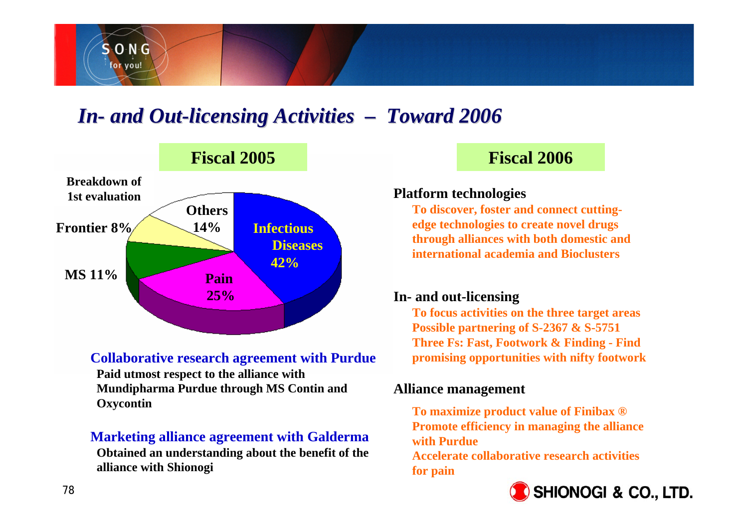# In- and Out-licensing Activities – Toward 2006

## Fiscal 2005

Breakdown of 1st evaluation

| Area | Share |
|---|---|
| Infectious Diseases | 42% |
| Pain | 25% |
| Others | 14% |
| MS | 11% |
| Frontier | 8% |

**Collaborative research agreement with Purdue**

**Paid utmost respect to the alliance with Mundipharma Purdue through MS Contin and Oxycontin**

**Marketing alliance agreement with Galderma**

**Obtained an understanding about the benefit of the alliance with Shionogi**

## Fiscal 2006

**Platform technologies**

**To discover, foster and connect cutting-edge technologies to create novel drugs through alliances with both domestic and international academia and Bioclusters**

**In- and out-licensing**

**To focus activities on the three target areas**
**Possible partnering of S-2367 & S-5751**
**Three Fs: Fast, Footwork & Finding - Find promising opportunities with nifty footwork**

**Alliance management**

**To maximize product value of Finibax ®**
**Promote efficiency in managing the alliance with Purdue**
**Accelerate collaborative research activities for pain**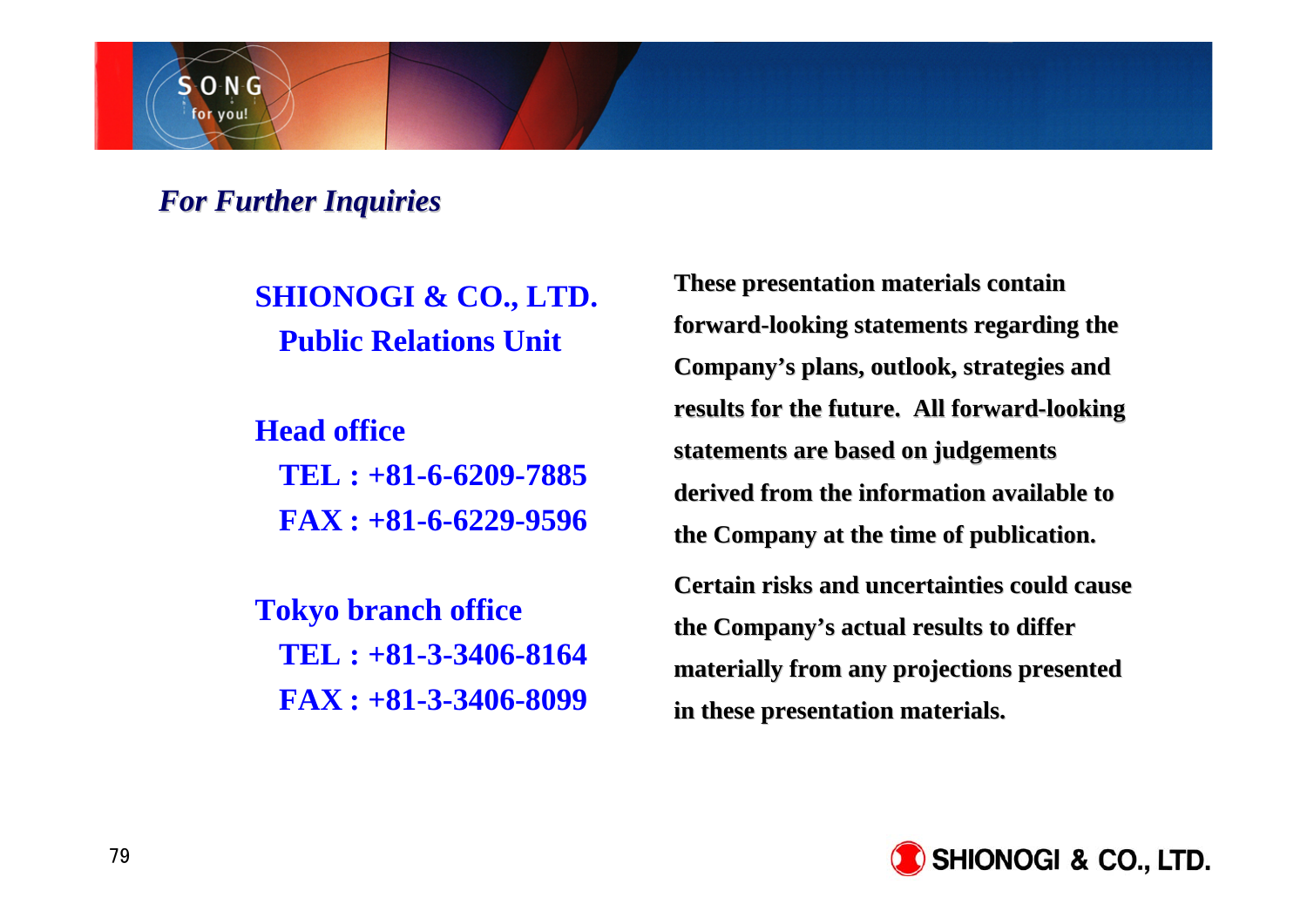## *For Further Inquiries*

**SHIONOGI & CO., LTD.**
**Public Relations Unit**

**Head office**
**TEL : +81-6-6209-7885**
**FAX : +81-6-6229-9596**

**Tokyo branch office**
**TEL : +81-3-3406-8164**
**FAX : +81-3-3406-8099**

**These presentation materials contain forward-looking statements regarding the Company's plans, outlook, strategies and results for the future. All forward-looking statements are based on judgements derived from the information available to the Company at the time of publication.**

**Certain risks and uncertainties could cause the Company's actual results to differ materially from any projections presented in these presentation materials.**